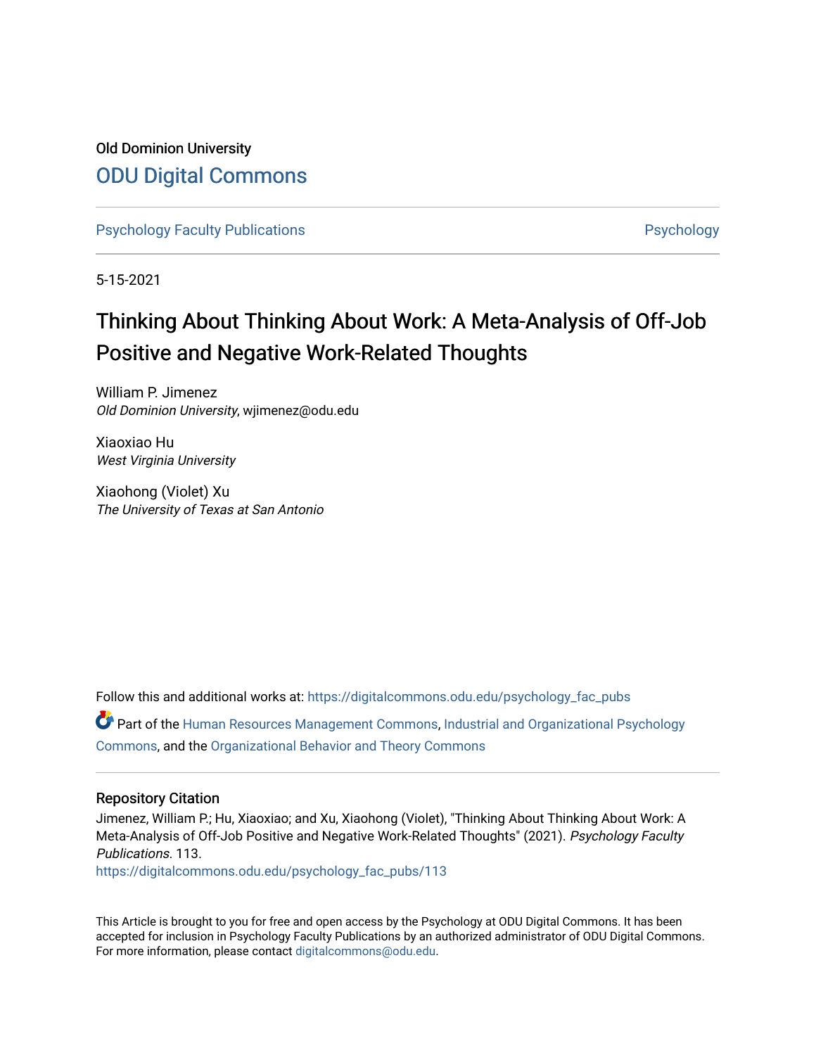Old Dominion University

# ODU Digital Commons

Psychology Faculty Publications

Psychology

5-15-2021

# Thinking About Thinking About Work: A Meta-Analysis of Off-Job Positive and Negative Work-Related Thoughts

William P. Jimenez
*Old Dominion University*, wjimenez@odu.edu

Xiaoxiao Hu
*West Virginia University*

Xiaohong (Violet) Xu
*The University of Texas at San Antonio*

Follow this and additional works at: https://digitalcommons.odu.edu/psychology_fac_pubs

Part of the Human Resources Management Commons, Industrial and Organizational Psychology Commons, and the Organizational Behavior and Theory Commons

## Repository Citation

Jimenez, William P.; Hu, Xiaoxiao; and Xu, Xiaohong (Violet), "Thinking About Thinking About Work: A Meta-Analysis of Off-Job Positive and Negative Work-Related Thoughts" (2021). *Psychology Faculty Publications*. 113.
https://digitalcommons.odu.edu/psychology_fac_pubs/113

This Article is brought to you for free and open access by the Psychology at ODU Digital Commons. It has been accepted for inclusion in Psychology Faculty Publications by an authorized administrator of ODU Digital Commons. For more information, please contact digitalcommons@odu.edu.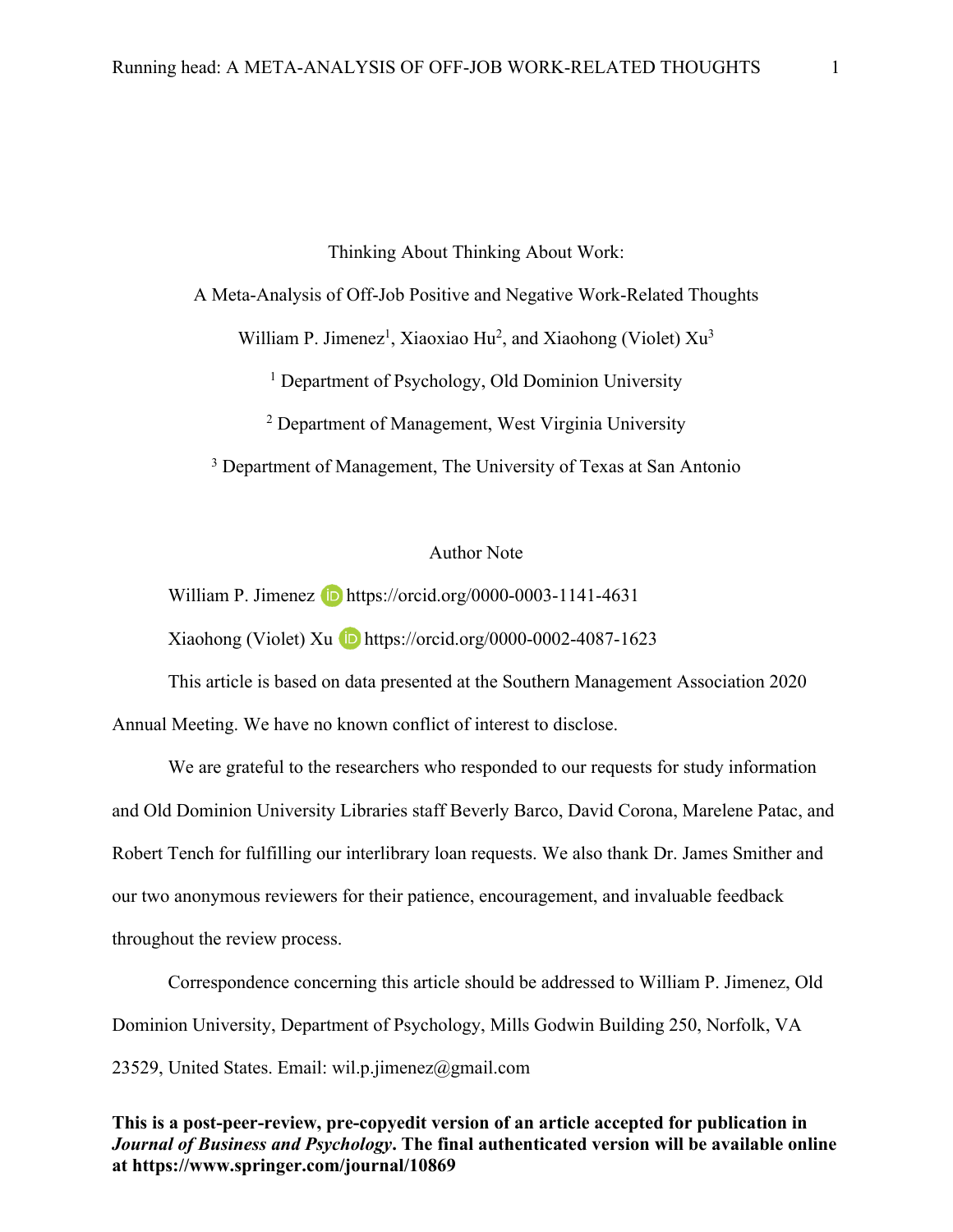# Thinking About Thinking About Work:

## A Meta-Analysis of Off-Job Positive and Negative Work-Related Thoughts

William P. Jimenez[1], Xiaoxiao Hu[2], and Xiaohong (Violet) Xu[3]

[1] Department of Psychology, Old Dominion University

[2] Department of Management, West Virginia University

[3] Department of Management, The University of Texas at San Antonio

### Author Note

William P. Jimenez https://orcid.org/0000-0003-1141-4631

Xiaohong (Violet) Xu https://orcid.org/0000-0002-4087-1623

This article is based on data presented at the Southern Management Association 2020 Annual Meeting. We have no known conflict of interest to disclose.

We are grateful to the researchers who responded to our requests for study information and Old Dominion University Libraries staff Beverly Barco, David Corona, Marelene Patac, and Robert Tench for fulfilling our interlibrary loan requests. We also thank Dr. James Smither and our two anonymous reviewers for their patience, encouragement, and invaluable feedback throughout the review process.

Correspondence concerning this article should be addressed to William P. Jimenez, Old Dominion University, Department of Psychology, Mills Godwin Building 250, Norfolk, VA 23529, United States. Email: wil.p.jimenez@gmail.com

**This is a post-peer-review, pre-copyedit version of an article accepted for publication in *Journal of Business and Psychology*. The final authenticated version will be available online at https://www.springer.com/journal/10869**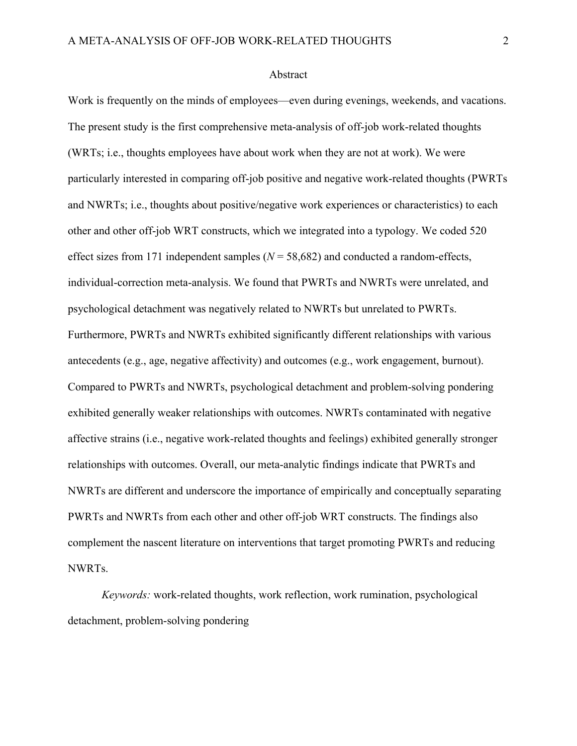# Abstract

Work is frequently on the minds of employees—even during evenings, weekends, and vacations. The present study is the first comprehensive meta-analysis of off-job work-related thoughts (WRTs; i.e., thoughts employees have about work when they are not at work). We were particularly interested in comparing off-job positive and negative work-related thoughts (PWRTs and NWRTs; i.e., thoughts about positive/negative work experiences or characteristics) to each other and other off-job WRT constructs, which we integrated into a typology. We coded 520 effect sizes from 171 independent samples ($N$ = 58,682) and conducted a random-effects, individual-correction meta-analysis. We found that PWRTs and NWRTs were unrelated, and psychological detachment was negatively related to NWRTs but unrelated to PWRTs. Furthermore, PWRTs and NWRTs exhibited significantly different relationships with various antecedents (e.g., age, negative affectivity) and outcomes (e.g., work engagement, burnout). Compared to PWRTs and NWRTs, psychological detachment and problem-solving pondering exhibited generally weaker relationships with outcomes. NWRTs contaminated with negative affective strains (i.e., negative work-related thoughts and feelings) exhibited generally stronger relationships with outcomes. Overall, our meta-analytic findings indicate that PWRTs and NWRTs are different and underscore the importance of empirically and conceptually separating PWRTs and NWRTs from each other and other off-job WRT constructs. The findings also complement the nascent literature on interventions that target promoting PWRTs and reducing NWRTs.

*Keywords:* work-related thoughts, work reflection, work rumination, psychological detachment, problem-solving pondering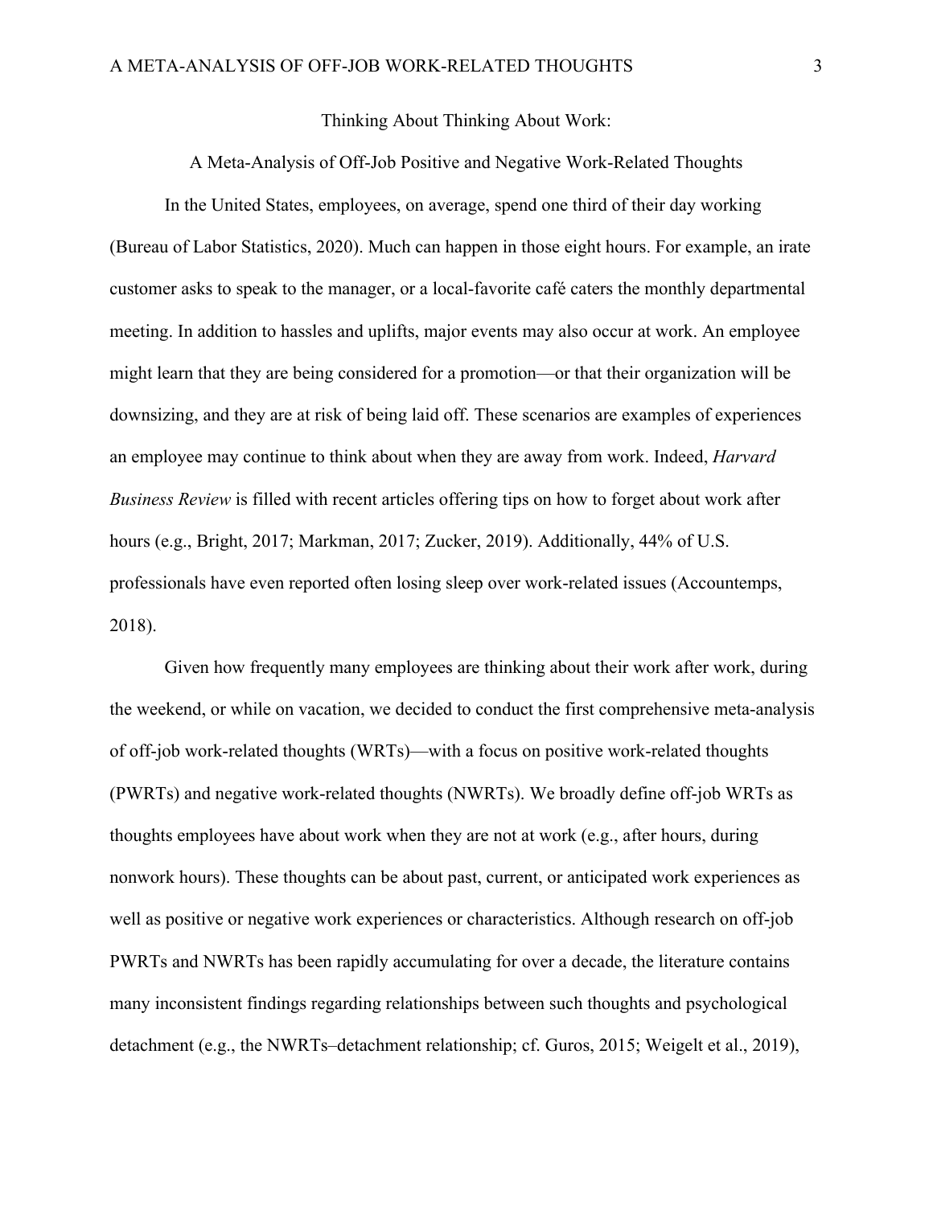Thinking About Thinking About Work:

A Meta-Analysis of Off-Job Positive and Negative Work-Related Thoughts

In the United States, employees, on average, spend one third of their day working (Bureau of Labor Statistics, 2020). Much can happen in those eight hours. For example, an irate customer asks to speak to the manager, or a local-favorite café caters the monthly departmental meeting. In addition to hassles and uplifts, major events may also occur at work. An employee might learn that they are being considered for a promotion—or that their organization will be downsizing, and they are at risk of being laid off. These scenarios are examples of experiences an employee may continue to think about when they are away from work. Indeed, *Harvard Business Review* is filled with recent articles offering tips on how to forget about work after hours (e.g., Bright, 2017; Markman, 2017; Zucker, 2019). Additionally, 44% of U.S. professionals have even reported often losing sleep over work-related issues (Accountemps, 2018).

Given how frequently many employees are thinking about their work after work, during the weekend, or while on vacation, we decided to conduct the first comprehensive meta-analysis of off-job work-related thoughts (WRTs)—with a focus on positive work-related thoughts (PWRTs) and negative work-related thoughts (NWRTs). We broadly define off-job WRTs as thoughts employees have about work when they are not at work (e.g., after hours, during nonwork hours). These thoughts can be about past, current, or anticipated work experiences as well as positive or negative work experiences or characteristics. Although research on off-job PWRTs and NWRTs has been rapidly accumulating for over a decade, the literature contains many inconsistent findings regarding relationships between such thoughts and psychological detachment (e.g., the NWRTs–detachment relationship; cf. Guros, 2015; Weigelt et al., 2019),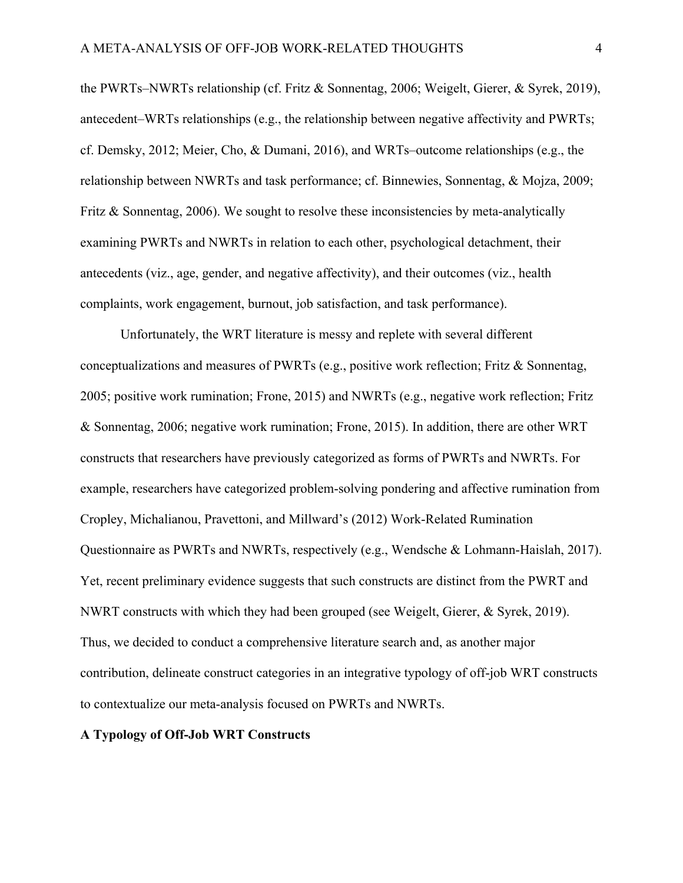the PWRTs–NWRTs relationship (cf. Fritz & Sonnentag, 2006; Weigelt, Gierer, & Syrek, 2019), antecedent–WRTs relationships (e.g., the relationship between negative affectivity and PWRTs; cf. Demsky, 2012; Meier, Cho, & Dumani, 2016), and WRTs–outcome relationships (e.g., the relationship between NWRTs and task performance; cf. Binnewies, Sonnentag, & Mojza, 2009; Fritz & Sonnentag, 2006). We sought to resolve these inconsistencies by meta-analytically examining PWRTs and NWRTs in relation to each other, psychological detachment, their antecedents (viz., age, gender, and negative affectivity), and their outcomes (viz., health complaints, work engagement, burnout, job satisfaction, and task performance).

Unfortunately, the WRT literature is messy and replete with several different conceptualizations and measures of PWRTs (e.g., positive work reflection; Fritz & Sonnentag, 2005; positive work rumination; Frone, 2015) and NWRTs (e.g., negative work reflection; Fritz & Sonnentag, 2006; negative work rumination; Frone, 2015). In addition, there are other WRT constructs that researchers have previously categorized as forms of PWRTs and NWRTs. For example, researchers have categorized problem-solving pondering and affective rumination from Cropley, Michalianou, Pravettoni, and Millward's (2012) Work-Related Rumination Questionnaire as PWRTs and NWRTs, respectively (e.g., Wendsche & Lohmann-Haislah, 2017). Yet, recent preliminary evidence suggests that such constructs are distinct from the PWRT and NWRT constructs with which they had been grouped (see Weigelt, Gierer, & Syrek, 2019). Thus, we decided to conduct a comprehensive literature search and, as another major contribution, delineate construct categories in an integrative typology of off-job WRT constructs to contextualize our meta-analysis focused on PWRTs and NWRTs.

## A Typology of Off-Job WRT Constructs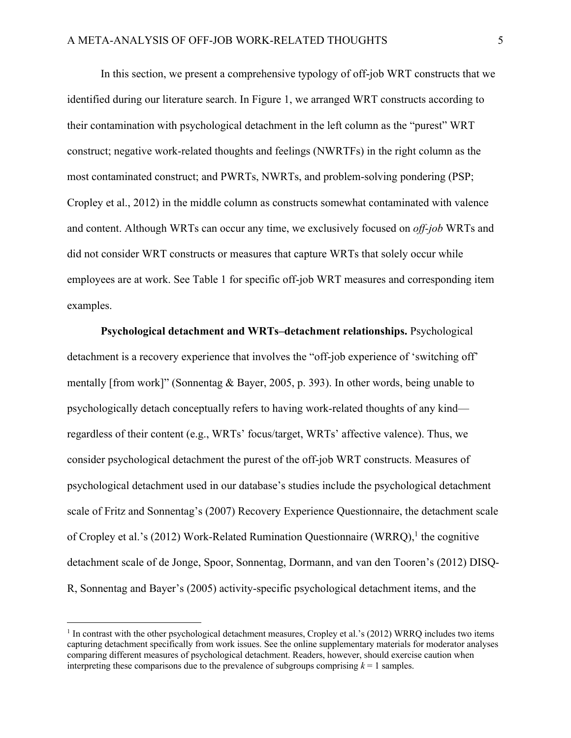In this section, we present a comprehensive typology of off-job WRT constructs that we identified during our literature search. In Figure 1, we arranged WRT constructs according to their contamination with psychological detachment in the left column as the "purest" WRT construct; negative work-related thoughts and feelings (NWRTFs) in the right column as the most contaminated construct; and PWRTs, NWRTs, and problem-solving pondering (PSP; Cropley et al., 2012) in the middle column as constructs somewhat contaminated with valence and content. Although WRTs can occur any time, we exclusively focused on *off-job* WRTs and did not consider WRT constructs or measures that capture WRTs that solely occur while employees are at work. See Table 1 for specific off-job WRT measures and corresponding item examples.

**Psychological detachment and WRTs–detachment relationships.** Psychological detachment is a recovery experience that involves the "off-job experience of 'switching off' mentally [from work]" (Sonnentag & Bayer, 2005, p. 393). In other words, being unable to psychologically detach conceptually refers to having work-related thoughts of any kind—regardless of their content (e.g., WRTs' focus/target, WRTs' affective valence). Thus, we consider psychological detachment the purest of the off-job WRT constructs. Measures of psychological detachment used in our database's studies include the psychological detachment scale of Fritz and Sonnentag's (2007) Recovery Experience Questionnaire, the detachment scale of Cropley et al.'s (2012) Work-Related Rumination Questionnaire (WRRQ),[1] the cognitive detachment scale of de Jonge, Spoor, Sonnentag, Dormann, and van den Tooren's (2012) DISQ-R, Sonnentag and Bayer's (2005) activity-specific psychological detachment items, and the

[1] In contrast with the other psychological detachment measures, Cropley et al.'s (2012) WRRQ includes two items capturing detachment specifically from work issues. See the online supplementary materials for moderator analyses comparing different measures of psychological detachment. Readers, however, should exercise caution when interpreting these comparisons due to the prevalence of subgroups comprising $k = 1$ samples.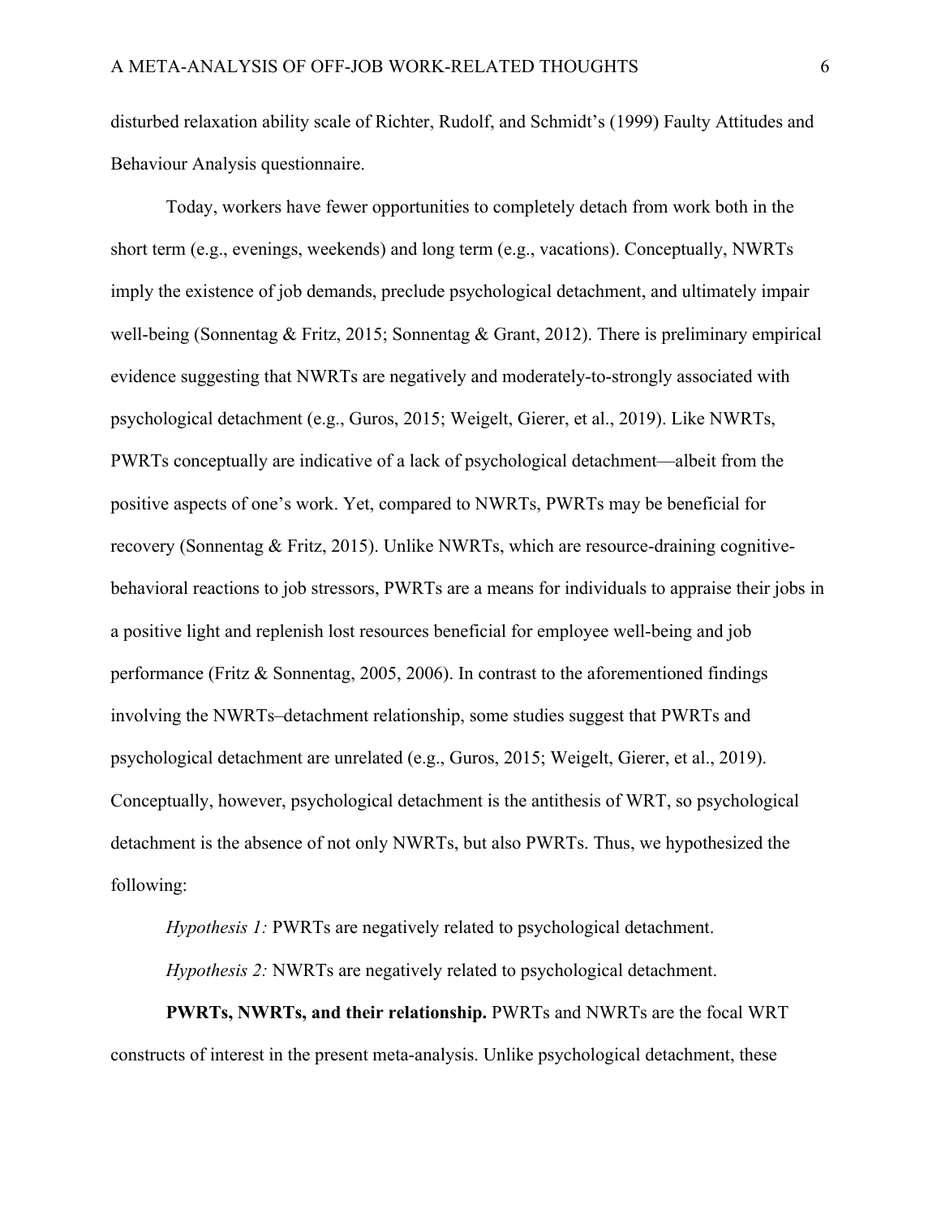disturbed relaxation ability scale of Richter, Rudolf, and Schmidt's (1999) Faulty Attitudes and Behaviour Analysis questionnaire.

Today, workers have fewer opportunities to completely detach from work both in the short term (e.g., evenings, weekends) and long term (e.g., vacations). Conceptually, NWRTs imply the existence of job demands, preclude psychological detachment, and ultimately impair well-being (Sonnentag & Fritz, 2015; Sonnentag & Grant, 2012). There is preliminary empirical evidence suggesting that NWRTs are negatively and moderately-to-strongly associated with psychological detachment (e.g., Guros, 2015; Weigelt, Gierer, et al., 2019). Like NWRTs, PWRTs conceptually are indicative of a lack of psychological detachment—albeit from the positive aspects of one's work. Yet, compared to NWRTs, PWRTs may be beneficial for recovery (Sonnentag & Fritz, 2015). Unlike NWRTs, which are resource-draining cognitive-behavioral reactions to job stressors, PWRTs are a means for individuals to appraise their jobs in a positive light and replenish lost resources beneficial for employee well-being and job performance (Fritz & Sonnentag, 2005, 2006). In contrast to the aforementioned findings involving the NWRTs–detachment relationship, some studies suggest that PWRTs and psychological detachment are unrelated (e.g., Guros, 2015; Weigelt, Gierer, et al., 2019). Conceptually, however, psychological detachment is the antithesis of WRT, so psychological detachment is the absence of not only NWRTs, but also PWRTs. Thus, we hypothesized the following:

*Hypothesis 1:* PWRTs are negatively related to psychological detachment.

*Hypothesis 2:* NWRTs are negatively related to psychological detachment.

**PWRTs, NWRTs, and their relationship.** PWRTs and NWRTs are the focal WRT constructs of interest in the present meta-analysis. Unlike psychological detachment, these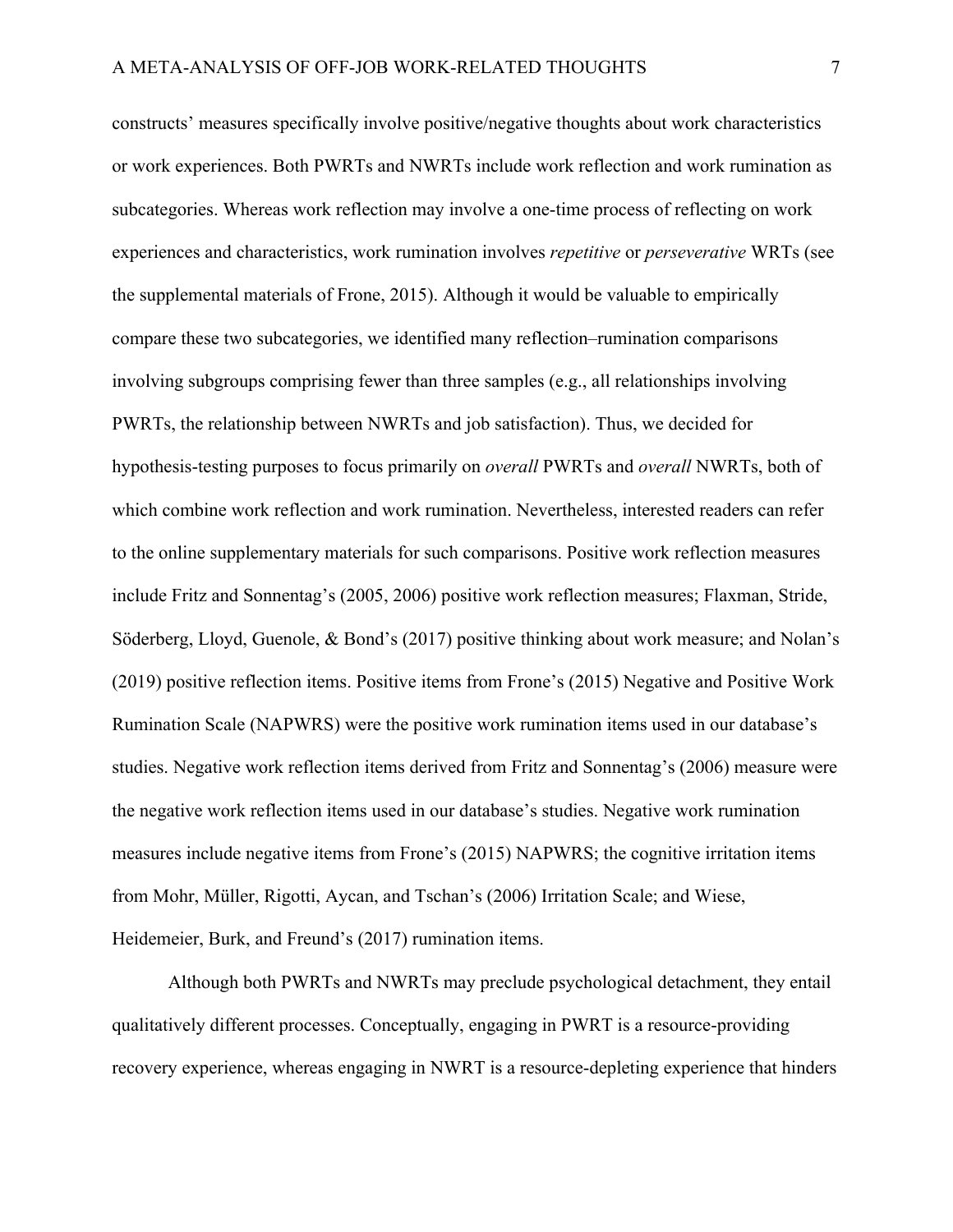constructs' measures specifically involve positive/negative thoughts about work characteristics or work experiences. Both PWRTs and NWRTs include work reflection and work rumination as subcategories. Whereas work reflection may involve a one-time process of reflecting on work experiences and characteristics, work rumination involves *repetitive* or *perseverative* WRTs (see the supplemental materials of Frone, 2015). Although it would be valuable to empirically compare these two subcategories, we identified many reflection–rumination comparisons involving subgroups comprising fewer than three samples (e.g., all relationships involving PWRTs, the relationship between NWRTs and job satisfaction). Thus, we decided for hypothesis-testing purposes to focus primarily on *overall* PWRTs and *overall* NWRTs, both of which combine work reflection and work rumination. Nevertheless, interested readers can refer to the online supplementary materials for such comparisons. Positive work reflection measures include Fritz and Sonnentag's (2005, 2006) positive work reflection measures; Flaxman, Stride, Söderberg, Lloyd, Guenole, & Bond's (2017) positive thinking about work measure; and Nolan's (2019) positive reflection items. Positive items from Frone's (2015) Negative and Positive Work Rumination Scale (NAPWRS) were the positive work rumination items used in our database's studies. Negative work reflection items derived from Fritz and Sonnentag's (2006) measure were the negative work reflection items used in our database's studies. Negative work rumination measures include negative items from Frone's (2015) NAPWRS; the cognitive irritation items from Mohr, Müller, Rigotti, Aycan, and Tschan's (2006) Irritation Scale; and Wiese, Heidemeier, Burk, and Freund's (2017) rumination items.

Although both PWRTs and NWRTs may preclude psychological detachment, they entail qualitatively different processes. Conceptually, engaging in PWRT is a resource-providing recovery experience, whereas engaging in NWRT is a resource-depleting experience that hinders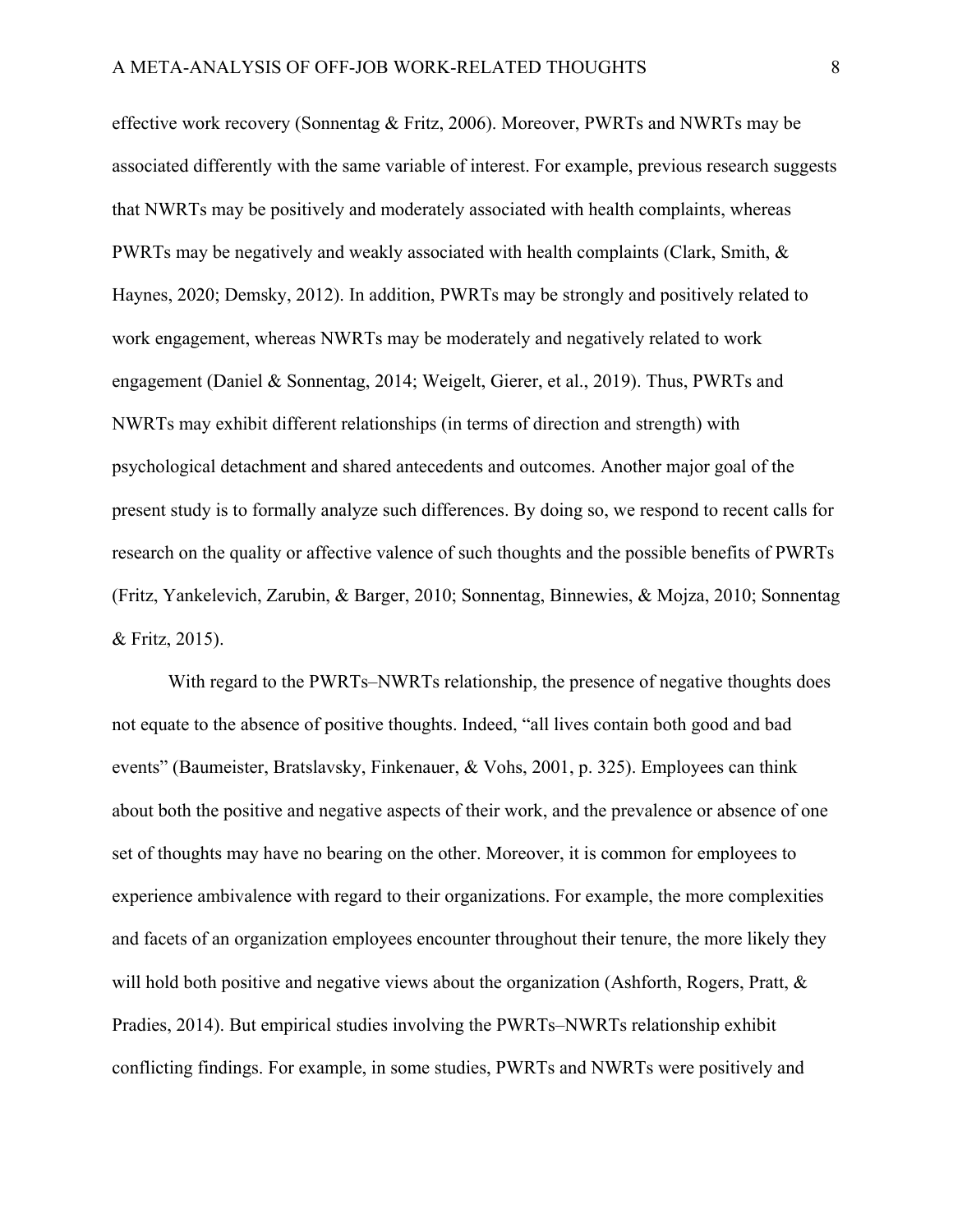effective work recovery (Sonnentag & Fritz, 2006). Moreover, PWRTs and NWRTs may be associated differently with the same variable of interest. For example, previous research suggests that NWRTs may be positively and moderately associated with health complaints, whereas PWRTs may be negatively and weakly associated with health complaints (Clark, Smith, & Haynes, 2020; Demsky, 2012). In addition, PWRTs may be strongly and positively related to work engagement, whereas NWRTs may be moderately and negatively related to work engagement (Daniel & Sonnentag, 2014; Weigelt, Gierer, et al., 2019). Thus, PWRTs and NWRTs may exhibit different relationships (in terms of direction and strength) with psychological detachment and shared antecedents and outcomes. Another major goal of the present study is to formally analyze such differences. By doing so, we respond to recent calls for research on the quality or affective valence of such thoughts and the possible benefits of PWRTs (Fritz, Yankelevich, Zarubin, & Barger, 2010; Sonnentag, Binnewies, & Mojza, 2010; Sonnentag & Fritz, 2015).

With regard to the PWRTs–NWRTs relationship, the presence of negative thoughts does not equate to the absence of positive thoughts. Indeed, "all lives contain both good and bad events" (Baumeister, Bratslavsky, Finkenauer, & Vohs, 2001, p. 325). Employees can think about both the positive and negative aspects of their work, and the prevalence or absence of one set of thoughts may have no bearing on the other. Moreover, it is common for employees to experience ambivalence with regard to their organizations. For example, the more complexities and facets of an organization employees encounter throughout their tenure, the more likely they will hold both positive and negative views about the organization (Ashforth, Rogers, Pratt, & Pradies, 2014). But empirical studies involving the PWRTs–NWRTs relationship exhibit conflicting findings. For example, in some studies, PWRTs and NWRTs were positively and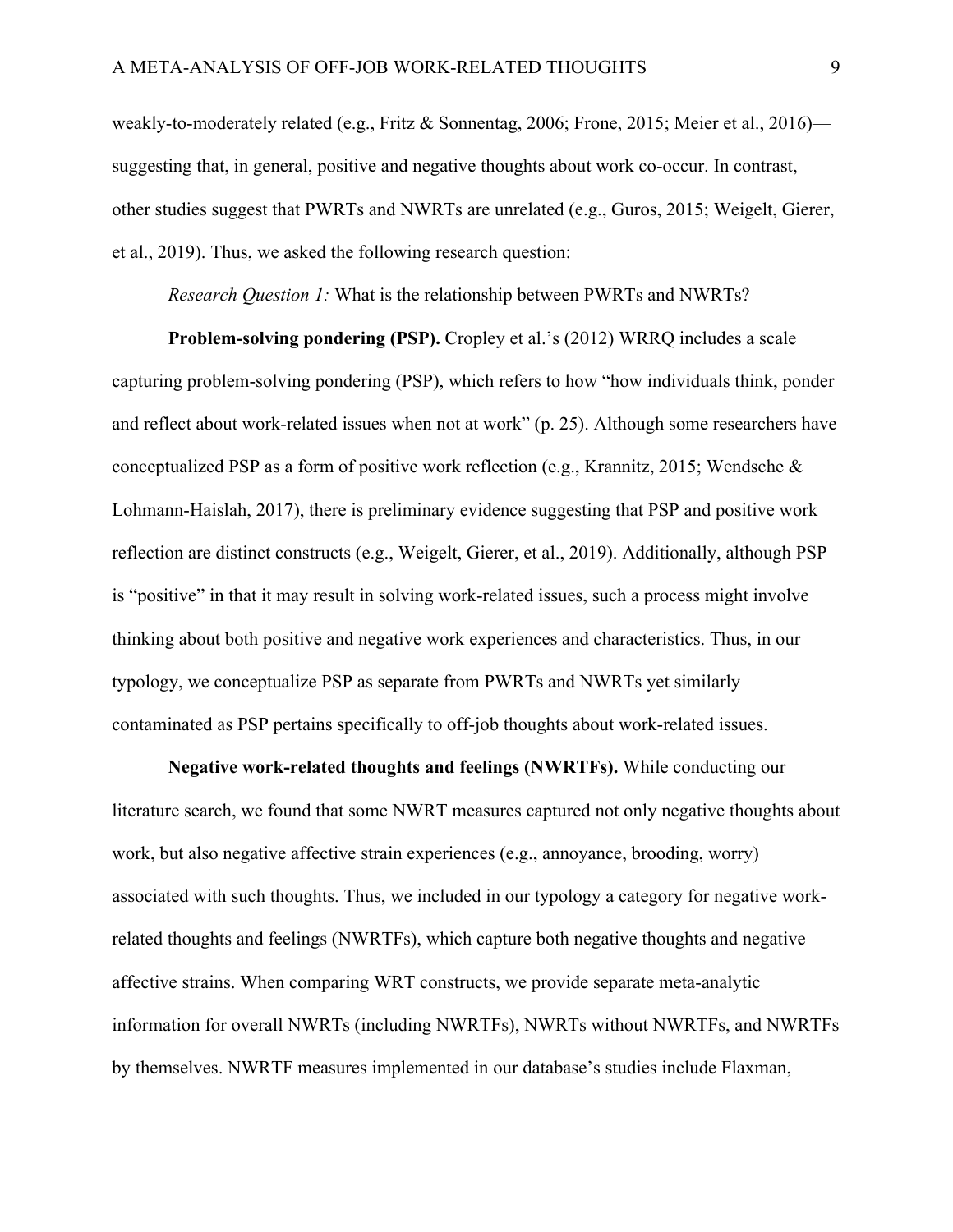weakly-to-moderately related (e.g., Fritz & Sonnentag, 2006; Frone, 2015; Meier et al., 2016)—suggesting that, in general, positive and negative thoughts about work co-occur. In contrast, other studies suggest that PWRTs and NWRTs are unrelated (e.g., Guros, 2015; Weigelt, Gierer, et al., 2019). Thus, we asked the following research question:

*Research Question 1:* What is the relationship between PWRTs and NWRTs?

**Problem-solving pondering (PSP).** Cropley et al.'s (2012) WRRQ includes a scale capturing problem-solving pondering (PSP), which refers to how "how individuals think, ponder and reflect about work-related issues when not at work" (p. 25). Although some researchers have conceptualized PSP as a form of positive work reflection (e.g., Krannitz, 2015; Wendsche & Lohmann-Haislah, 2017), there is preliminary evidence suggesting that PSP and positive work reflection are distinct constructs (e.g., Weigelt, Gierer, et al., 2019). Additionally, although PSP is "positive" in that it may result in solving work-related issues, such a process might involve thinking about both positive and negative work experiences and characteristics. Thus, in our typology, we conceptualize PSP as separate from PWRTs and NWRTs yet similarly contaminated as PSP pertains specifically to off-job thoughts about work-related issues.

**Negative work-related thoughts and feelings (NWRTFs).** While conducting our literature search, we found that some NWRT measures captured not only negative thoughts about work, but also negative affective strain experiences (e.g., annoyance, brooding, worry) associated with such thoughts. Thus, we included in our typology a category for negative work-related thoughts and feelings (NWRTFs), which capture both negative thoughts and negative affective strains. When comparing WRT constructs, we provide separate meta-analytic information for overall NWRTs (including NWRTFs), NWRTs without NWRTFs, and NWRTFs by themselves. NWRTF measures implemented in our database's studies include Flaxman,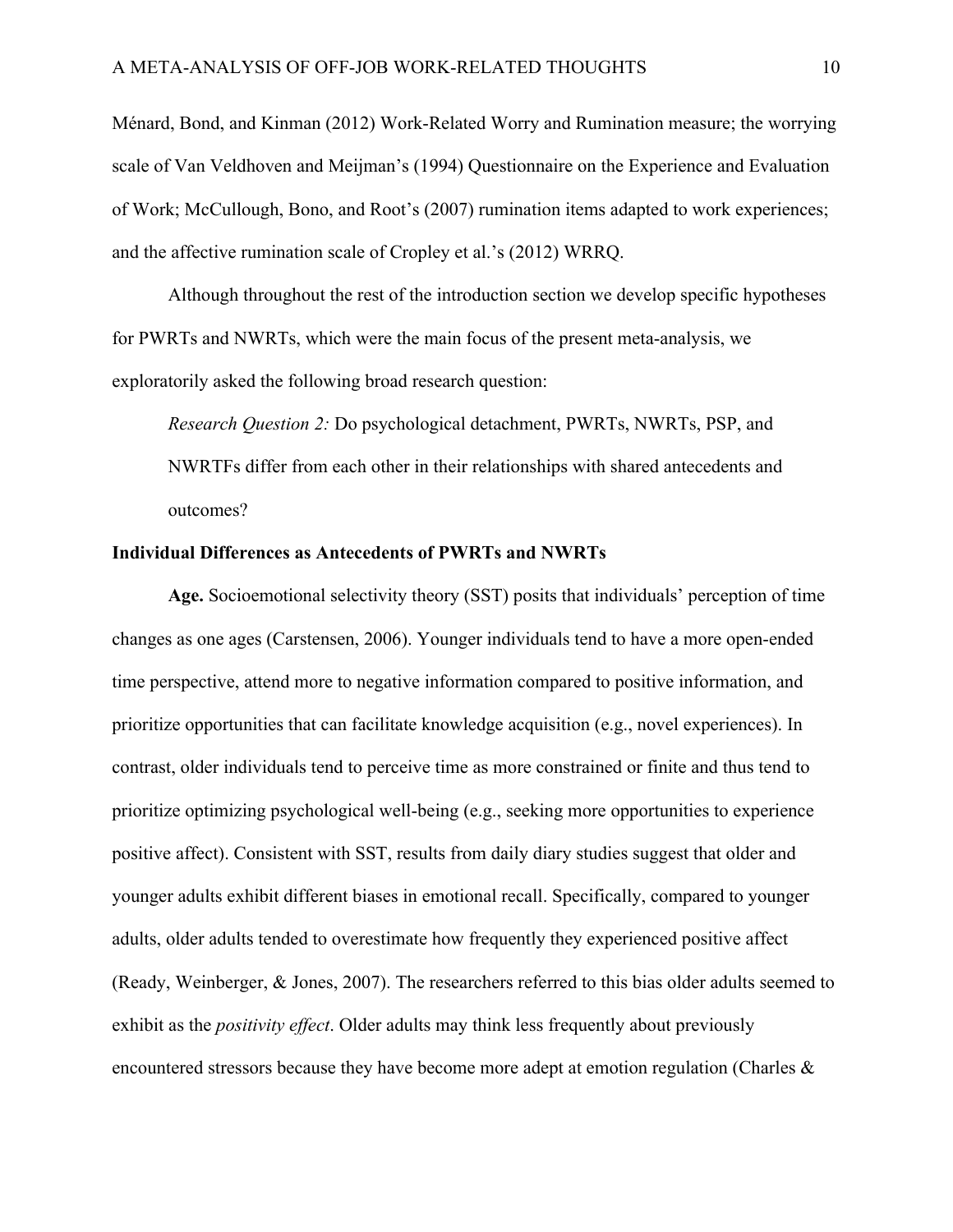Ménard, Bond, and Kinman (2012) Work-Related Worry and Rumination measure; the worrying scale of Van Veldhoven and Meijman's (1994) Questionnaire on the Experience and Evaluation of Work; McCullough, Bono, and Root's (2007) rumination items adapted to work experiences; and the affective rumination scale of Cropley et al.'s (2012) WRRQ.

Although throughout the rest of the introduction section we develop specific hypotheses for PWRTs and NWRTs, which were the main focus of the present meta-analysis, we exploratorily asked the following broad research question:

*Research Question 2:* Do psychological detachment, PWRTs, NWRTs, PSP, and NWRTFs differ from each other in their relationships with shared antecedents and outcomes?

### Individual Differences as Antecedents of PWRTs and NWRTs

**Age.** Socioemotional selectivity theory (SST) posits that individuals' perception of time changes as one ages (Carstensen, 2006). Younger individuals tend to have a more open-ended time perspective, attend more to negative information compared to positive information, and prioritize opportunities that can facilitate knowledge acquisition (e.g., novel experiences). In contrast, older individuals tend to perceive time as more constrained or finite and thus tend to prioritize optimizing psychological well-being (e.g., seeking more opportunities to experience positive affect). Consistent with SST, results from daily diary studies suggest that older and younger adults exhibit different biases in emotional recall. Specifically, compared to younger adults, older adults tended to overestimate how frequently they experienced positive affect (Ready, Weinberger, & Jones, 2007). The researchers referred to this bias older adults seemed to exhibit as the *positivity effect*. Older adults may think less frequently about previously encountered stressors because they have become more adept at emotion regulation (Charles &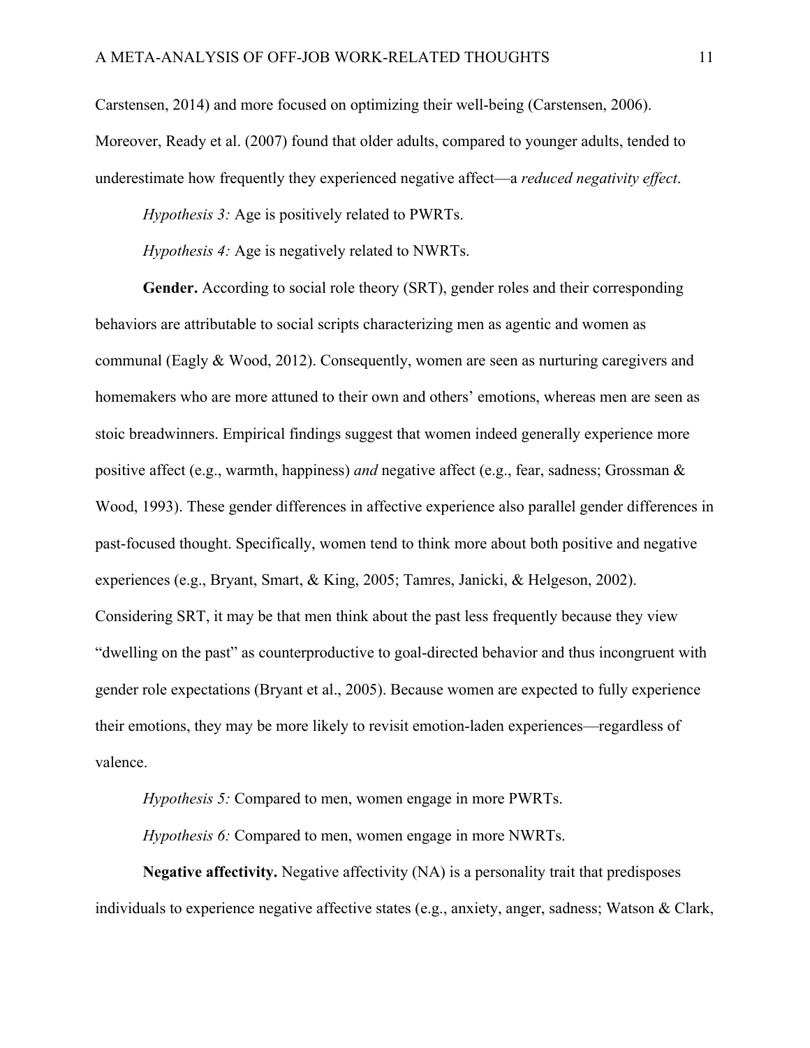Carstensen, 2014) and more focused on optimizing their well-being (Carstensen, 2006). Moreover, Ready et al. (2007) found that older adults, compared to younger adults, tended to underestimate how frequently they experienced negative affect—a *reduced negativity effect*.

*Hypothesis 3:* Age is positively related to PWRTs.

*Hypothesis 4:* Age is negatively related to NWRTs.

**Gender.** According to social role theory (SRT), gender roles and their corresponding behaviors are attributable to social scripts characterizing men as agentic and women as communal (Eagly & Wood, 2012). Consequently, women are seen as nurturing caregivers and homemakers who are more attuned to their own and others' emotions, whereas men are seen as stoic breadwinners. Empirical findings suggest that women indeed generally experience more positive affect (e.g., warmth, happiness) *and* negative affect (e.g., fear, sadness; Grossman & Wood, 1993). These gender differences in affective experience also parallel gender differences in past-focused thought. Specifically, women tend to think more about both positive and negative experiences (e.g., Bryant, Smart, & King, 2005; Tamres, Janicki, & Helgeson, 2002). Considering SRT, it may be that men think about the past less frequently because they view "dwelling on the past" as counterproductive to goal-directed behavior and thus incongruent with gender role expectations (Bryant et al., 2005). Because women are expected to fully experience their emotions, they may be more likely to revisit emotion-laden experiences—regardless of valence.

*Hypothesis 5:* Compared to men, women engage in more PWRTs.

*Hypothesis 6:* Compared to men, women engage in more NWRTs.

**Negative affectivity.** Negative affectivity (NA) is a personality trait that predisposes individuals to experience negative affective states (e.g., anxiety, anger, sadness; Watson & Clark,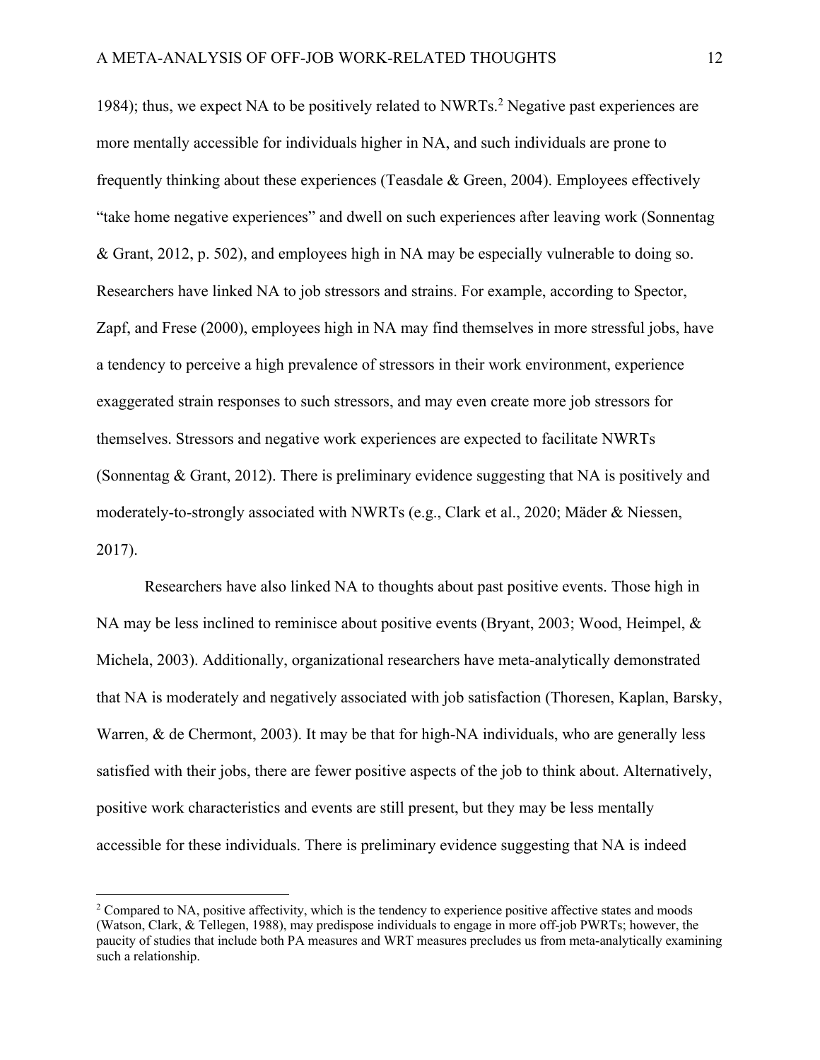1984); thus, we expect NA to be positively related to NWRTs.[2] Negative past experiences are more mentally accessible for individuals higher in NA, and such individuals are prone to frequently thinking about these experiences (Teasdale & Green, 2004). Employees effectively "take home negative experiences" and dwell on such experiences after leaving work (Sonnentag & Grant, 2012, p. 502), and employees high in NA may be especially vulnerable to doing so. Researchers have linked NA to job stressors and strains. For example, according to Spector, Zapf, and Frese (2000), employees high in NA may find themselves in more stressful jobs, have a tendency to perceive a high prevalence of stressors in their work environment, experience exaggerated strain responses to such stressors, and may even create more job stressors for themselves. Stressors and negative work experiences are expected to facilitate NWRTs (Sonnentag & Grant, 2012). There is preliminary evidence suggesting that NA is positively and moderately-to-strongly associated with NWRTs (e.g., Clark et al., 2020; Mäder & Niessen, 2017).

Researchers have also linked NA to thoughts about past positive events. Those high in NA may be less inclined to reminisce about positive events (Bryant, 2003; Wood, Heimpel, & Michela, 2003). Additionally, organizational researchers have meta-analytically demonstrated that NA is moderately and negatively associated with job satisfaction (Thoresen, Kaplan, Barsky, Warren, & de Chermont, 2003). It may be that for high-NA individuals, who are generally less satisfied with their jobs, there are fewer positive aspects of the job to think about. Alternatively, positive work characteristics and events are still present, but they may be less mentally accessible for these individuals. There is preliminary evidence suggesting that NA is indeed

[2] Compared to NA, positive affectivity, which is the tendency to experience positive affective states and moods (Watson, Clark, & Tellegen, 1988), may predispose individuals to engage in more off-job PWRTs; however, the paucity of studies that include both PA measures and WRT measures precludes us from meta-analytically examining such a relationship.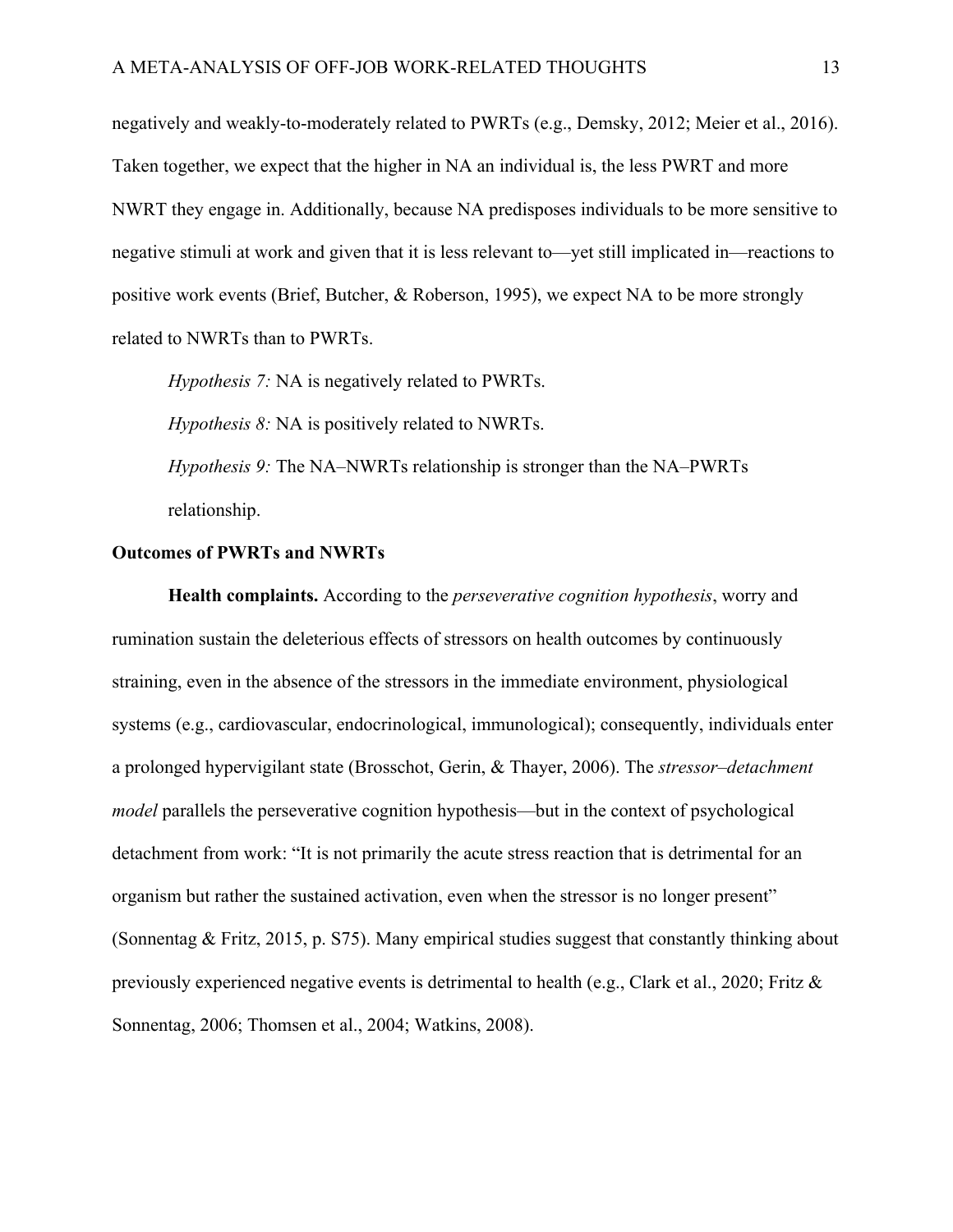negatively and weakly-to-moderately related to PWRTs (e.g., Demsky, 2012; Meier et al., 2016). Taken together, we expect that the higher in NA an individual is, the less PWRT and more NWRT they engage in. Additionally, because NA predisposes individuals to be more sensitive to negative stimuli at work and given that it is less relevant to—yet still implicated in—reactions to positive work events (Brief, Butcher, & Roberson, 1995), we expect NA to be more strongly related to NWRTs than to PWRTs.

*Hypothesis 7:* NA is negatively related to PWRTs.

*Hypothesis 8:* NA is positively related to NWRTs.

*Hypothesis 9:* The NA–NWRTs relationship is stronger than the NA–PWRTs relationship.

## Outcomes of PWRTs and NWRTs

**Health complaints.** According to the *perseverative cognition hypothesis*, worry and rumination sustain the deleterious effects of stressors on health outcomes by continuously straining, even in the absence of the stressors in the immediate environment, physiological systems (e.g., cardiovascular, endocrinological, immunological); consequently, individuals enter a prolonged hypervigilant state (Brosschot, Gerin, & Thayer, 2006). The *stressor–detachment model* parallels the perseverative cognition hypothesis—but in the context of psychological detachment from work: "It is not primarily the acute stress reaction that is detrimental for an organism but rather the sustained activation, even when the stressor is no longer present" (Sonnentag & Fritz, 2015, p. S75). Many empirical studies suggest that constantly thinking about previously experienced negative events is detrimental to health (e.g., Clark et al., 2020; Fritz & Sonnentag, 2006; Thomsen et al., 2004; Watkins, 2008).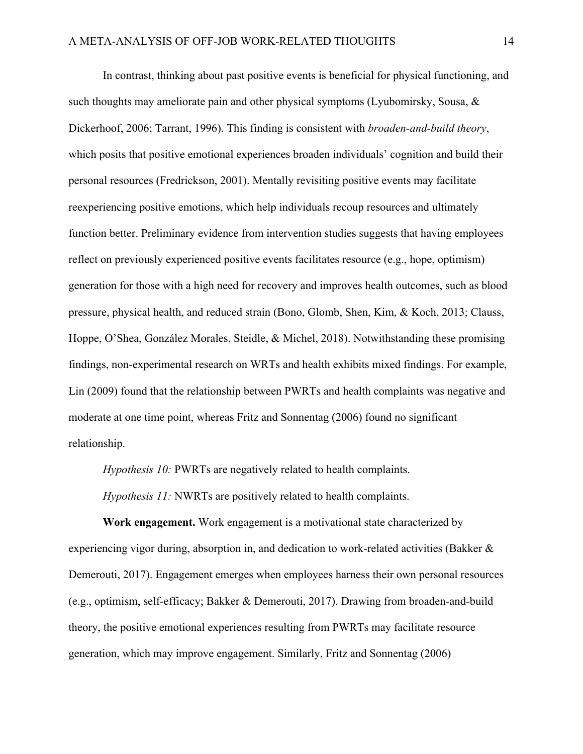In contrast, thinking about past positive events is beneficial for physical functioning, and such thoughts may ameliorate pain and other physical symptoms (Lyubomirsky, Sousa, & Dickerhoof, 2006; Tarrant, 1996). This finding is consistent with *broaden-and-build theory*, which posits that positive emotional experiences broaden individuals' cognition and build their personal resources (Fredrickson, 2001). Mentally revisiting positive events may facilitate reexperiencing positive emotions, which help individuals recoup resources and ultimately function better. Preliminary evidence from intervention studies suggests that having employees reflect on previously experienced positive events facilitates resource (e.g., hope, optimism) generation for those with a high need for recovery and improves health outcomes, such as blood pressure, physical health, and reduced strain (Bono, Glomb, Shen, Kim, & Koch, 2013; Clauss, Hoppe, O'Shea, González Morales, Steidle, & Michel, 2018). Notwithstanding these promising findings, non-experimental research on WRTs and health exhibits mixed findings. For example, Lin (2009) found that the relationship between PWRTs and health complaints was negative and moderate at one time point, whereas Fritz and Sonnentag (2006) found no significant relationship.

*Hypothesis 10:* PWRTs are negatively related to health complaints.

*Hypothesis 11:* NWRTs are positively related to health complaints.

**Work engagement.** Work engagement is a motivational state characterized by experiencing vigor during, absorption in, and dedication to work-related activities (Bakker & Demerouti, 2017). Engagement emerges when employees harness their own personal resources (e.g., optimism, self-efficacy; Bakker & Demerouti, 2017). Drawing from broaden-and-build theory, the positive emotional experiences resulting from PWRTs may facilitate resource generation, which may improve engagement. Similarly, Fritz and Sonnentag (2006)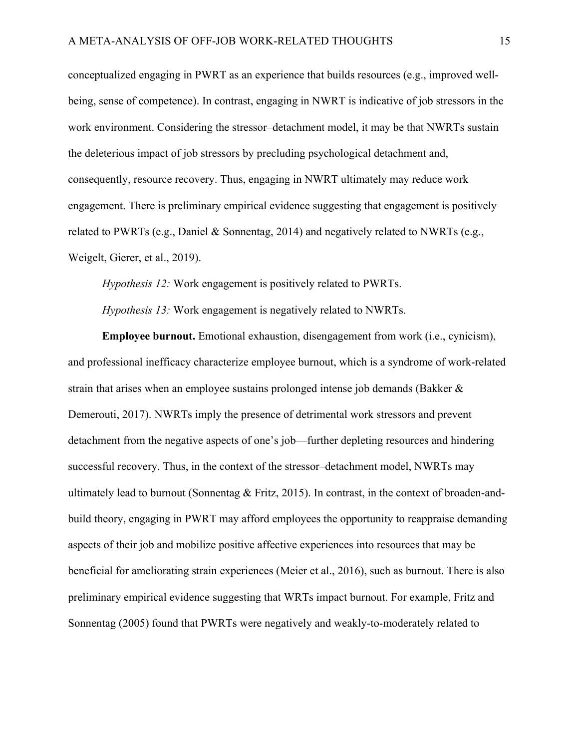conceptualized engaging in PWRT as an experience that builds resources (e.g., improved well-being, sense of competence). In contrast, engaging in NWRT is indicative of job stressors in the work environment. Considering the stressor–detachment model, it may be that NWRTs sustain the deleterious impact of job stressors by precluding psychological detachment and, consequently, resource recovery. Thus, engaging in NWRT ultimately may reduce work engagement. There is preliminary empirical evidence suggesting that engagement is positively related to PWRTs (e.g., Daniel & Sonnentag, 2014) and negatively related to NWRTs (e.g., Weigelt, Gierer, et al., 2019).

*Hypothesis 12:* Work engagement is positively related to PWRTs.

*Hypothesis 13:* Work engagement is negatively related to NWRTs.

**Employee burnout.** Emotional exhaustion, disengagement from work (i.e., cynicism), and professional inefficacy characterize employee burnout, which is a syndrome of work-related strain that arises when an employee sustains prolonged intense job demands (Bakker & Demerouti, 2017). NWRTs imply the presence of detrimental work stressors and prevent detachment from the negative aspects of one's job—further depleting resources and hindering successful recovery. Thus, in the context of the stressor–detachment model, NWRTs may ultimately lead to burnout (Sonnentag & Fritz, 2015). In contrast, in the context of broaden-and-build theory, engaging in PWRT may afford employees the opportunity to reappraise demanding aspects of their job and mobilize positive affective experiences into resources that may be beneficial for ameliorating strain experiences (Meier et al., 2016), such as burnout. There is also preliminary empirical evidence suggesting that WRTs impact burnout. For example, Fritz and Sonnentag (2005) found that PWRTs were negatively and weakly-to-moderately related to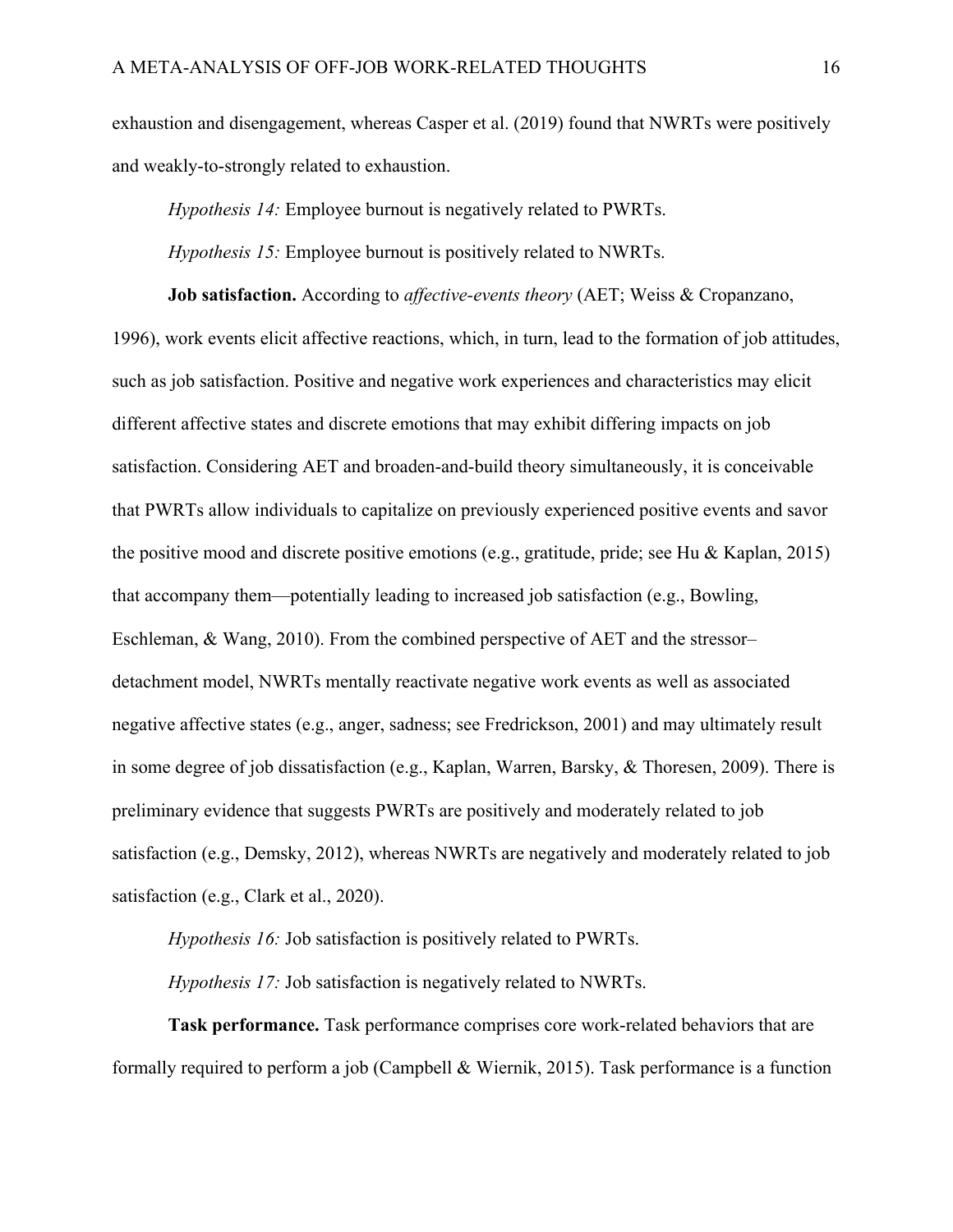exhaustion and disengagement, whereas Casper et al. (2019) found that NWRTs were positively and weakly-to-strongly related to exhaustion.

*Hypothesis 14:* Employee burnout is negatively related to PWRTs.

*Hypothesis 15:* Employee burnout is positively related to NWRTs.

**Job satisfaction.** According to *affective-events theory* (AET; Weiss & Cropanzano, 1996), work events elicit affective reactions, which, in turn, lead to the formation of job attitudes, such as job satisfaction. Positive and negative work experiences and characteristics may elicit different affective states and discrete emotions that may exhibit differing impacts on job satisfaction. Considering AET and broaden-and-build theory simultaneously, it is conceivable that PWRTs allow individuals to capitalize on previously experienced positive events and savor the positive mood and discrete positive emotions (e.g., gratitude, pride; see Hu & Kaplan, 2015) that accompany them—potentially leading to increased job satisfaction (e.g., Bowling, Eschleman, & Wang, 2010). From the combined perspective of AET and the stressor–detachment model, NWRTs mentally reactivate negative work events as well as associated negative affective states (e.g., anger, sadness; see Fredrickson, 2001) and may ultimately result in some degree of job dissatisfaction (e.g., Kaplan, Warren, Barsky, & Thoresen, 2009). There is preliminary evidence that suggests PWRTs are positively and moderately related to job satisfaction (e.g., Demsky, 2012), whereas NWRTs are negatively and moderately related to job satisfaction (e.g., Clark et al., 2020).

*Hypothesis 16:* Job satisfaction is positively related to PWRTs.

*Hypothesis 17:* Job satisfaction is negatively related to NWRTs.

**Task performance.** Task performance comprises core work-related behaviors that are formally required to perform a job (Campbell & Wiernik, 2015). Task performance is a function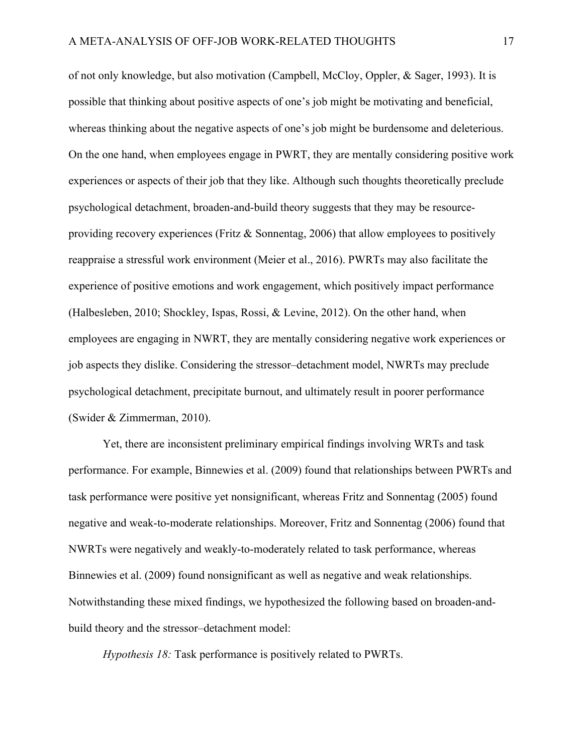of not only knowledge, but also motivation (Campbell, McCloy, Oppler, & Sager, 1993). It is possible that thinking about positive aspects of one's job might be motivating and beneficial, whereas thinking about the negative aspects of one's job might be burdensome and deleterious. On the one hand, when employees engage in PWRT, they are mentally considering positive work experiences or aspects of their job that they like. Although such thoughts theoretically preclude psychological detachment, broaden-and-build theory suggests that they may be resource-providing recovery experiences (Fritz & Sonnentag, 2006) that allow employees to positively reappraise a stressful work environment (Meier et al., 2016). PWRTs may also facilitate the experience of positive emotions and work engagement, which positively impact performance (Halbesleben, 2010; Shockley, Ispas, Rossi, & Levine, 2012). On the other hand, when employees are engaging in NWRT, they are mentally considering negative work experiences or job aspects they dislike. Considering the stressor–detachment model, NWRTs may preclude psychological detachment, precipitate burnout, and ultimately result in poorer performance (Swider & Zimmerman, 2010).

Yet, there are inconsistent preliminary empirical findings involving WRTs and task performance. For example, Binnewies et al. (2009) found that relationships between PWRTs and task performance were positive yet nonsignificant, whereas Fritz and Sonnentag (2005) found negative and weak-to-moderate relationships. Moreover, Fritz and Sonnentag (2006) found that NWRTs were negatively and weakly-to-moderately related to task performance, whereas Binnewies et al. (2009) found nonsignificant as well as negative and weak relationships. Notwithstanding these mixed findings, we hypothesized the following based on broaden-and-build theory and the stressor–detachment model:

*Hypothesis 18:* Task performance is positively related to PWRTs.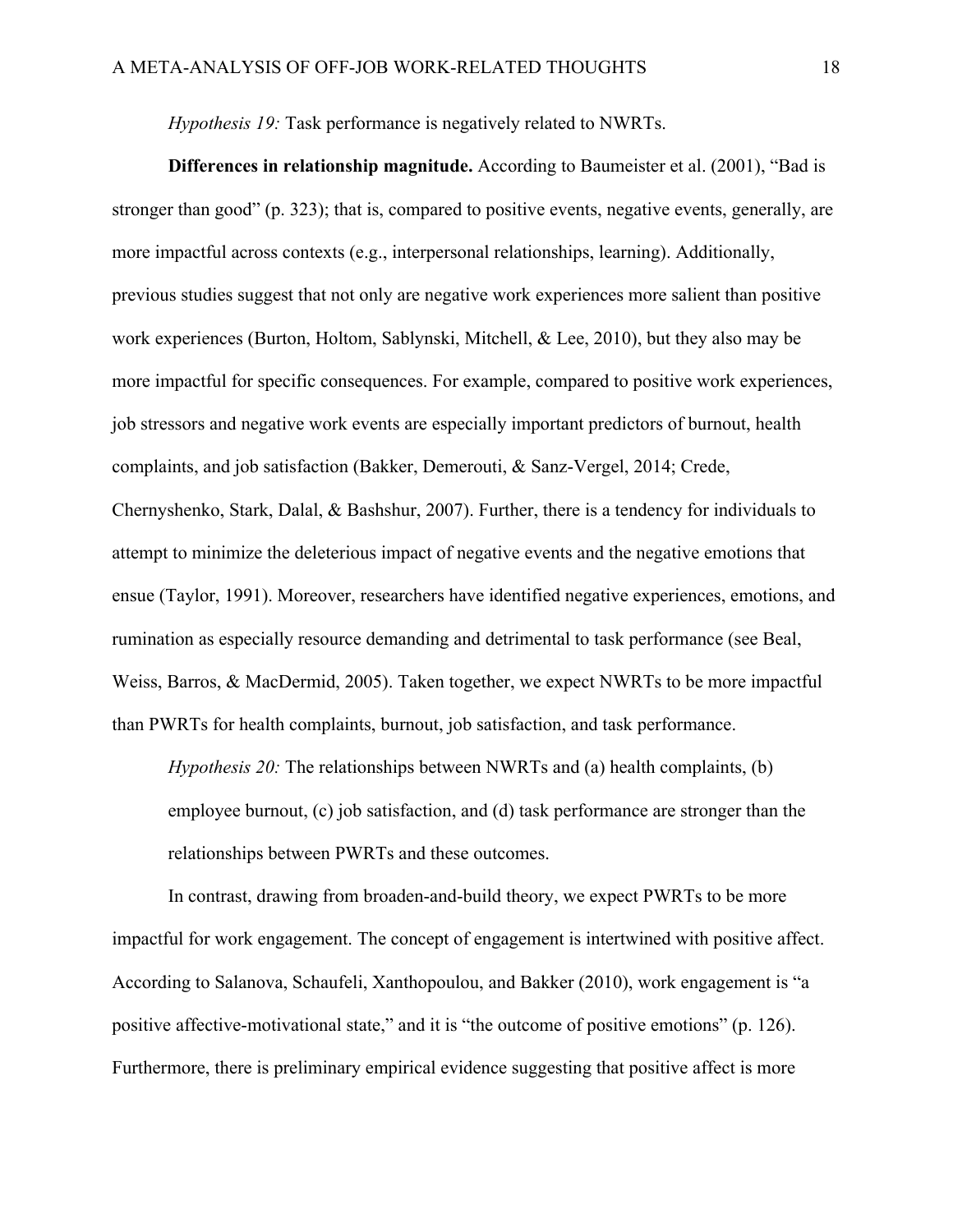*Hypothesis 19:* Task performance is negatively related to NWRTs.

**Differences in relationship magnitude.** According to Baumeister et al. (2001), "Bad is stronger than good" (p. 323); that is, compared to positive events, negative events, generally, are more impactful across contexts (e.g., interpersonal relationships, learning). Additionally, previous studies suggest that not only are negative work experiences more salient than positive work experiences (Burton, Holtom, Sablynski, Mitchell, & Lee, 2010), but they also may be more impactful for specific consequences. For example, compared to positive work experiences, job stressors and negative work events are especially important predictors of burnout, health complaints, and job satisfaction (Bakker, Demerouti, & Sanz-Vergel, 2014; Crede, Chernyshenko, Stark, Dalal, & Bashshur, 2007). Further, there is a tendency for individuals to attempt to minimize the deleterious impact of negative events and the negative emotions that ensue (Taylor, 1991). Moreover, researchers have identified negative experiences, emotions, and rumination as especially resource demanding and detrimental to task performance (see Beal, Weiss, Barros, & MacDermid, 2005). Taken together, we expect NWRTs to be more impactful than PWRTs for health complaints, burnout, job satisfaction, and task performance.

*Hypothesis 20:* The relationships between NWRTs and (a) health complaints, (b) employee burnout, (c) job satisfaction, and (d) task performance are stronger than the relationships between PWRTs and these outcomes.

In contrast, drawing from broaden-and-build theory, we expect PWRTs to be more impactful for work engagement. The concept of engagement is intertwined with positive affect. According to Salanova, Schaufeli, Xanthopoulou, and Bakker (2010), work engagement is "a positive affective-motivational state," and it is "the outcome of positive emotions" (p. 126). Furthermore, there is preliminary empirical evidence suggesting that positive affect is more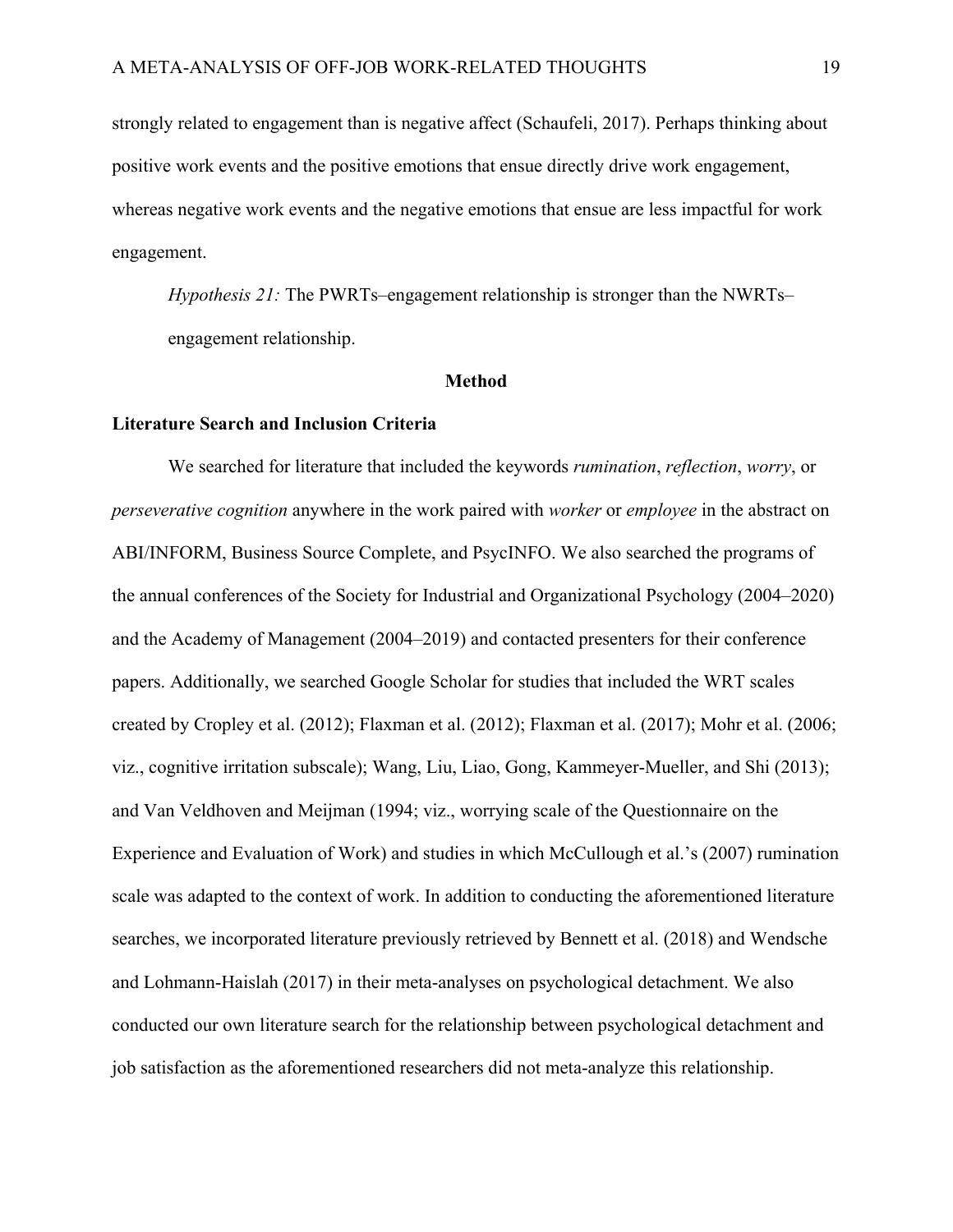strongly related to engagement than is negative affect (Schaufeli, 2017). Perhaps thinking about positive work events and the positive emotions that ensue directly drive work engagement, whereas negative work events and the negative emotions that ensue are less impactful for work engagement.

*Hypothesis 21:* The PWRTs–engagement relationship is stronger than the NWRTs–engagement relationship.

## Method

### Literature Search and Inclusion Criteria

We searched for literature that included the keywords *rumination*, *reflection*, *worry*, or *perseverative cognition* anywhere in the work paired with *worker* or *employee* in the abstract on ABI/INFORM, Business Source Complete, and PsycINFO. We also searched the programs of the annual conferences of the Society for Industrial and Organizational Psychology (2004–2020) and the Academy of Management (2004–2019) and contacted presenters for their conference papers. Additionally, we searched Google Scholar for studies that included the WRT scales created by Cropley et al. (2012); Flaxman et al. (2012); Flaxman et al. (2017); Mohr et al. (2006; viz., cognitive irritation subscale); Wang, Liu, Liao, Gong, Kammeyer-Mueller, and Shi (2013); and Van Veldhoven and Meijman (1994; viz., worrying scale of the Questionnaire on the Experience and Evaluation of Work) and studies in which McCullough et al.'s (2007) rumination scale was adapted to the context of work. In addition to conducting the aforementioned literature searches, we incorporated literature previously retrieved by Bennett et al. (2018) and Wendsche and Lohmann-Haislah (2017) in their meta-analyses on psychological detachment. We also conducted our own literature search for the relationship between psychological detachment and job satisfaction as the aforementioned researchers did not meta-analyze this relationship.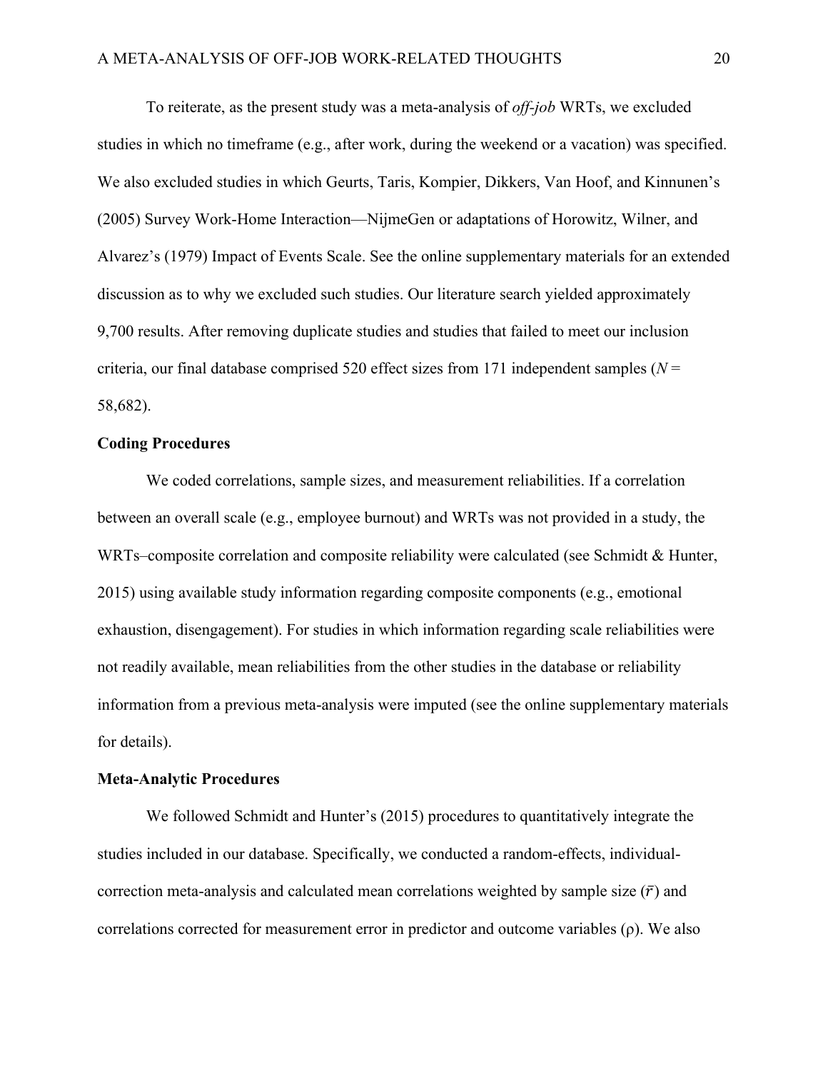To reiterate, as the present study was a meta-analysis of *off-job* WRTs, we excluded studies in which no timeframe (e.g., after work, during the weekend or a vacation) was specified. We also excluded studies in which Geurts, Taris, Kompier, Dikkers, Van Hoof, and Kinnunen's (2005) Survey Work-Home Interaction—NijmeGen or adaptations of Horowitz, Wilner, and Alvarez's (1979) Impact of Events Scale. See the online supplementary materials for an extended discussion as to why we excluded such studies. Our literature search yielded approximately 9,700 results. After removing duplicate studies and studies that failed to meet our inclusion criteria, our final database comprised 520 effect sizes from 171 independent samples ($N$ = 58,682).

### Coding Procedures

We coded correlations, sample sizes, and measurement reliabilities. If a correlation between an overall scale (e.g., employee burnout) and WRTs was not provided in a study, the WRTs–composite correlation and composite reliability were calculated (see Schmidt & Hunter, 2015) using available study information regarding composite components (e.g., emotional exhaustion, disengagement). For studies in which information regarding scale reliabilities were not readily available, mean reliabilities from the other studies in the database or reliability information from a previous meta-analysis were imputed (see the online supplementary materials for details).

### Meta-Analytic Procedures

We followed Schmidt and Hunter's (2015) procedures to quantitatively integrate the studies included in our database. Specifically, we conducted a random-effects, individual-correction meta-analysis and calculated mean correlations weighted by sample size ($\bar{r}$) and correlations corrected for measurement error in predictor and outcome variables ($\rho$). We also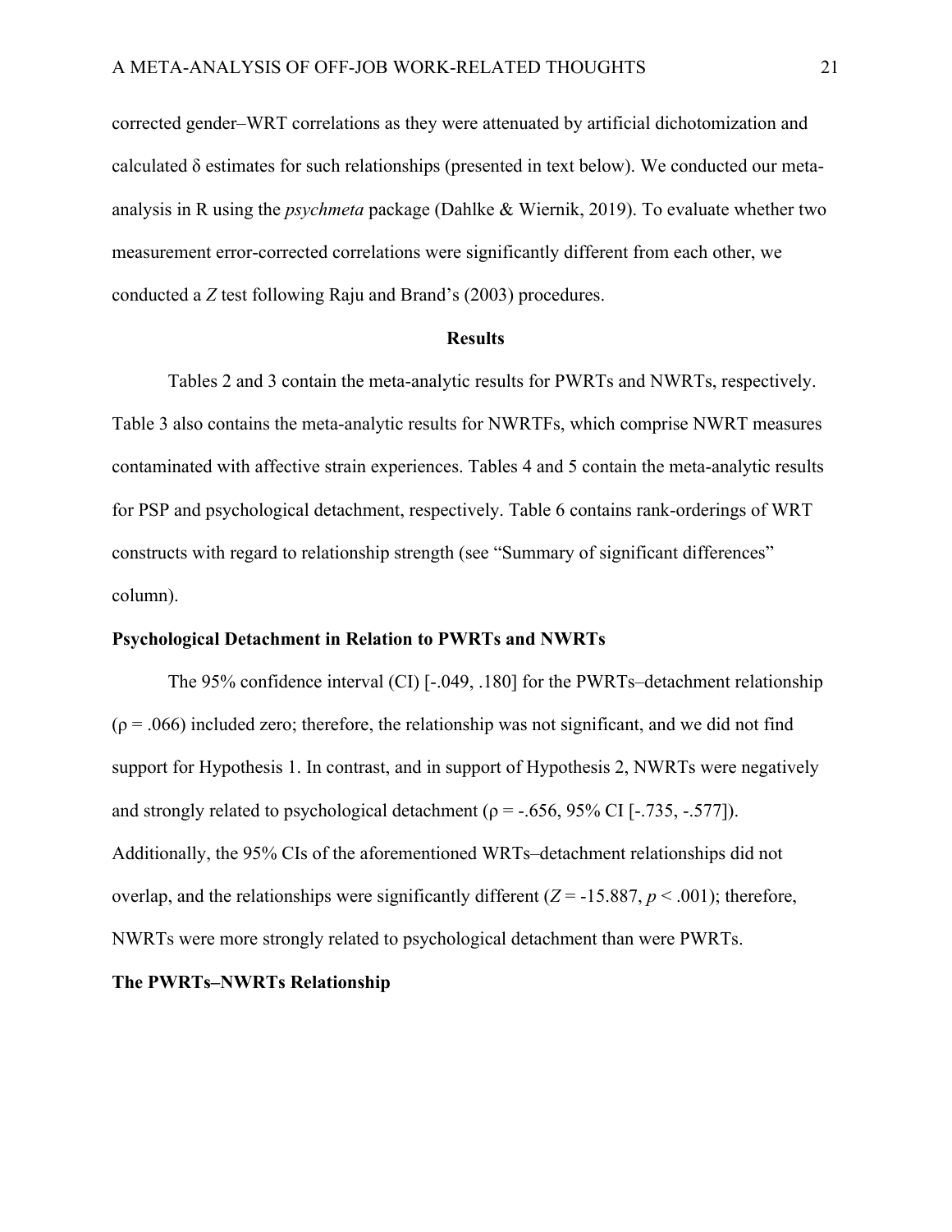corrected gender–WRT correlations as they were attenuated by artificial dichotomization and calculated $\delta$ estimates for such relationships (presented in text below). We conducted our meta-analysis in R using the *psychmeta* package (Dahlke & Wiernik, 2019). To evaluate whether two measurement error-corrected correlations were significantly different from each other, we conducted a $Z$ test following Raju and Brand's (2003) procedures.

## Results

Tables 2 and 3 contain the meta-analytic results for PWRTs and NWRTs, respectively. Table 3 also contains the meta-analytic results for NWRTFs, which comprise NWRT measures contaminated with affective strain experiences. Tables 4 and 5 contain the meta-analytic results for PSP and psychological detachment, respectively. Table 6 contains rank-orderings of WRT constructs with regard to relationship strength (see "Summary of significant differences" column).

### Psychological Detachment in Relation to PWRTs and NWRTs

The 95% confidence interval (CI) [-.049, .180] for the PWRTs–detachment relationship ($\rho = .066$) included zero; therefore, the relationship was not significant, and we did not find support for Hypothesis 1. In contrast, and in support of Hypothesis 2, NWRTs were negatively and strongly related to psychological detachment ($\rho = -.656$, 95% CI [-.735, -.577]). Additionally, the 95% CIs of the aforementioned WRTs–detachment relationships did not overlap, and the relationships were significantly different ($Z = -15.887$, $p < .001$); therefore, NWRTs were more strongly related to psychological detachment than were PWRTs.

### The PWRTs–NWRTs Relationship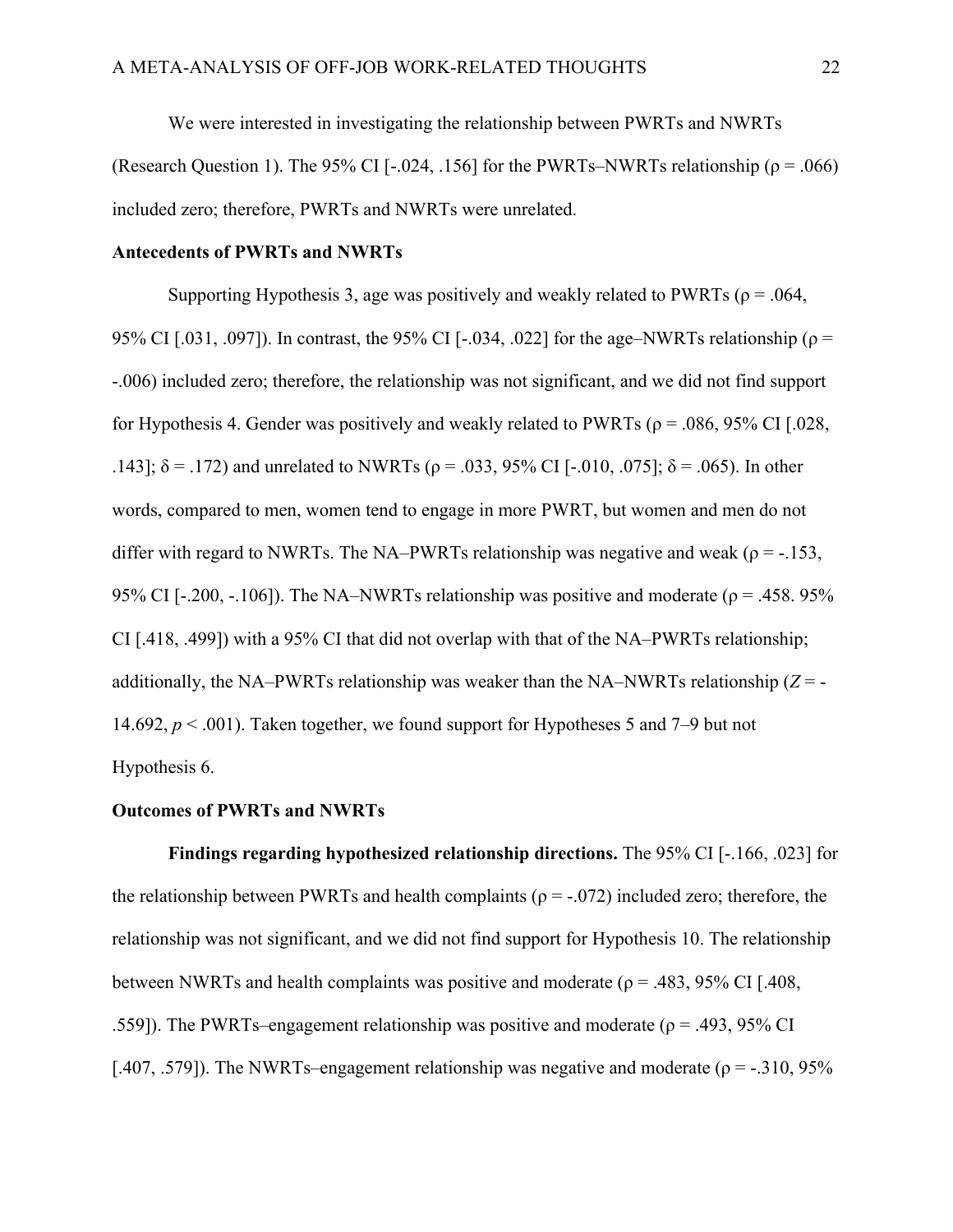We were interested in investigating the relationship between PWRTs and NWRTs (Research Question 1). The 95% CI [-.024, .156] for the PWRTs–NWRTs relationship ($\rho$ = .066) included zero; therefore, PWRTs and NWRTs were unrelated.

**Antecedents of PWRTs and NWRTs**

Supporting Hypothesis 3, age was positively and weakly related to PWRTs ($\rho$ = .064, 95% CI [.031, .097]). In contrast, the 95% CI [-.034, .022] for the age–NWRTs relationship ($\rho$ = -.006) included zero; therefore, the relationship was not significant, and we did not find support for Hypothesis 4. Gender was positively and weakly related to PWRTs ($\rho$ = .086, 95% CI [.028, .143]; $\delta$ = .172) and unrelated to NWRTs ($\rho$ = .033, 95% CI [-.010, .075]; $\delta$ = .065). In other words, compared to men, women tend to engage in more PWRT, but women and men do not differ with regard to NWRTs. The NA–PWRTs relationship was negative and weak ($\rho$ = -.153, 95% CI [-.200, -.106]). The NA–NWRTs relationship was positive and moderate ($\rho$ = .458. 95% CI [.418, .499]) with a 95% CI that did not overlap with that of the NA–PWRTs relationship; additionally, the NA–PWRTs relationship was weaker than the NA–NWRTs relationship ($Z$ = -14.692, $p$ < .001). Taken together, we found support for Hypotheses 5 and 7–9 but not Hypothesis 6.

**Outcomes of PWRTs and NWRTs**

**Findings regarding hypothesized relationship directions.** The 95% CI [-.166, .023] for the relationship between PWRTs and health complaints ($\rho$ = -.072) included zero; therefore, the relationship was not significant, and we did not find support for Hypothesis 10. The relationship between NWRTs and health complaints was positive and moderate ($\rho$ = .483, 95% CI [.408, .559]). The PWRTs–engagement relationship was positive and moderate ($\rho$ = .493, 95% CI [.407, .579]). The NWRTs–engagement relationship was negative and moderate ($\rho$ = -.310, 95%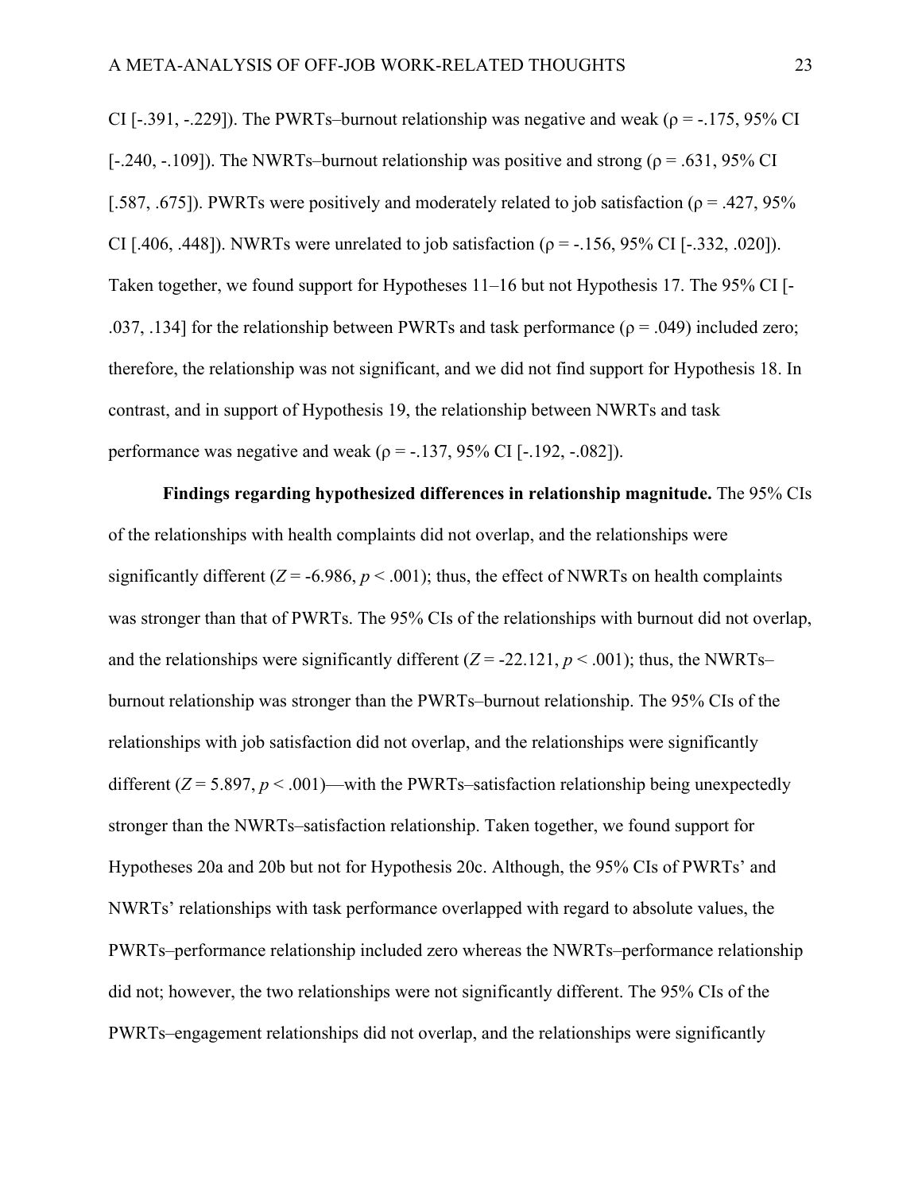CI [-.391, -.229]). The PWRTs–burnout relationship was negative and weak (ρ = -.175, 95% CI [-.240, -.109]). The NWRTs–burnout relationship was positive and strong (ρ = .631, 95% CI [.587, .675]). PWRTs were positively and moderately related to job satisfaction (ρ = .427, 95% CI [.406, .448]). NWRTs were unrelated to job satisfaction (ρ = -.156, 95% CI [-.332, .020]). Taken together, we found support for Hypotheses 11–16 but not Hypothesis 17. The 95% CI [-.037, .134] for the relationship between PWRTs and task performance (ρ = .049) included zero; therefore, the relationship was not significant, and we did not find support for Hypothesis 18. In contrast, and in support of Hypothesis 19, the relationship between NWRTs and task performance was negative and weak (ρ = -.137, 95% CI [-.192, -.082]).

**Findings regarding hypothesized differences in relationship magnitude.** The 95% CIs of the relationships with health complaints did not overlap, and the relationships were significantly different ($Z$ = -6.986, $p$ < .001); thus, the effect of NWRTs on health complaints was stronger than that of PWRTs. The 95% CIs of the relationships with burnout did not overlap, and the relationships were significantly different ($Z$ = -22.121, $p$ < .001); thus, the NWRTs–burnout relationship was stronger than the PWRTs–burnout relationship. The 95% CIs of the relationships with job satisfaction did not overlap, and the relationships were significantly different ($Z$ = 5.897, $p$ < .001)—with the PWRTs–satisfaction relationship being unexpectedly stronger than the NWRTs–satisfaction relationship. Taken together, we found support for Hypotheses 20a and 20b but not for Hypothesis 20c. Although, the 95% CIs of PWRTs' and NWRTs' relationships with task performance overlapped with regard to absolute values, the PWRTs–performance relationship included zero whereas the NWRTs–performance relationship did not; however, the two relationships were not significantly different. The 95% CIs of the PWRTs–engagement relationships did not overlap, and the relationships were significantly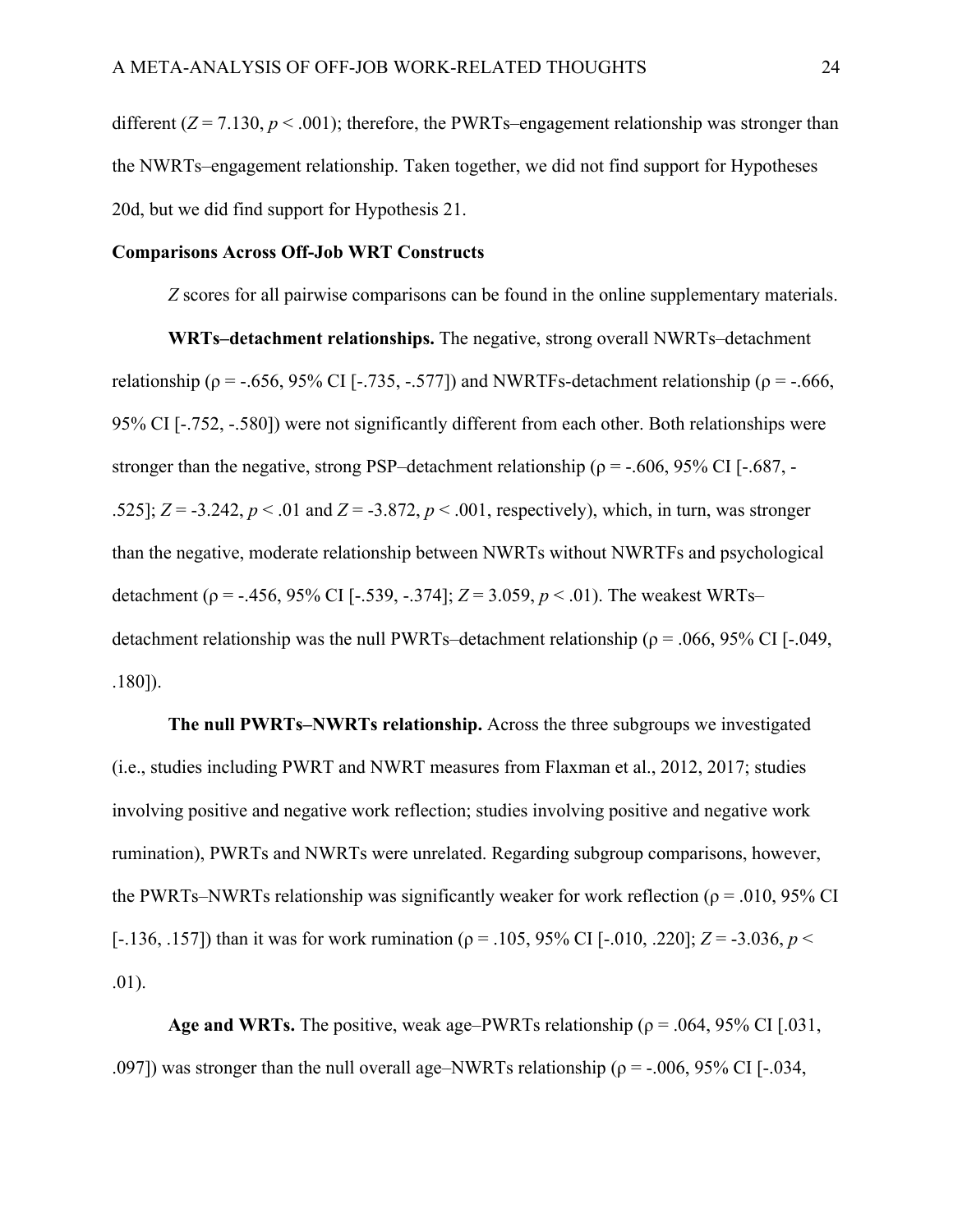different ($Z = 7.130$, $p < .001$); therefore, the PWRTs–engagement relationship was stronger than the NWRTs–engagement relationship. Taken together, we did not find support for Hypotheses 20d, but we did find support for Hypothesis 21.

**Comparisons Across Off-Job WRT Constructs**

*Z* scores for all pairwise comparisons can be found in the online supplementary materials.

**WRTs–detachment relationships.** The negative, strong overall NWRTs–detachment relationship ($\rho = -.656$, 95% CI [-.735, -.577]) and NWRTFs-detachment relationship ($\rho = -.666$, 95% CI [-.752, -.580]) were not significantly different from each other. Both relationships were stronger than the negative, strong PSP–detachment relationship ($\rho = -.606$, 95% CI [-.687, -.525]; $Z = -3.242$, $p < .01$ and $Z = -3.872$, $p < .001$, respectively), which, in turn, was stronger than the negative, moderate relationship between NWRTs without NWRTFs and psychological detachment ($\rho = -.456$, 95% CI [-.539, -.374]; $Z = 3.059$, $p < .01$). The weakest WRTs–detachment relationship was the null PWRTs–detachment relationship ($\rho = .066$, 95% CI [-.049, .180]).

**The null PWRTs–NWRTs relationship.** Across the three subgroups we investigated (i.e., studies including PWRT and NWRT measures from Flaxman et al., 2012, 2017; studies involving positive and negative work reflection; studies involving positive and negative work rumination), PWRTs and NWRTs were unrelated. Regarding subgroup comparisons, however, the PWRTs–NWRTs relationship was significantly weaker for work reflection ($\rho = .010$, 95% CI [-.136, .157]) than it was for work rumination ($\rho = .105$, 95% CI [-.010, .220]; $Z = -3.036$, $p < .01$).

**Age and WRTs.** The positive, weak age–PWRTs relationship ($\rho = .064$, 95% CI [.031, .097]) was stronger than the null overall age–NWRTs relationship ($\rho = -.006$, 95% CI [-.034,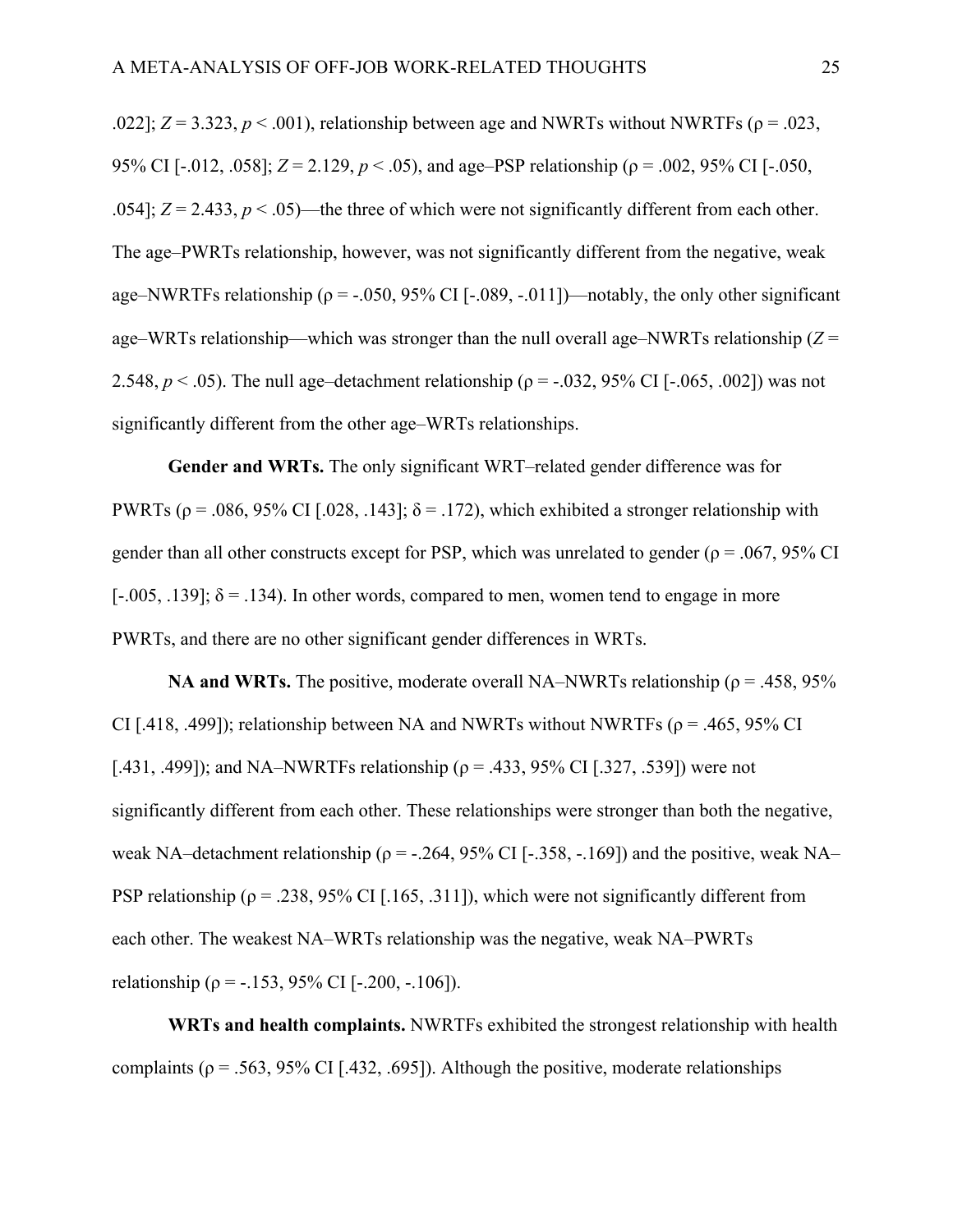.022]; $Z = 3.323$, $p < .001$), relationship between age and NWRTs without NWRTFs ($\rho = .023$, 95% CI [-.012, .058]; $Z = 2.129$, $p < .05$), and age–PSP relationship ($\rho = .002$, 95% CI [-.050, .054]; $Z = 2.433$, $p < .05$)—the three of which were not significantly different from each other. The age–PWRTs relationship, however, was not significantly different from the negative, weak age–NWRTFs relationship ($\rho = -.050$, 95% CI [-.089, -.011])—notably, the only other significant age–WRTs relationship—which was stronger than the null overall age–NWRTs relationship ($Z = 2.548$, $p < .05$). The null age–detachment relationship ($\rho = -.032$, 95% CI [-.065, .002]) was not significantly different from the other age–WRTs relationships.

**Gender and WRTs.** The only significant WRT–related gender difference was for PWRTs ($\rho = .086$, 95% CI [.028, .143]; $\delta = .172$), which exhibited a stronger relationship with gender than all other constructs except for PSP, which was unrelated to gender ($\rho = .067$, 95% CI [-.005, .139]; $\delta = .134$). In other words, compared to men, women tend to engage in more PWRTs, and there are no other significant gender differences in WRTs.

**NA and WRTs.** The positive, moderate overall NA–NWRTs relationship ($\rho = .458$, 95% CI [.418, .499]); relationship between NA and NWRTs without NWRTFs ($\rho = .465$, 95% CI [.431, .499]); and NA–NWRTFs relationship ($\rho = .433$, 95% CI [.327, .539]) were not significantly different from each other. These relationships were stronger than both the negative, weak NA–detachment relationship ($\rho = -.264$, 95% CI [-.358, -.169]) and the positive, weak NA–PSP relationship ($\rho = .238$, 95% CI [.165, .311]), which were not significantly different from each other. The weakest NA–WRTs relationship was the negative, weak NA–PWRTs relationship ($\rho = -.153$, 95% CI [-.200, -.106]).

**WRTs and health complaints.** NWRTFs exhibited the strongest relationship with health complaints ($\rho = .563$, 95% CI [.432, .695]). Although the positive, moderate relationships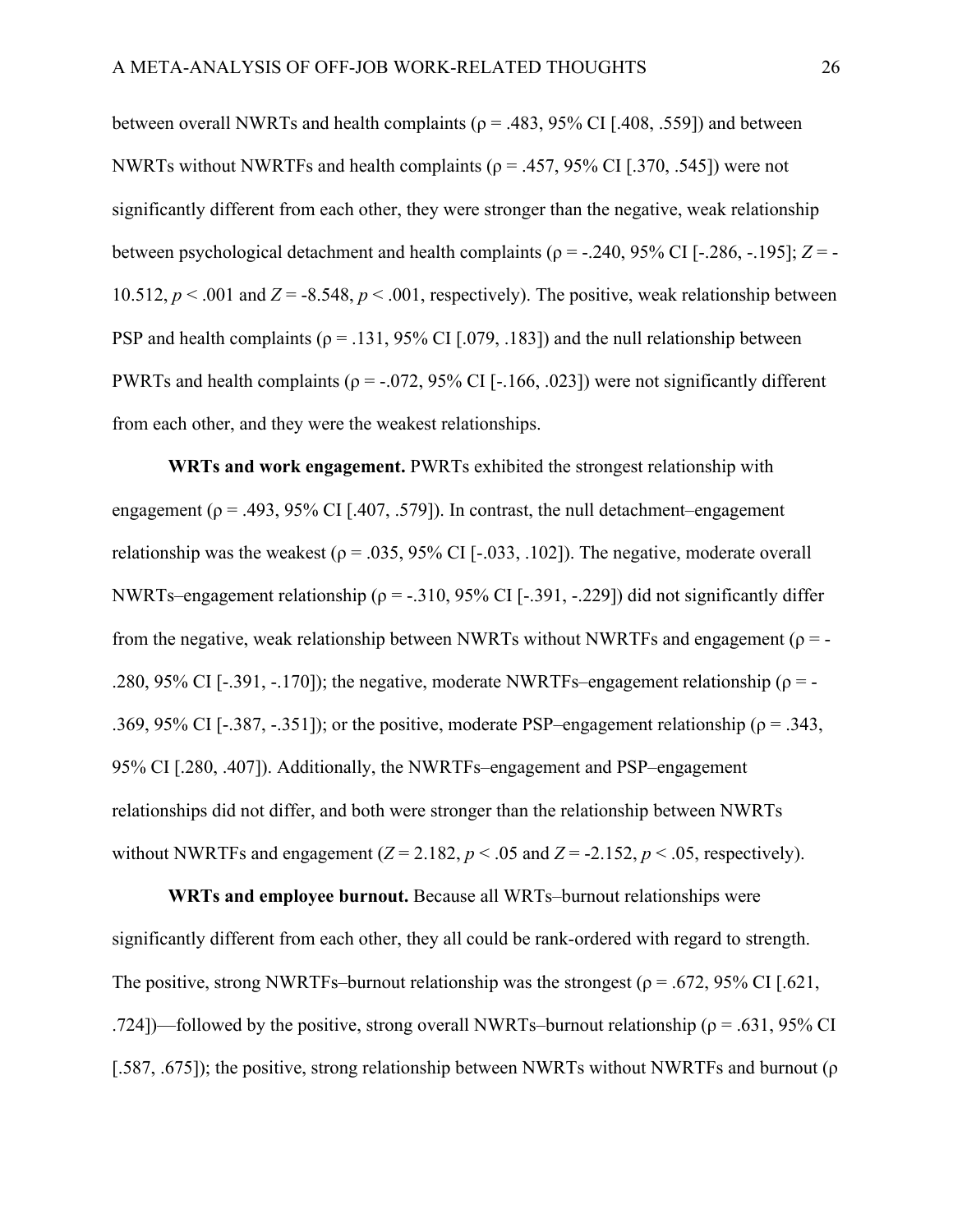between overall NWRTs and health complaints ($\rho = .483$, 95% CI [.408, .559]) and between NWRTs without NWRTFs and health complaints ($\rho = .457$, 95% CI [.370, .545]) were not significantly different from each other, they were stronger than the negative, weak relationship between psychological detachment and health complaints ($\rho = -.240$, 95% CI [-.286, -.195]; $Z = -10.512$, $p < .001$ and $Z = -8.548$, $p < .001$, respectively). The positive, weak relationship between PSP and health complaints ($\rho = .131$, 95% CI [.079, .183]) and the null relationship between PWRTs and health complaints ($\rho = -.072$, 95% CI [-.166, .023]) were not significantly different from each other, and they were the weakest relationships.

**WRTs and work engagement.** PWRTs exhibited the strongest relationship with engagement ($\rho = .493$, 95% CI [.407, .579]). In contrast, the null detachment–engagement relationship was the weakest ($\rho = .035$, 95% CI [-.033, .102]). The negative, moderate overall NWRTs–engagement relationship ($\rho = -.310$, 95% CI [-.391, -.229]) did not significantly differ from the negative, weak relationship between NWRTs without NWRTFs and engagement ($\rho = -.280$, 95% CI [-.391, -.170]); the negative, moderate NWRTFs–engagement relationship ($\rho = -.369$, 95% CI [-.387, -.351]); or the positive, moderate PSP–engagement relationship ($\rho = .343$, 95% CI [.280, .407]). Additionally, the NWRTFs–engagement and PSP–engagement relationships did not differ, and both were stronger than the relationship between NWRTs without NWRTFs and engagement ($Z = 2.182$, $p < .05$ and $Z = -2.152$, $p < .05$, respectively).

**WRTs and employee burnout.** Because all WRTs–burnout relationships were significantly different from each other, they all could be rank-ordered with regard to strength. The positive, strong NWRTFs–burnout relationship was the strongest ($\rho = .672$, 95% CI [.621, .724])—followed by the positive, strong overall NWRTs–burnout relationship ($\rho = .631$, 95% CI [.587, .675]); the positive, strong relationship between NWRTs without NWRTFs and burnout ($\rho$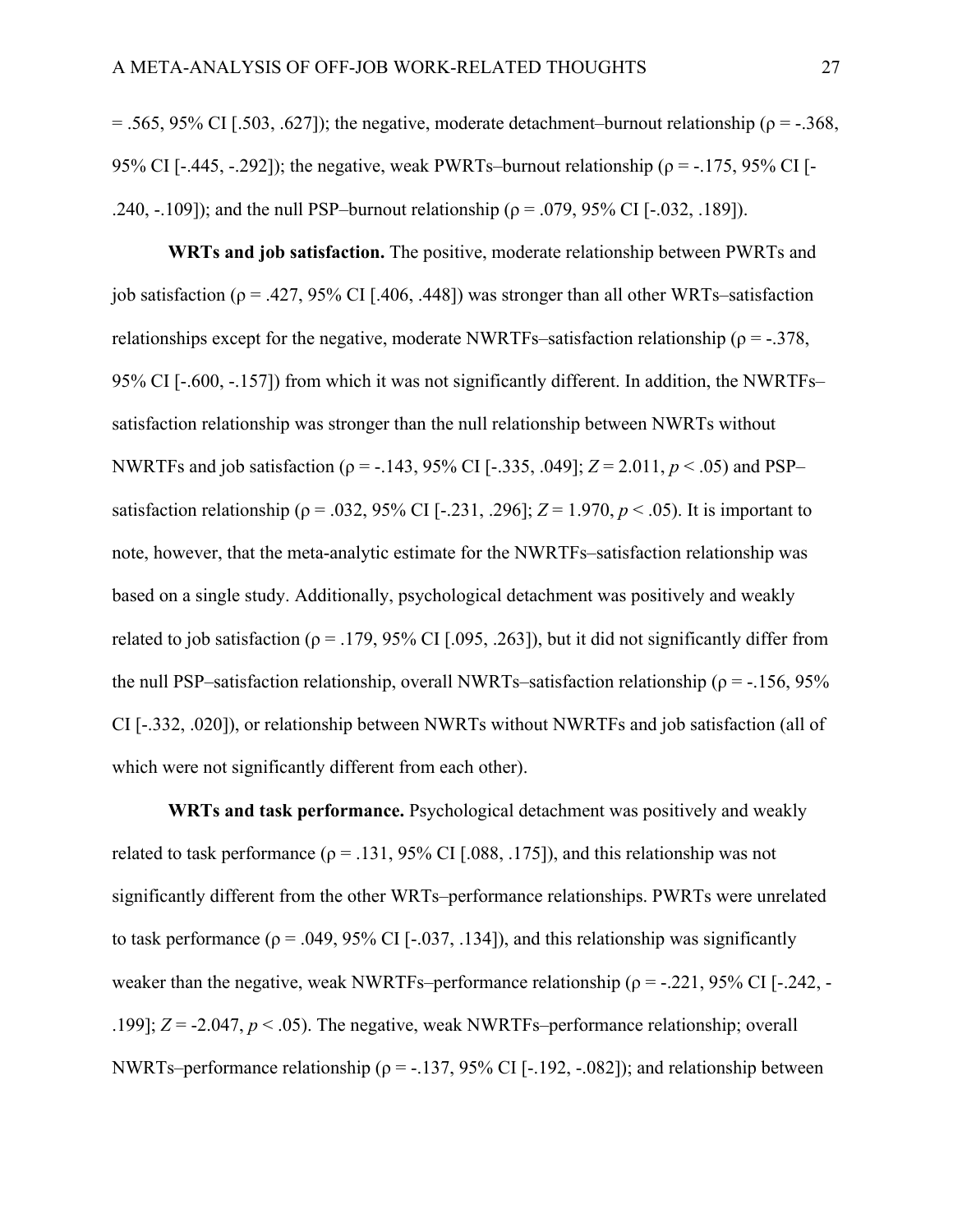= .565, 95% CI [.503, .627]); the negative, moderate detachment–burnout relationship (ρ = -.368, 95% CI [-.445, -.292]); the negative, weak PWRTs–burnout relationship (ρ = -.175, 95% CI [-.240, -.109]); and the null PSP–burnout relationship (ρ = .079, 95% CI [-.032, .189]).

**WRTs and job satisfaction.** The positive, moderate relationship between PWRTs and job satisfaction (ρ = .427, 95% CI [.406, .448]) was stronger than all other WRTs–satisfaction relationships except for the negative, moderate NWRTFs–satisfaction relationship (ρ = -.378, 95% CI [-.600, -.157]) from which it was not significantly different. In addition, the NWRTFs–satisfaction relationship was stronger than the null relationship between NWRTs without NWRTFs and job satisfaction (ρ = -.143, 95% CI [-.335, .049]; $Z = 2.011$, $p < .05$) and PSP–satisfaction relationship (ρ = .032, 95% CI [-.231, .296]; $Z = 1.970$, $p < .05$). It is important to note, however, that the meta-analytic estimate for the NWRTFs–satisfaction relationship was based on a single study. Additionally, psychological detachment was positively and weakly related to job satisfaction (ρ = .179, 95% CI [.095, .263]), but it did not significantly differ from the null PSP–satisfaction relationship, overall NWRTs–satisfaction relationship (ρ = -.156, 95% CI [-.332, .020]), or relationship between NWRTs without NWRTFs and job satisfaction (all of which were not significantly different from each other).

**WRTs and task performance.** Psychological detachment was positively and weakly related to task performance (ρ = .131, 95% CI [.088, .175]), and this relationship was not significantly different from the other WRTs–performance relationships. PWRTs were unrelated to task performance (ρ = .049, 95% CI [-.037, .134]), and this relationship was significantly weaker than the negative, weak NWRTFs–performance relationship (ρ = -.221, 95% CI [-.242, -.199]; $Z = -2.047$, $p < .05$). The negative, weak NWRTFs–performance relationship; overall NWRTs–performance relationship (ρ = -.137, 95% CI [-.192, -.082]); and relationship between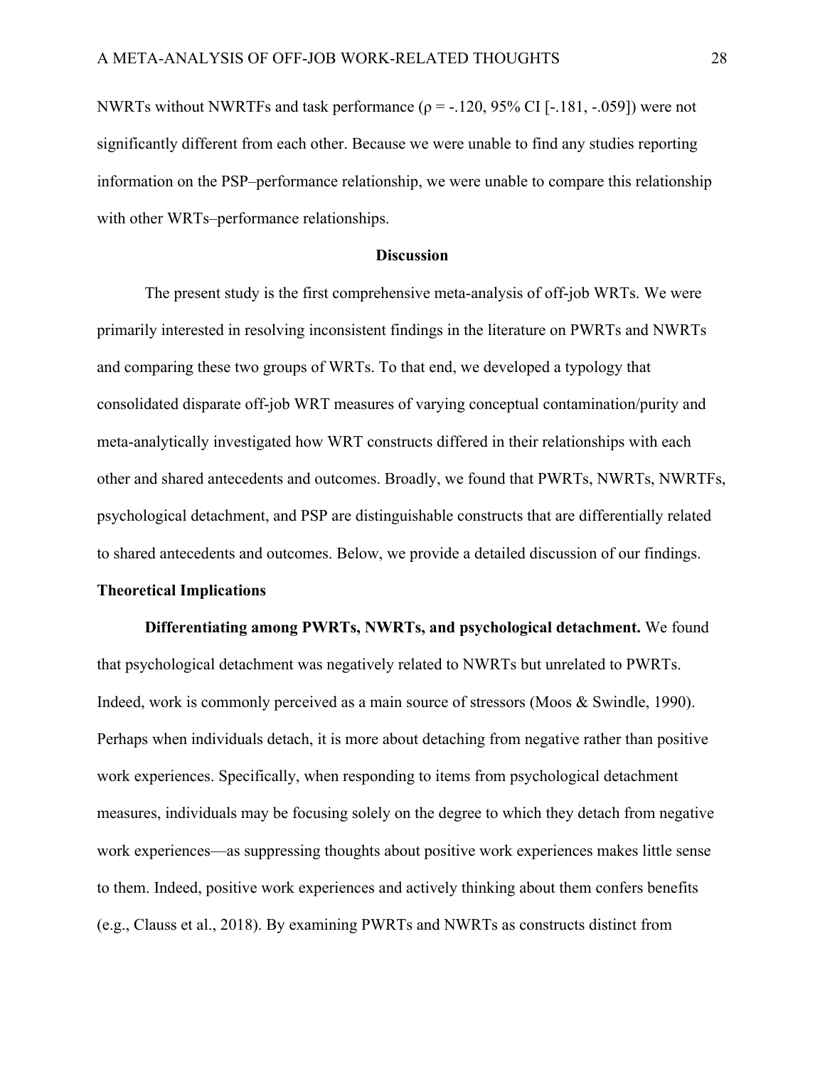NWRTs without NWRTFs and task performance ($\rho = -.120$, 95% CI [-.181, -.059]) were not significantly different from each other. Because we were unable to find any studies reporting information on the PSP–performance relationship, we were unable to compare this relationship with other WRTs–performance relationships.

## Discussion

The present study is the first comprehensive meta-analysis of off-job WRTs. We were primarily interested in resolving inconsistent findings in the literature on PWRTs and NWRTs and comparing these two groups of WRTs. To that end, we developed a typology that consolidated disparate off-job WRT measures of varying conceptual contamination/purity and meta-analytically investigated how WRT constructs differed in their relationships with each other and shared antecedents and outcomes. Broadly, we found that PWRTs, NWRTs, NWRTFs, psychological detachment, and PSP are distinguishable constructs that are differentially related to shared antecedents and outcomes. Below, we provide a detailed discussion of our findings.

### Theoretical Implications

**Differentiating among PWRTs, NWRTs, and psychological detachment.** We found that psychological detachment was negatively related to NWRTs but unrelated to PWRTs. Indeed, work is commonly perceived as a main source of stressors (Moos & Swindle, 1990). Perhaps when individuals detach, it is more about detaching from negative rather than positive work experiences. Specifically, when responding to items from psychological detachment measures, individuals may be focusing solely on the degree to which they detach from negative work experiences—as suppressing thoughts about positive work experiences makes little sense to them. Indeed, positive work experiences and actively thinking about them confers benefits (e.g., Clauss et al., 2018). By examining PWRTs and NWRTs as constructs distinct from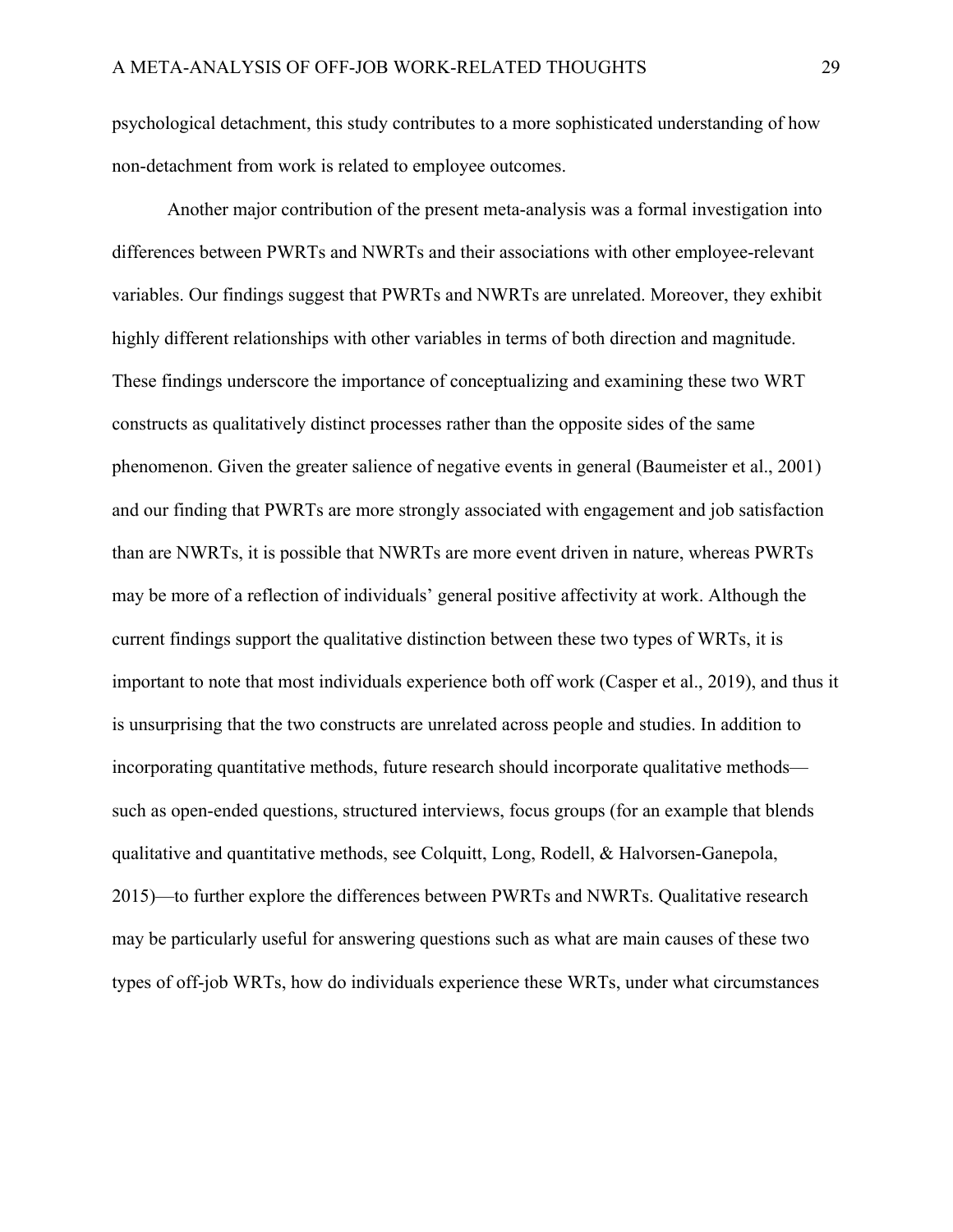psychological detachment, this study contributes to a more sophisticated understanding of how non-detachment from work is related to employee outcomes.

Another major contribution of the present meta-analysis was a formal investigation into differences between PWRTs and NWRTs and their associations with other employee-relevant variables. Our findings suggest that PWRTs and NWRTs are unrelated. Moreover, they exhibit highly different relationships with other variables in terms of both direction and magnitude. These findings underscore the importance of conceptualizing and examining these two WRT constructs as qualitatively distinct processes rather than the opposite sides of the same phenomenon. Given the greater salience of negative events in general (Baumeister et al., 2001) and our finding that PWRTs are more strongly associated with engagement and job satisfaction than are NWRTs, it is possible that NWRTs are more event driven in nature, whereas PWRTs may be more of a reflection of individuals' general positive affectivity at work. Although the current findings support the qualitative distinction between these two types of WRTs, it is important to note that most individuals experience both off work (Casper et al., 2019), and thus it is unsurprising that the two constructs are unrelated across people and studies. In addition to incorporating quantitative methods, future research should incorporate qualitative methods—such as open-ended questions, structured interviews, focus groups (for an example that blends qualitative and quantitative methods, see Colquitt, Long, Rodell, & Halvorsen-Ganepola, 2015)—to further explore the differences between PWRTs and NWRTs. Qualitative research may be particularly useful for answering questions such as what are main causes of these two types of off-job WRTs, how do individuals experience these WRTs, under what circumstances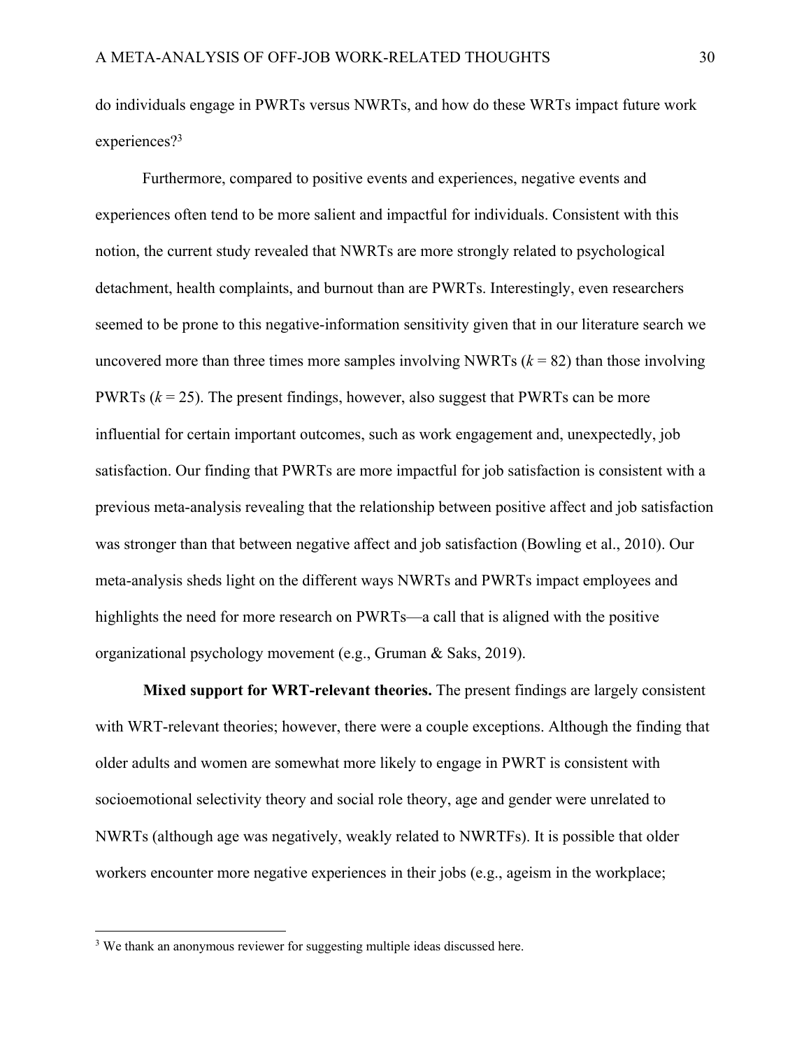do individuals engage in PWRTs versus NWRTs, and how do these WRTs impact future work experiences?[3]

Furthermore, compared to positive events and experiences, negative events and experiences often tend to be more salient and impactful for individuals. Consistent with this notion, the current study revealed that NWRTs are more strongly related to psychological detachment, health complaints, and burnout than are PWRTs. Interestingly, even researchers seemed to be prone to this negative-information sensitivity given that in our literature search we uncovered more than three times more samples involving NWRTs ($k$ = 82) than those involving PWRTs ($k$ = 25). The present findings, however, also suggest that PWRTs can be more influential for certain important outcomes, such as work engagement and, unexpectedly, job satisfaction. Our finding that PWRTs are more impactful for job satisfaction is consistent with a previous meta-analysis revealing that the relationship between positive affect and job satisfaction was stronger than that between negative affect and job satisfaction (Bowling et al., 2010). Our meta-analysis sheds light on the different ways NWRTs and PWRTs impact employees and highlights the need for more research on PWRTs—a call that is aligned with the positive organizational psychology movement (e.g., Gruman & Saks, 2019).

**Mixed support for WRT-relevant theories.** The present findings are largely consistent with WRT-relevant theories; however, there were a couple exceptions. Although the finding that older adults and women are somewhat more likely to engage in PWRT is consistent with socioemotional selectivity theory and social role theory, age and gender were unrelated to NWRTs (although age was negatively, weakly related to NWRTFs). It is possible that older workers encounter more negative experiences in their jobs (e.g., ageism in the workplace;

[3] We thank an anonymous reviewer for suggesting multiple ideas discussed here.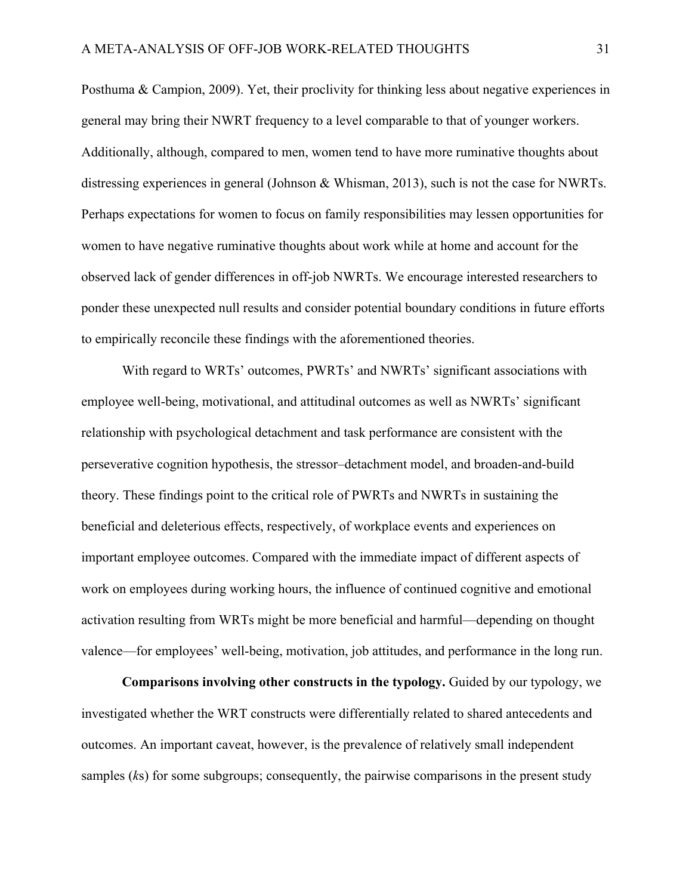Posthuma & Campion, 2009). Yet, their proclivity for thinking less about negative experiences in general may bring their NWRT frequency to a level comparable to that of younger workers. Additionally, although, compared to men, women tend to have more ruminative thoughts about distressing experiences in general (Johnson & Whisman, 2013), such is not the case for NWRTs. Perhaps expectations for women to focus on family responsibilities may lessen opportunities for women to have negative ruminative thoughts about work while at home and account for the observed lack of gender differences in off-job NWRTs. We encourage interested researchers to ponder these unexpected null results and consider potential boundary conditions in future efforts to empirically reconcile these findings with the aforementioned theories.

With regard to WRTs' outcomes, PWRTs' and NWRTs' significant associations with employee well-being, motivational, and attitudinal outcomes as well as NWRTs' significant relationship with psychological detachment and task performance are consistent with the perseverative cognition hypothesis, the stressor–detachment model, and broaden-and-build theory. These findings point to the critical role of PWRTs and NWRTs in sustaining the beneficial and deleterious effects, respectively, of workplace events and experiences on important employee outcomes. Compared with the immediate impact of different aspects of work on employees during working hours, the influence of continued cognitive and emotional activation resulting from WRTs might be more beneficial and harmful—depending on thought valence—for employees' well-being, motivation, job attitudes, and performance in the long run.

**Comparisons involving other constructs in the typology.** Guided by our typology, we investigated whether the WRT constructs were differentially related to shared antecedents and outcomes. An important caveat, however, is the prevalence of relatively small independent samples (*k*s) for some subgroups; consequently, the pairwise comparisons in the present study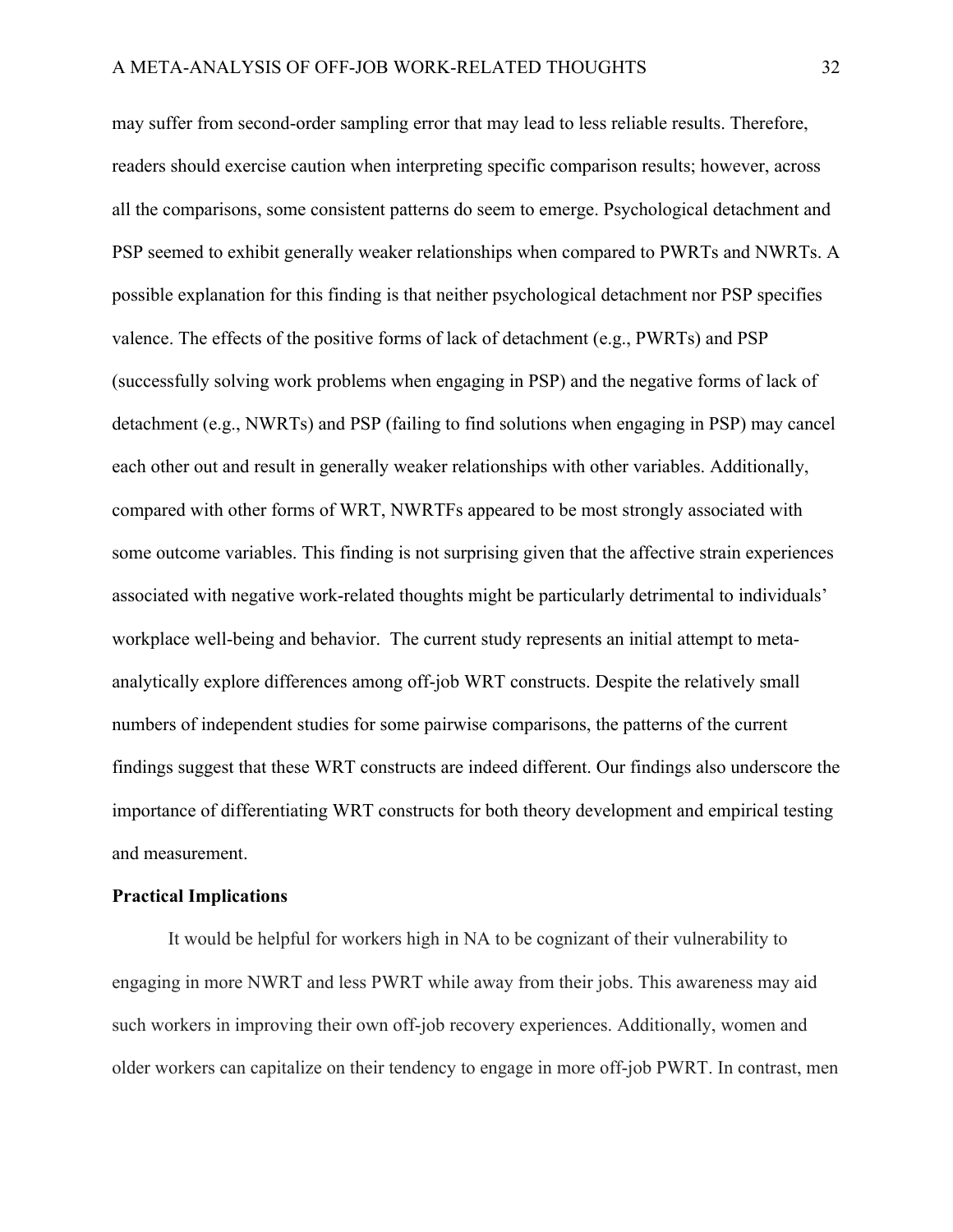may suffer from second-order sampling error that may lead to less reliable results. Therefore, readers should exercise caution when interpreting specific comparison results; however, across all the comparisons, some consistent patterns do seem to emerge. Psychological detachment and PSP seemed to exhibit generally weaker relationships when compared to PWRTs and NWRTs. A possible explanation for this finding is that neither psychological detachment nor PSP specifies valence. The effects of the positive forms of lack of detachment (e.g., PWRTs) and PSP (successfully solving work problems when engaging in PSP) and the negative forms of lack of detachment (e.g., NWRTs) and PSP (failing to find solutions when engaging in PSP) may cancel each other out and result in generally weaker relationships with other variables. Additionally, compared with other forms of WRT, NWRTFs appeared to be most strongly associated with some outcome variables. This finding is not surprising given that the affective strain experiences associated with negative work-related thoughts might be particularly detrimental to individuals' workplace well-being and behavior. The current study represents an initial attempt to meta-analytically explore differences among off-job WRT constructs. Despite the relatively small numbers of independent studies for some pairwise comparisons, the patterns of the current findings suggest that these WRT constructs are indeed different. Our findings also underscore the importance of differentiating WRT constructs for both theory development and empirical testing and measurement.

**Practical Implications**

It would be helpful for workers high in NA to be cognizant of their vulnerability to engaging in more NWRT and less PWRT while away from their jobs. This awareness may aid such workers in improving their own off-job recovery experiences. Additionally, women and older workers can capitalize on their tendency to engage in more off-job PWRT. In contrast, men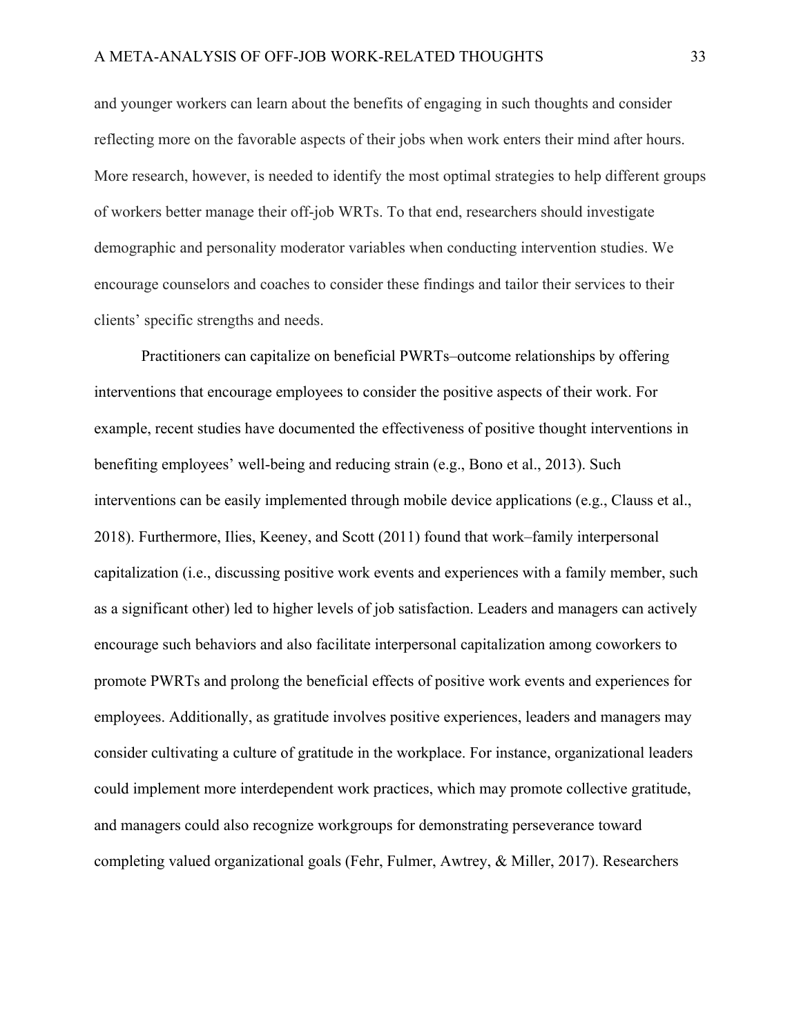and younger workers can learn about the benefits of engaging in such thoughts and consider reflecting more on the favorable aspects of their jobs when work enters their mind after hours. More research, however, is needed to identify the most optimal strategies to help different groups of workers better manage their off-job WRTs. To that end, researchers should investigate demographic and personality moderator variables when conducting intervention studies. We encourage counselors and coaches to consider these findings and tailor their services to their clients' specific strengths and needs.

Practitioners can capitalize on beneficial PWRTs–outcome relationships by offering interventions that encourage employees to consider the positive aspects of their work. For example, recent studies have documented the effectiveness of positive thought interventions in benefiting employees' well-being and reducing strain (e.g., Bono et al., 2013). Such interventions can be easily implemented through mobile device applications (e.g., Clauss et al., 2018). Furthermore, Ilies, Keeney, and Scott (2011) found that work–family interpersonal capitalization (i.e., discussing positive work events and experiences with a family member, such as a significant other) led to higher levels of job satisfaction. Leaders and managers can actively encourage such behaviors and also facilitate interpersonal capitalization among coworkers to promote PWRTs and prolong the beneficial effects of positive work events and experiences for employees. Additionally, as gratitude involves positive experiences, leaders and managers may consider cultivating a culture of gratitude in the workplace. For instance, organizational leaders could implement more interdependent work practices, which may promote collective gratitude, and managers could also recognize workgroups for demonstrating perseverance toward completing valued organizational goals (Fehr, Fulmer, Awtrey, & Miller, 2017). Researchers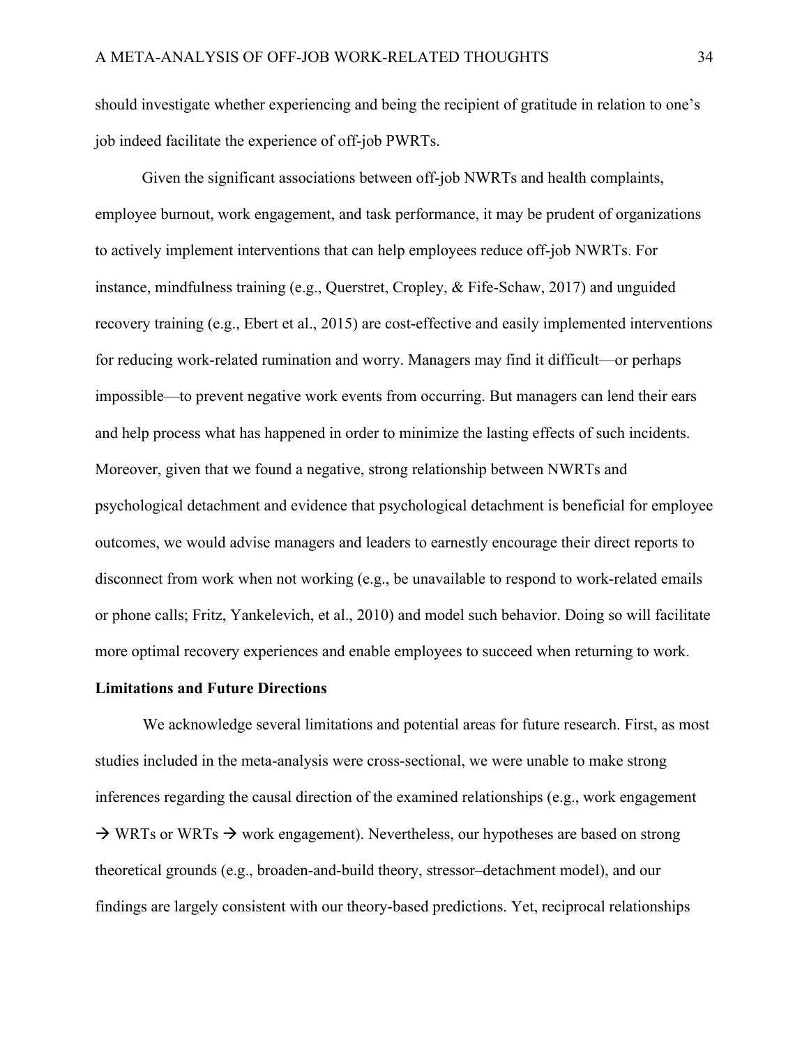should investigate whether experiencing and being the recipient of gratitude in relation to one's job indeed facilitate the experience of off-job PWRTs.

Given the significant associations between off-job NWRTs and health complaints, employee burnout, work engagement, and task performance, it may be prudent of organizations to actively implement interventions that can help employees reduce off-job NWRTs. For instance, mindfulness training (e.g., Querstret, Cropley, & Fife-Schaw, 2017) and unguided recovery training (e.g., Ebert et al., 2015) are cost-effective and easily implemented interventions for reducing work-related rumination and worry. Managers may find it difficult—or perhaps impossible—to prevent negative work events from occurring. But managers can lend their ears and help process what has happened in order to minimize the lasting effects of such incidents. Moreover, given that we found a negative, strong relationship between NWRTs and psychological detachment and evidence that psychological detachment is beneficial for employee outcomes, we would advise managers and leaders to earnestly encourage their direct reports to disconnect from work when not working (e.g., be unavailable to respond to work-related emails or phone calls; Fritz, Yankelevich, et al., 2010) and model such behavior. Doing so will facilitate more optimal recovery experiences and enable employees to succeed when returning to work.

## Limitations and Future Directions

We acknowledge several limitations and potential areas for future research. First, as most studies included in the meta-analysis were cross-sectional, we were unable to make strong inferences regarding the causal direction of the examined relationships (e.g., work engagement → WRTs or WRTs → work engagement). Nevertheless, our hypotheses are based on strong theoretical grounds (e.g., broaden-and-build theory, stressor–detachment model), and our findings are largely consistent with our theory-based predictions. Yet, reciprocal relationships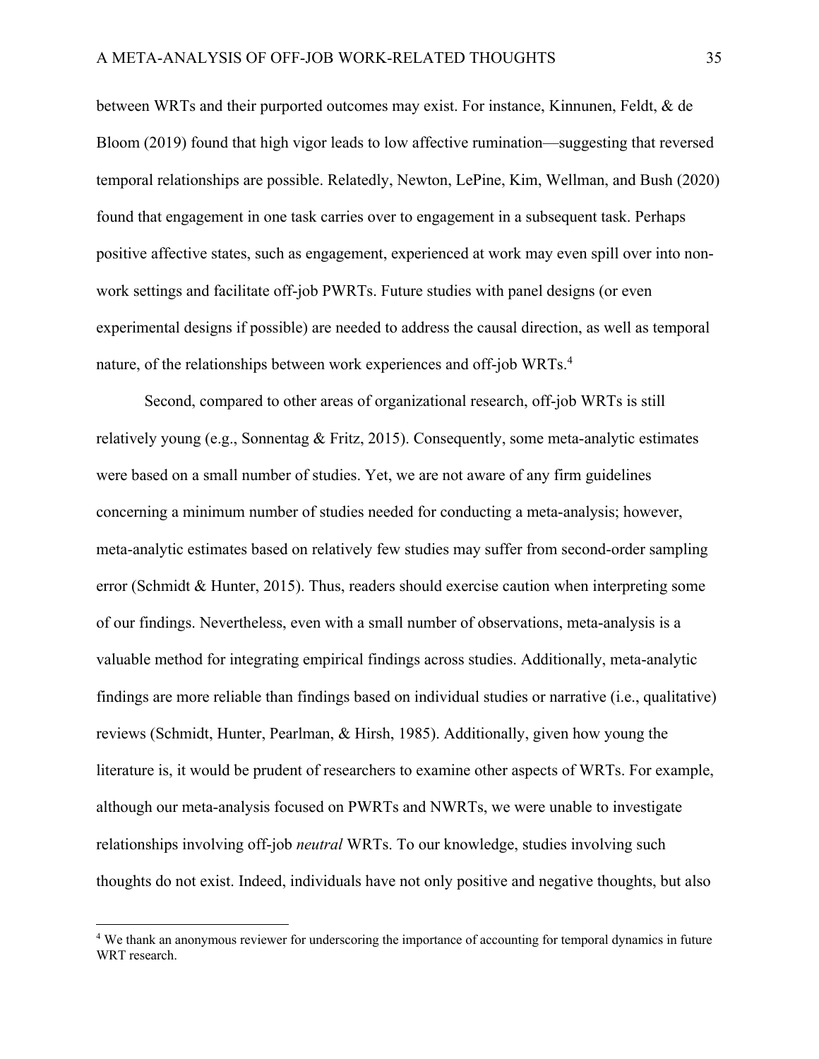between WRTs and their purported outcomes may exist. For instance, Kinnunen, Feldt, & de Bloom (2019) found that high vigor leads to low affective rumination—suggesting that reversed temporal relationships are possible. Relatedly, Newton, LePine, Kim, Wellman, and Bush (2020) found that engagement in one task carries over to engagement in a subsequent task. Perhaps positive affective states, such as engagement, experienced at work may even spill over into non-work settings and facilitate off-job PWRTs. Future studies with panel designs (or even experimental designs if possible) are needed to address the causal direction, as well as temporal nature, of the relationships between work experiences and off-job WRTs.[4]

Second, compared to other areas of organizational research, off-job WRTs is still relatively young (e.g., Sonnentag & Fritz, 2015). Consequently, some meta-analytic estimates were based on a small number of studies. Yet, we are not aware of any firm guidelines concerning a minimum number of studies needed for conducting a meta-analysis; however, meta-analytic estimates based on relatively few studies may suffer from second-order sampling error (Schmidt & Hunter, 2015). Thus, readers should exercise caution when interpreting some of our findings. Nevertheless, even with a small number of observations, meta-analysis is a valuable method for integrating empirical findings across studies. Additionally, meta-analytic findings are more reliable than findings based on individual studies or narrative (i.e., qualitative) reviews (Schmidt, Hunter, Pearlman, & Hirsh, 1985). Additionally, given how young the literature is, it would be prudent of researchers to examine other aspects of WRTs. For example, although our meta-analysis focused on PWRTs and NWRTs, we were unable to investigate relationships involving off-job *neutral* WRTs. To our knowledge, studies involving such thoughts do not exist. Indeed, individuals have not only positive and negative thoughts, but also

[4] We thank an anonymous reviewer for underscoring the importance of accounting for temporal dynamics in future WRT research.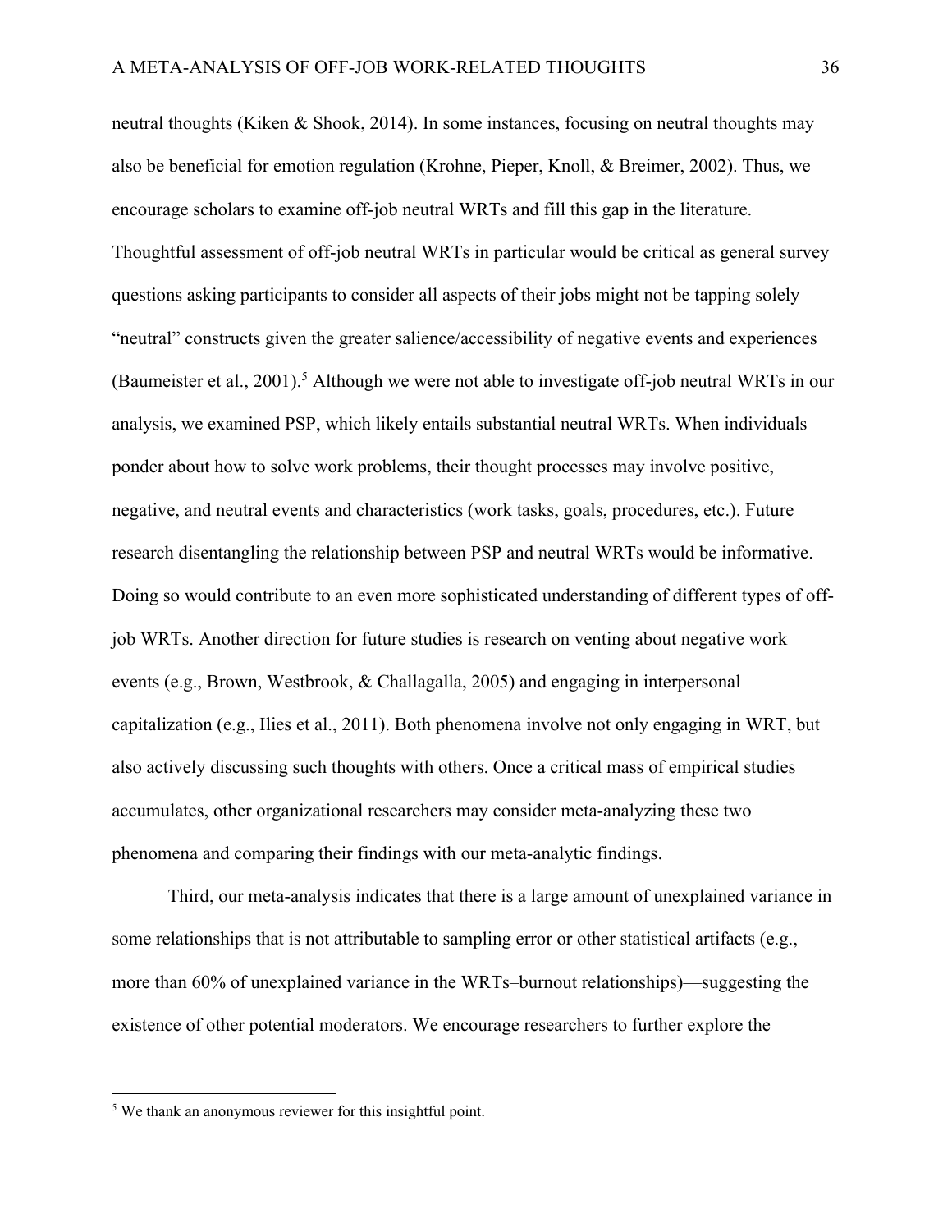neutral thoughts (Kiken & Shook, 2014). In some instances, focusing on neutral thoughts may also be beneficial for emotion regulation (Krohne, Pieper, Knoll, & Breimer, 2002). Thus, we encourage scholars to examine off-job neutral WRTs and fill this gap in the literature. Thoughtful assessment of off-job neutral WRTs in particular would be critical as general survey questions asking participants to consider all aspects of their jobs might not be tapping solely "neutral" constructs given the greater salience/accessibility of negative events and experiences (Baumeister et al., 2001).[5] Although we were not able to investigate off-job neutral WRTs in our analysis, we examined PSP, which likely entails substantial neutral WRTs. When individuals ponder about how to solve work problems, their thought processes may involve positive, negative, and neutral events and characteristics (work tasks, goals, procedures, etc.). Future research disentangling the relationship between PSP and neutral WRTs would be informative. Doing so would contribute to an even more sophisticated understanding of different types of off-job WRTs. Another direction for future studies is research on venting about negative work events (e.g., Brown, Westbrook, & Challagalla, 2005) and engaging in interpersonal capitalization (e.g., Ilies et al., 2011). Both phenomena involve not only engaging in WRT, but also actively discussing such thoughts with others. Once a critical mass of empirical studies accumulates, other organizational researchers may consider meta-analyzing these two phenomena and comparing their findings with our meta-analytic findings.

Third, our meta-analysis indicates that there is a large amount of unexplained variance in some relationships that is not attributable to sampling error or other statistical artifacts (e.g., more than 60% of unexplained variance in the WRTs–burnout relationships)—suggesting the existence of other potential moderators. We encourage researchers to further explore the

[5] We thank an anonymous reviewer for this insightful point.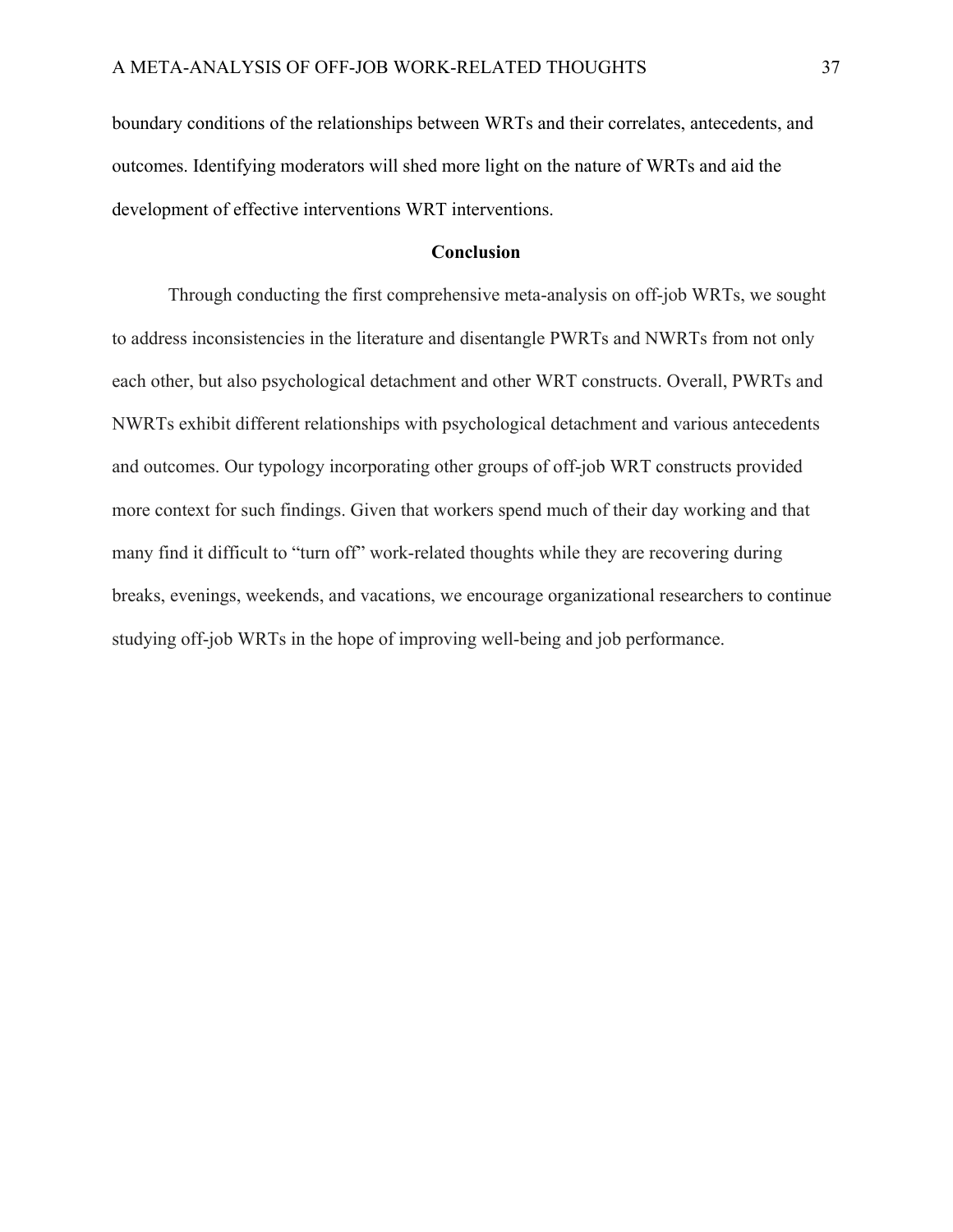boundary conditions of the relationships between WRTs and their correlates, antecedents, and outcomes. Identifying moderators will shed more light on the nature of WRTs and aid the development of effective interventions WRT interventions.

## Conclusion

Through conducting the first comprehensive meta-analysis on off-job WRTs, we sought to address inconsistencies in the literature and disentangle PWRTs and NWRTs from not only each other, but also psychological detachment and other WRT constructs. Overall, PWRTs and NWRTs exhibit different relationships with psychological detachment and various antecedents and outcomes. Our typology incorporating other groups of off-job WRT constructs provided more context for such findings. Given that workers spend much of their day working and that many find it difficult to "turn off" work-related thoughts while they are recovering during breaks, evenings, weekends, and vacations, we encourage organizational researchers to continue studying off-job WRTs in the hope of improving well-being and job performance.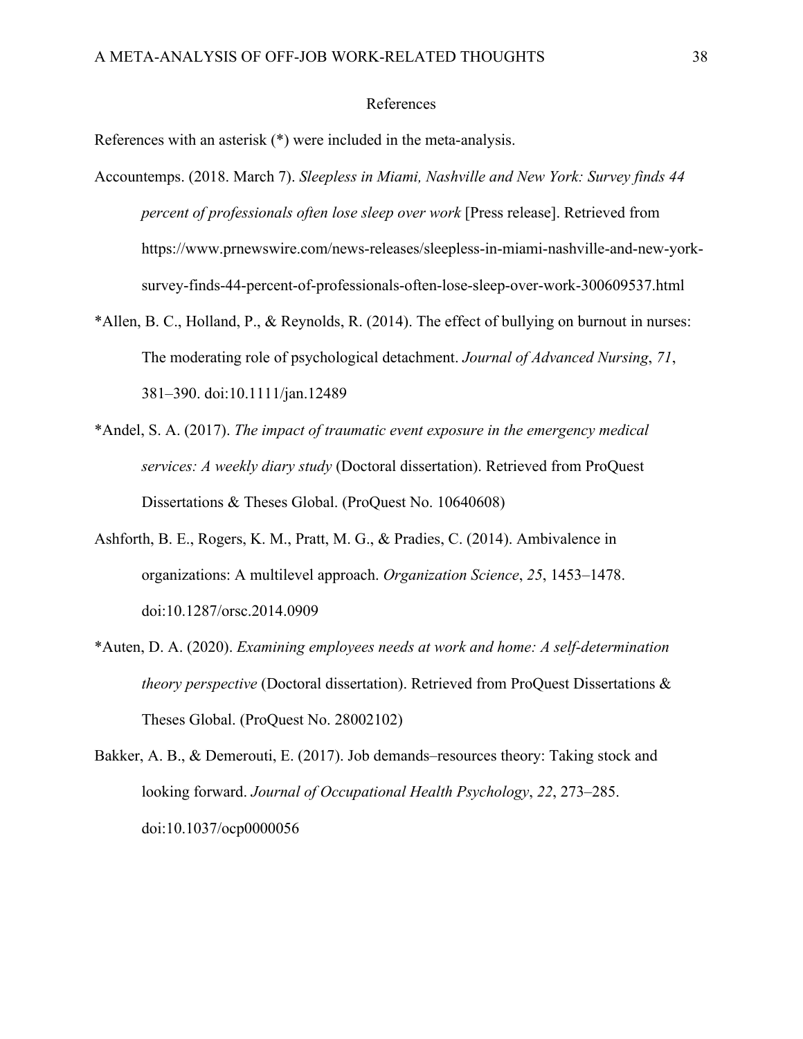# References

References with an asterisk (*) were included in the meta-analysis.

Accountemps. (2018. March 7). *Sleepless in Miami, Nashville and New York: Survey finds 44 percent of professionals often lose sleep over work* [Press release]. Retrieved from https://www.prnewswire.com/news-releases/sleepless-in-miami-nashville-and-new-york-survey-finds-44-percent-of-professionals-often-lose-sleep-over-work-300609537.html

*Allen, B. C., Holland, P., & Reynolds, R. (2014). The effect of bullying on burnout in nurses: The moderating role of psychological detachment. *Journal of Advanced Nursing*, *71*, 381–390. doi:10.1111/jan.12489

*Andel, S. A. (2017). *The impact of traumatic event exposure in the emergency medical services: A weekly diary study* (Doctoral dissertation). Retrieved from ProQuest Dissertations & Theses Global. (ProQuest No. 10640608)

Ashforth, B. E., Rogers, K. M., Pratt, M. G., & Pradies, C. (2014). Ambivalence in organizations: A multilevel approach. *Organization Science*, *25*, 1453–1478. doi:10.1287/orsc.2014.0909

*Auten, D. A. (2020). *Examining employees needs at work and home: A self-determination theory perspective* (Doctoral dissertation). Retrieved from ProQuest Dissertations & Theses Global. (ProQuest No. 28002102)

Bakker, A. B., & Demerouti, E. (2017). Job demands–resources theory: Taking stock and looking forward. *Journal of Occupational Health Psychology*, *22*, 273–285. doi:10.1037/ocp0000056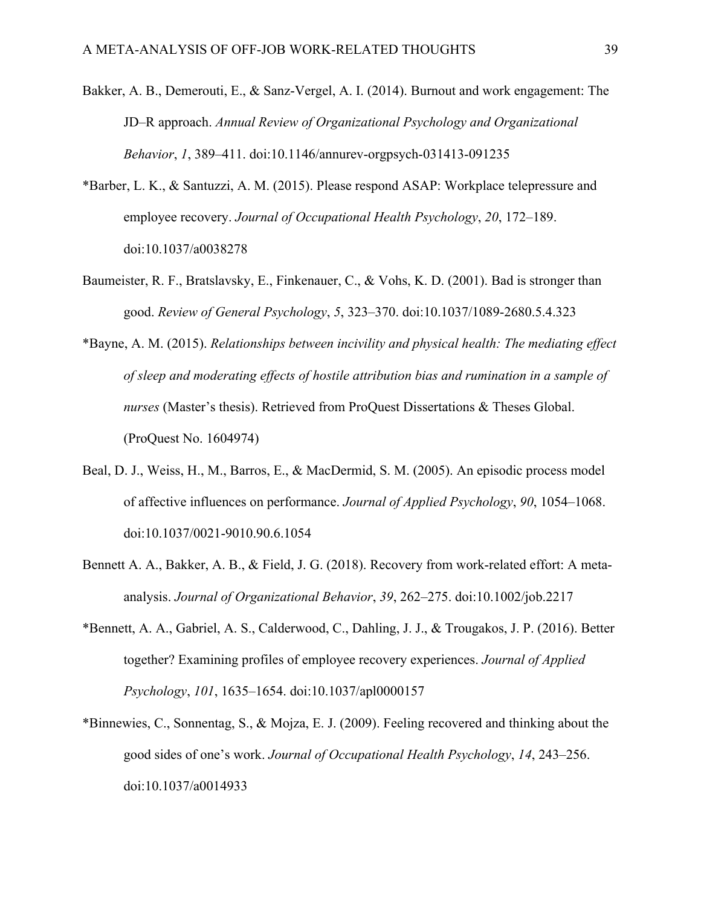Bakker, A. B., Demerouti, E., & Sanz-Vergel, A. I. (2014). Burnout and work engagement: The JD–R approach. *Annual Review of Organizational Psychology and Organizational Behavior*, *1*, 389–411. doi:10.1146/annurev-orgpsych-031413-091235

*Barber, L. K., & Santuzzi, A. M. (2015). Please respond ASAP: Workplace telepressure and employee recovery. *Journal of Occupational Health Psychology*, *20*, 172–189. doi:10.1037/a0038278

Baumeister, R. F., Bratslavsky, E., Finkenauer, C., & Vohs, K. D. (2001). Bad is stronger than good. *Review of General Psychology*, *5*, 323–370. doi:10.1037/1089-2680.5.4.323

*Bayne, A. M. (2015). *Relationships between incivility and physical health: The mediating effect of sleep and moderating effects of hostile attribution bias and rumination in a sample of nurses* (Master's thesis). Retrieved from ProQuest Dissertations & Theses Global. (ProQuest No. 1604974)

Beal, D. J., Weiss, H., M., Barros, E., & MacDermid, S. M. (2005). An episodic process model of affective influences on performance. *Journal of Applied Psychology*, *90*, 1054–1068. doi:10.1037/0021-9010.90.6.1054

Bennett A. A., Bakker, A. B., & Field, J. G. (2018). Recovery from work-related effort: A meta-analysis. *Journal of Organizational Behavior*, *39*, 262–275. doi:10.1002/job.2217

*Bennett, A. A., Gabriel, A. S., Calderwood, C., Dahling, J. J., & Trougakos, J. P. (2016). Better together? Examining profiles of employee recovery experiences. *Journal of Applied Psychology*, *101*, 1635–1654. doi:10.1037/apl0000157

*Binnewies, C., Sonnentag, S., & Mojza, E. J. (2009). Feeling recovered and thinking about the good sides of one's work. *Journal of Occupational Health Psychology*, *14*, 243–256. doi:10.1037/a0014933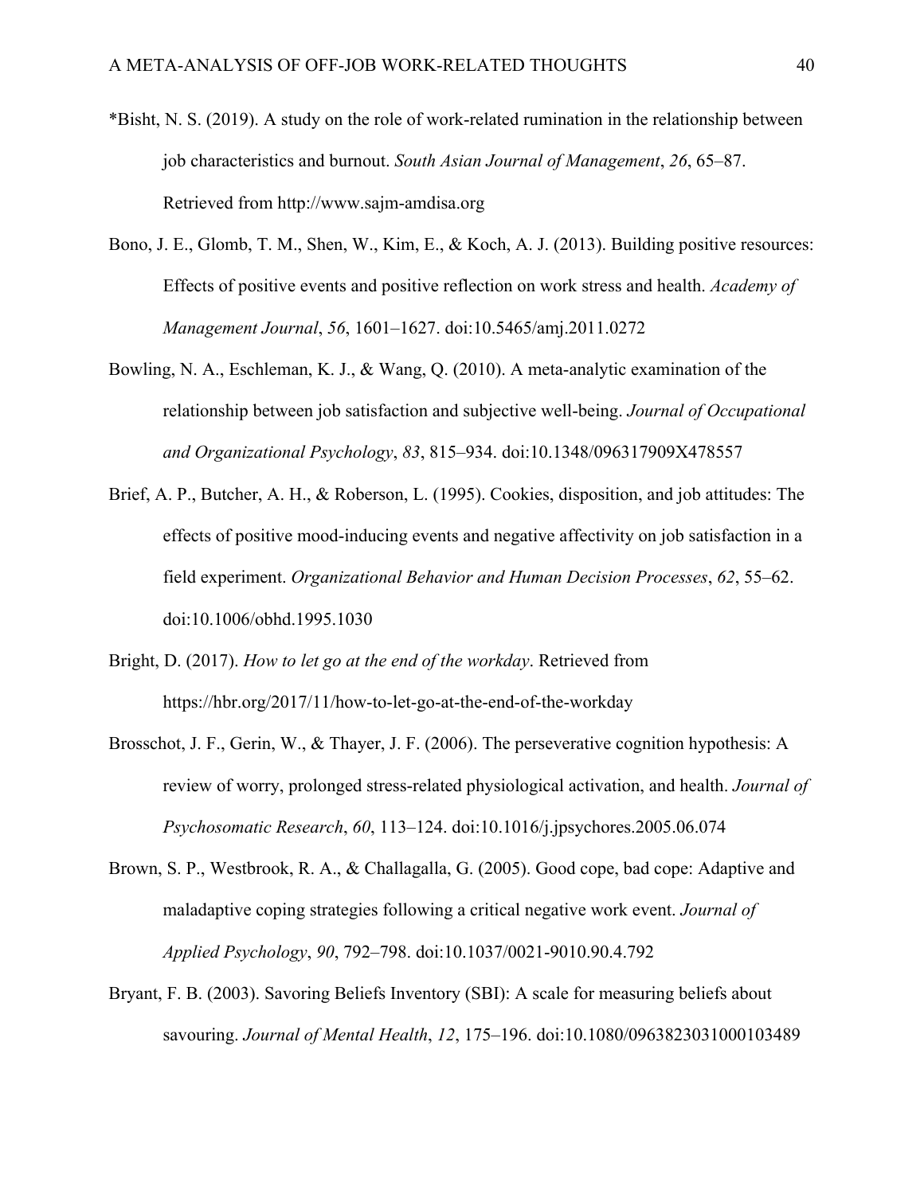*Bisht, N. S. (2019). A study on the role of work-related rumination in the relationship between job characteristics and burnout. *South Asian Journal of Management*, *26*, 65–87. Retrieved from http://www.sajm-amdisa.org

Bono, J. E., Glomb, T. M., Shen, W., Kim, E., & Koch, A. J. (2013). Building positive resources: Effects of positive events and positive reflection on work stress and health. *Academy of Management Journal*, *56*, 1601–1627. doi:10.5465/amj.2011.0272

Bowling, N. A., Eschleman, K. J., & Wang, Q. (2010). A meta-analytic examination of the relationship between job satisfaction and subjective well-being. *Journal of Occupational and Organizational Psychology*, *83*, 815–934. doi:10.1348/096317909X478557

Brief, A. P., Butcher, A. H., & Roberson, L. (1995). Cookies, disposition, and job attitudes: The effects of positive mood-inducing events and negative affectivity on job satisfaction in a field experiment. *Organizational Behavior and Human Decision Processes*, *62*, 55–62. doi:10.1006/obhd.1995.1030

Bright, D. (2017). *How to let go at the end of the workday*. Retrieved from https://hbr.org/2017/11/how-to-let-go-at-the-end-of-the-workday

Brosschot, J. F., Gerin, W., & Thayer, J. F. (2006). The perseverative cognition hypothesis: A review of worry, prolonged stress-related physiological activation, and health. *Journal of Psychosomatic Research*, *60*, 113–124. doi:10.1016/j.jpsychores.2005.06.074

Brown, S. P., Westbrook, R. A., & Challagalla, G. (2005). Good cope, bad cope: Adaptive and maladaptive coping strategies following a critical negative work event. *Journal of Applied Psychology*, *90*, 792–798. doi:10.1037/0021-9010.90.4.792

Bryant, F. B. (2003). Savoring Beliefs Inventory (SBI): A scale for measuring beliefs about savouring. *Journal of Mental Health*, *12*, 175–196. doi:10.1080/0963823031000103489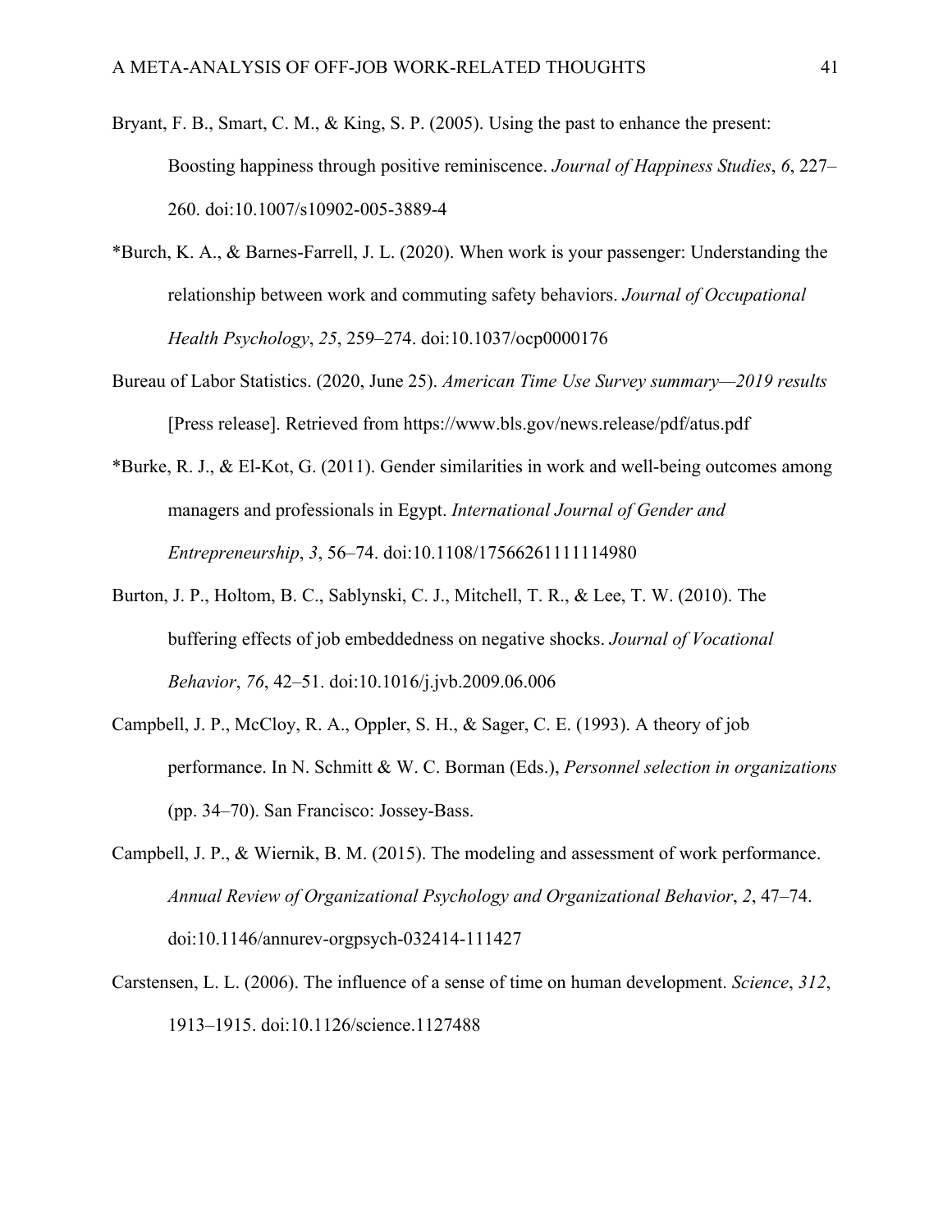Bryant, F. B., Smart, C. M., & King, S. P. (2005). Using the past to enhance the present: Boosting happiness through positive reminiscence. *Journal of Happiness Studies*, *6*, 227–260. doi:10.1007/s10902-005-3889-4

*Burch, K. A., & Barnes-Farrell, J. L. (2020). When work is your passenger: Understanding the relationship between work and commuting safety behaviors. *Journal of Occupational Health Psychology*, *25*, 259–274. doi:10.1037/ocp0000176

Bureau of Labor Statistics. (2020, June 25). *American Time Use Survey summary—2019 results* [Press release]. Retrieved from https://www.bls.gov/news.release/pdf/atus.pdf

*Burke, R. J., & El-Kot, G. (2011). Gender similarities in work and well-being outcomes among managers and professionals in Egypt. *International Journal of Gender and Entrepreneurship*, *3*, 56–74. doi:10.1108/17566261111114980

Burton, J. P., Holtom, B. C., Sablynski, C. J., Mitchell, T. R., & Lee, T. W. (2010). The buffering effects of job embeddedness on negative shocks. *Journal of Vocational Behavior*, *76*, 42–51. doi:10.1016/j.jvb.2009.06.006

Campbell, J. P., McCloy, R. A., Oppler, S. H., & Sager, C. E. (1993). A theory of job performance. In N. Schmitt & W. C. Borman (Eds.), *Personnel selection in organizations* (pp. 34–70). San Francisco: Jossey-Bass.

Campbell, J. P., & Wiernik, B. M. (2015). The modeling and assessment of work performance. *Annual Review of Organizational Psychology and Organizational Behavior*, *2*, 47–74. doi:10.1146/annurev-orgpsych-032414-111427

Carstensen, L. L. (2006). The influence of a sense of time on human development. *Science*, *312*, 1913–1915. doi:10.1126/science.1127488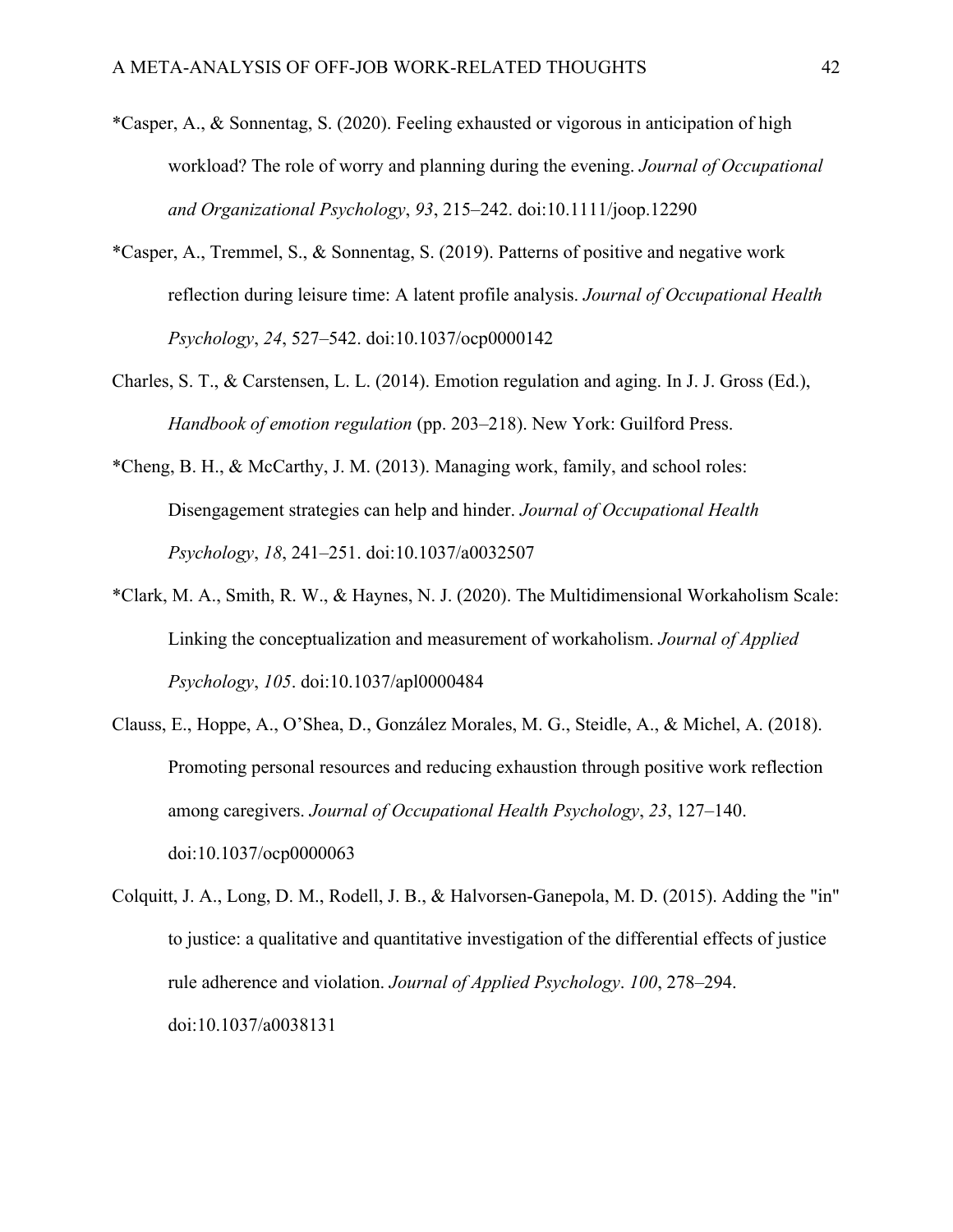*Casper, A., & Sonnentag, S. (2020). Feeling exhausted or vigorous in anticipation of high workload? The role of worry and planning during the evening. *Journal of Occupational and Organizational Psychology*, *93*, 215–242. doi:10.1111/joop.12290

*Casper, A., Tremmel, S., & Sonnentag, S. (2019). Patterns of positive and negative work reflection during leisure time: A latent profile analysis. *Journal of Occupational Health Psychology*, *24*, 527–542. doi:10.1037/ocp0000142

Charles, S. T., & Carstensen, L. L. (2014). Emotion regulation and aging. In J. J. Gross (Ed.), *Handbook of emotion regulation* (pp. 203–218). New York: Guilford Press.

*Cheng, B. H., & McCarthy, J. M. (2013). Managing work, family, and school roles: Disengagement strategies can help and hinder. *Journal of Occupational Health Psychology*, *18*, 241–251. doi:10.1037/a0032507

*Clark, M. A., Smith, R. W., & Haynes, N. J. (2020). The Multidimensional Workaholism Scale: Linking the conceptualization and measurement of workaholism. *Journal of Applied Psychology*, *105*. doi:10.1037/apl0000484

Clauss, E., Hoppe, A., O'Shea, D., González Morales, M. G., Steidle, A., & Michel, A. (2018). Promoting personal resources and reducing exhaustion through positive work reflection among caregivers. *Journal of Occupational Health Psychology*, *23*, 127–140. doi:10.1037/ocp0000063

Colquitt, J. A., Long, D. M., Rodell, J. B., & Halvorsen-Ganepola, M. D. (2015). Adding the "in" to justice: a qualitative and quantitative investigation of the differential effects of justice rule adherence and violation. *Journal of Applied Psychology*. *100*, 278–294. doi:10.1037/a0038131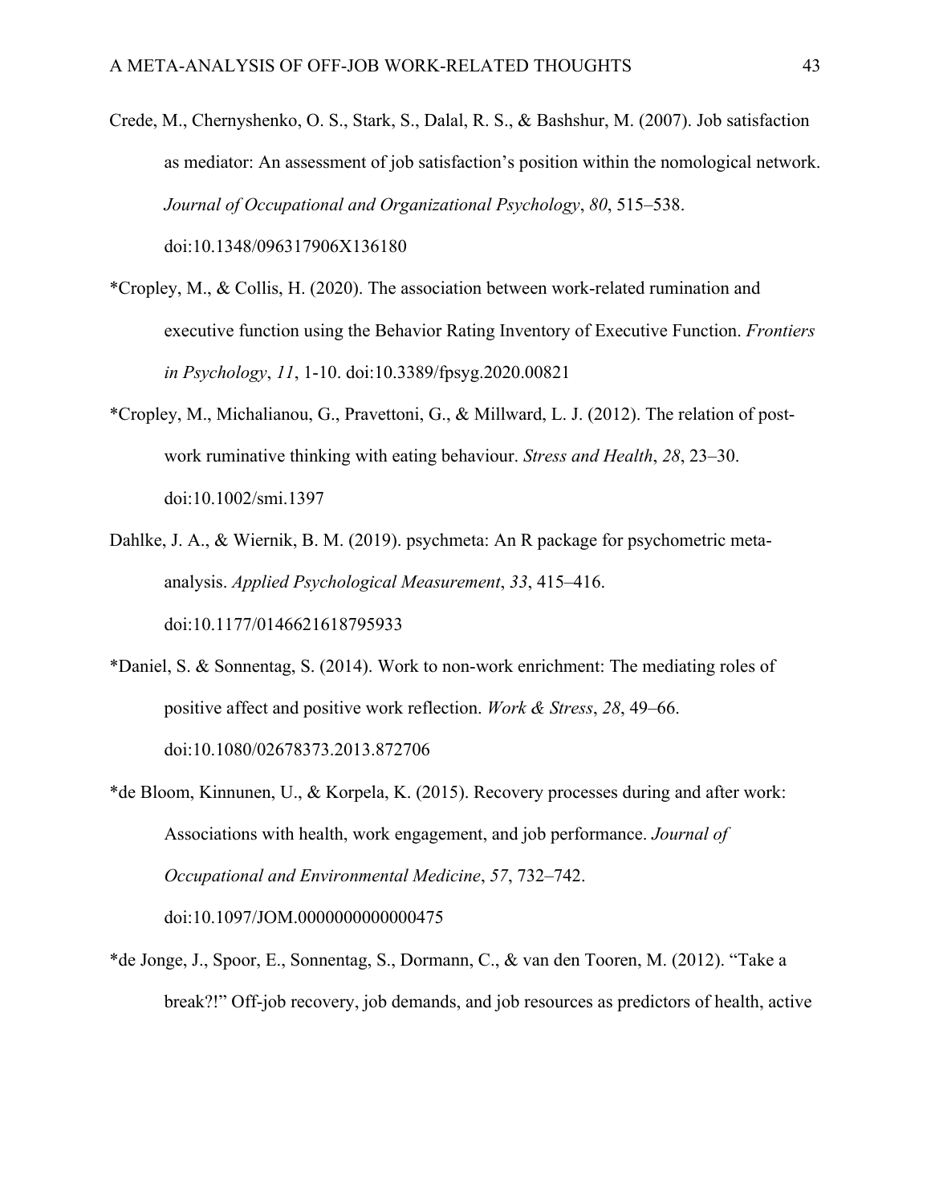Crede, M., Chernyshenko, O. S., Stark, S., Dalal, R. S., & Bashshur, M. (2007). Job satisfaction as mediator: An assessment of job satisfaction's position within the nomological network. *Journal of Occupational and Organizational Psychology*, *80*, 515–538. doi:10.1348/096317906X136180

*Cropley, M., & Collis, H. (2020). The association between work-related rumination and executive function using the Behavior Rating Inventory of Executive Function. *Frontiers in Psychology*, *11*, 1-10. doi:10.3389/fpsyg.2020.00821

*Cropley, M., Michalianou, G., Pravettoni, G., & Millward, L. J. (2012). The relation of post-work ruminative thinking with eating behaviour. *Stress and Health*, *28*, 23–30. doi:10.1002/smi.1397

Dahlke, J. A., & Wiernik, B. M. (2019). psychmeta: An R package for psychometric meta-analysis. *Applied Psychological Measurement*, *33*, 415–416. doi:10.1177/0146621618795933

*Daniel, S. & Sonnentag, S. (2014). Work to non-work enrichment: The mediating roles of positive affect and positive work reflection. *Work & Stress*, *28*, 49–66. doi:10.1080/02678373.2013.872706

*de Bloom, Kinnunen, U., & Korpela, K. (2015). Recovery processes during and after work: Associations with health, work engagement, and job performance. *Journal of Occupational and Environmental Medicine*, *57*, 732–742. doi:10.1097/JOM.0000000000000475

*de Jonge, J., Spoor, E., Sonnentag, S., Dormann, C., & van den Tooren, M. (2012). "Take a break?!" Off-job recovery, job demands, and job resources as predictors of health, active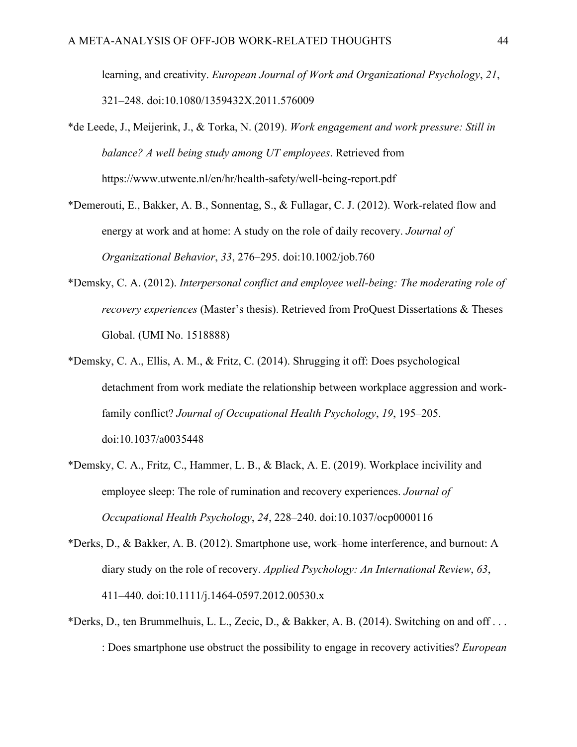learning, and creativity. *European Journal of Work and Organizational Psychology*, *21*, 321–248. doi:10.1080/1359432X.2011.576009

*de Leede, J., Meijerink, J., & Torka, N. (2019). *Work engagement and work pressure: Still in balance? A well being study among UT employees*. Retrieved from https://www.utwente.nl/en/hr/health-safety/well-being-report.pdf

*Demerouti, E., Bakker, A. B., Sonnentag, S., & Fullagar, C. J. (2012). Work-related flow and energy at work and at home: A study on the role of daily recovery. *Journal of Organizational Behavior*, *33*, 276–295. doi:10.1002/job.760

*Demsky, C. A. (2012). *Interpersonal conflict and employee well-being: The moderating role of recovery experiences* (Master's thesis). Retrieved from ProQuest Dissertations & Theses Global. (UMI No. 1518888)

*Demsky, C. A., Ellis, A. M., & Fritz, C. (2014). Shrugging it off: Does psychological detachment from work mediate the relationship between workplace aggression and work-family conflict? *Journal of Occupational Health Psychology*, *19*, 195–205. doi:10.1037/a0035448

*Demsky, C. A., Fritz, C., Hammer, L. B., & Black, A. E. (2019). Workplace incivility and employee sleep: The role of rumination and recovery experiences. *Journal of Occupational Health Psychology*, *24*, 228–240. doi:10.1037/ocp0000116

*Derks, D., & Bakker, A. B. (2012). Smartphone use, work–home interference, and burnout: A diary study on the role of recovery. *Applied Psychology: An International Review*, *63*, 411–440. doi:10.1111/j.1464-0597.2012.00530.x

*Derks, D., ten Brummelhuis, L. L., Zecic, D., & Bakker, A. B. (2014). Switching on and off . . . : Does smartphone use obstruct the possibility to engage in recovery activities? *European*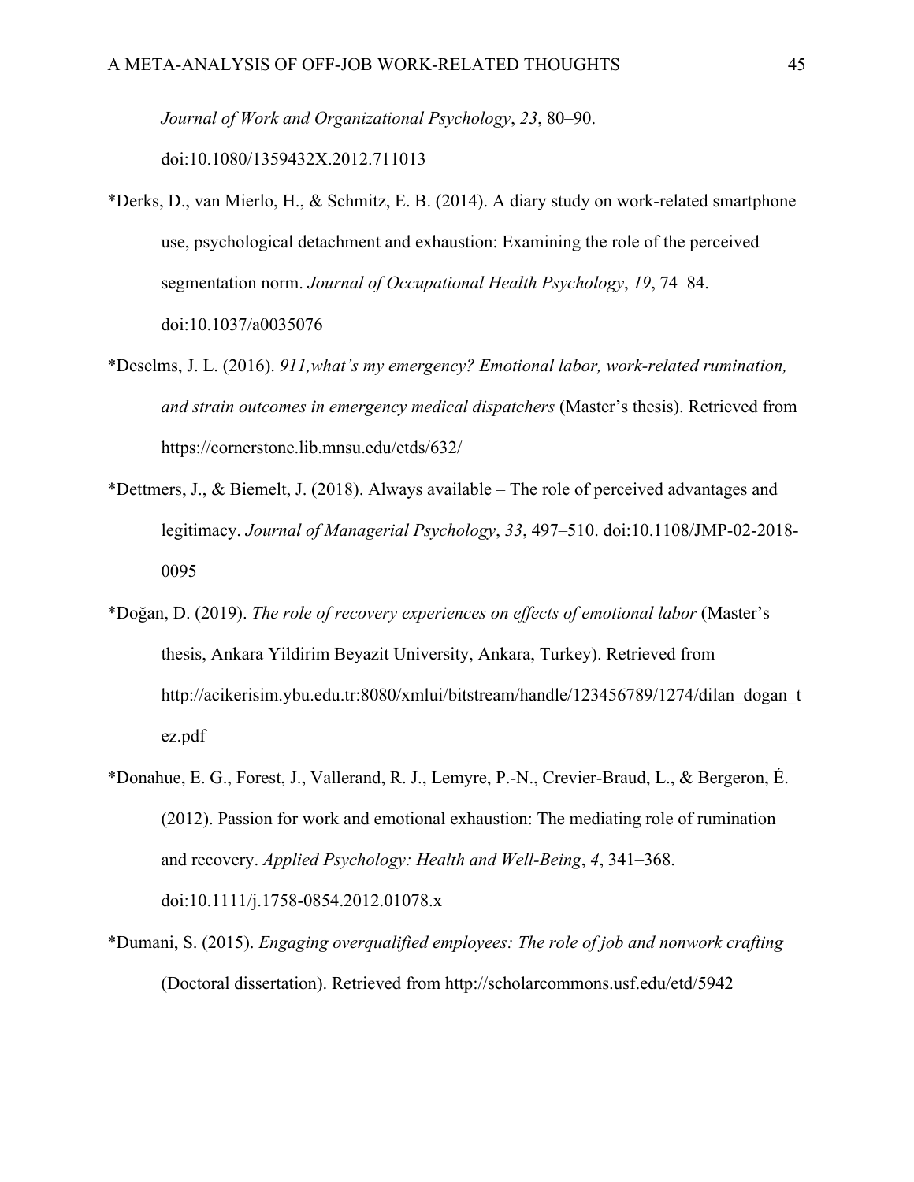*Journal of Work and Organizational Psychology*, *23*, 80–90. doi:10.1080/1359432X.2012.711013

*Derks, D., van Mierlo, H., & Schmitz, E. B. (2014). A diary study on work-related smartphone use, psychological detachment and exhaustion: Examining the role of the perceived segmentation norm. *Journal of Occupational Health Psychology*, *19*, 74–84. doi:10.1037/a0035076

*Deselms, J. L. (2016). *911,what's my emergency? Emotional labor, work-related rumination, and strain outcomes in emergency medical dispatchers* (Master's thesis). Retrieved from https://cornerstone.lib.mnsu.edu/etds/632/

*Dettmers, J., & Biemelt, J. (2018). Always available – The role of perceived advantages and legitimacy. *Journal of Managerial Psychology*, *33*, 497–510. doi:10.1108/JMP-02-2018-0095

*Doğan, D. (2019). *The role of recovery experiences on effects of emotional labor* (Master's thesis, Ankara Yildirim Beyazit University, Ankara, Turkey). Retrieved from http://acikerisim.ybu.edu.tr:8080/xmlui/bitstream/handle/123456789/1274/dilan_dogan_tez.pdf

*Donahue, E. G., Forest, J., Vallerand, R. J., Lemyre, P.-N., Crevier-Braud, L., & Bergeron, É. (2012). Passion for work and emotional exhaustion: The mediating role of rumination and recovery. *Applied Psychology: Health and Well-Being*, *4*, 341–368. doi:10.1111/j.1758-0854.2012.01078.x

*Dumani, S. (2015). *Engaging overqualified employees: The role of job and nonwork crafting* (Doctoral dissertation). Retrieved from http://scholarcommons.usf.edu/etd/5942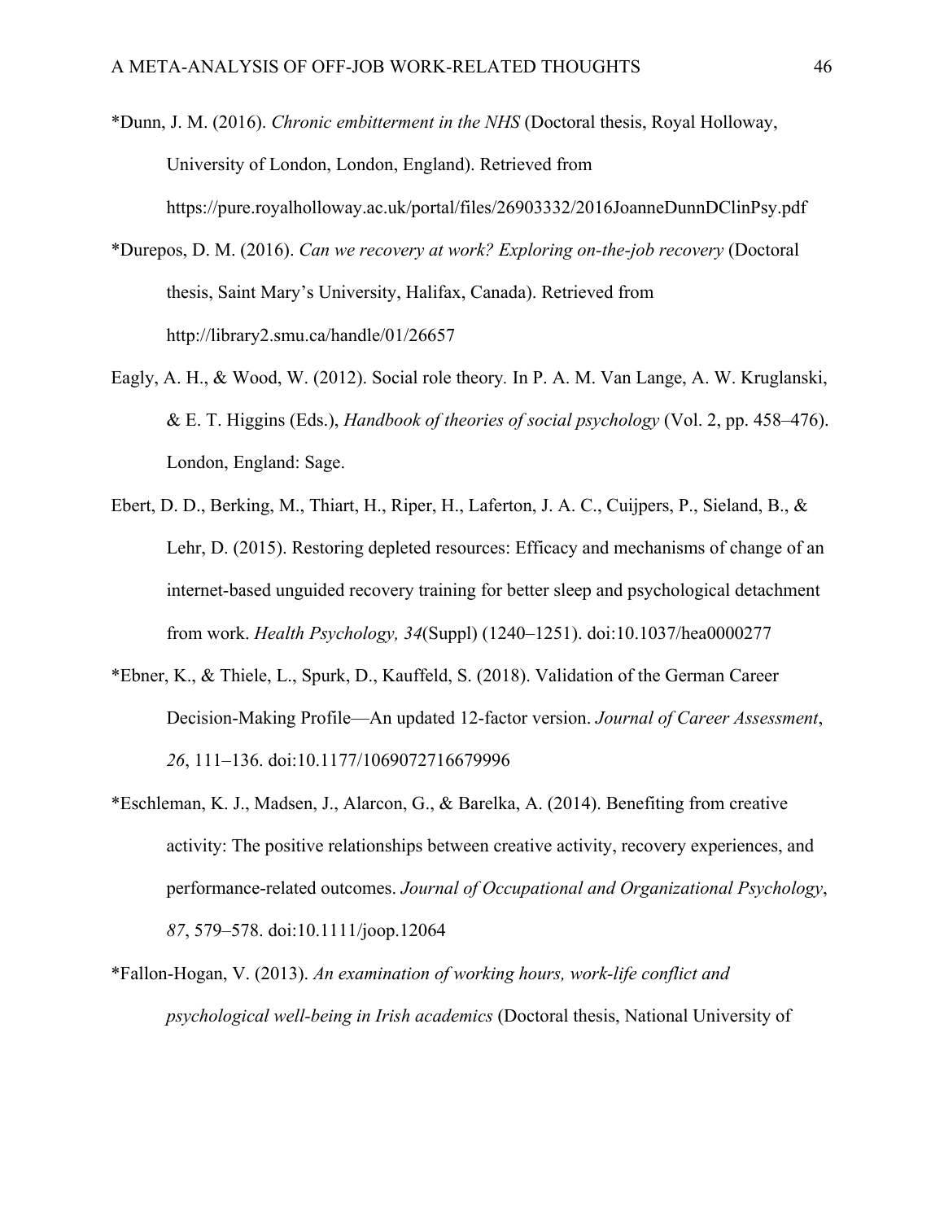*Dunn, J. M. (2016). *Chronic embitterment in the NHS* (Doctoral thesis, Royal Holloway, University of London, London, England). Retrieved from https://pure.royalholloway.ac.uk/portal/files/26903332/2016JoanneDunnDClinPsy.pdf

*Durepos, D. M. (2016). *Can we recovery at work? Exploring on-the-job recovery* (Doctoral thesis, Saint Mary's University, Halifax, Canada). Retrieved from http://library2.smu.ca/handle/01/26657

Eagly, A. H., & Wood, W. (2012). Social role theory*.* In P. A. M. Van Lange, A. W. Kruglanski, & E. T. Higgins (Eds.), *Handbook of theories of social psychology* (Vol. 2, pp. 458–476). London, England: Sage.

Ebert, D. D., Berking, M., Thiart, H., Riper, H., Laferton, J. A. C., Cuijpers, P., Sieland, B., & Lehr, D. (2015). Restoring depleted resources: Efficacy and mechanisms of change of an internet-based unguided recovery training for better sleep and psychological detachment from work. *Health Psychology, 34*(Suppl) (1240–1251). doi:10.1037/hea0000277

*Ebner, K., & Thiele, L., Spurk, D., Kauffeld, S. (2018). Validation of the German Career Decision-Making Profile—An updated 12-factor version. *Journal of Career Assessment*, *26*, 111–136. doi:10.1177/1069072716679996

*Eschleman, K. J., Madsen, J., Alarcon, G., & Barelka, A. (2014). Benefiting from creative activity: The positive relationships between creative activity, recovery experiences, and performance-related outcomes. *Journal of Occupational and Organizational Psychology*, *87*, 579–578. doi:10.1111/joop.12064

*Fallon-Hogan, V. (2013). *An examination of working hours, work-life conflict and psychological well-being in Irish academics* (Doctoral thesis, National University of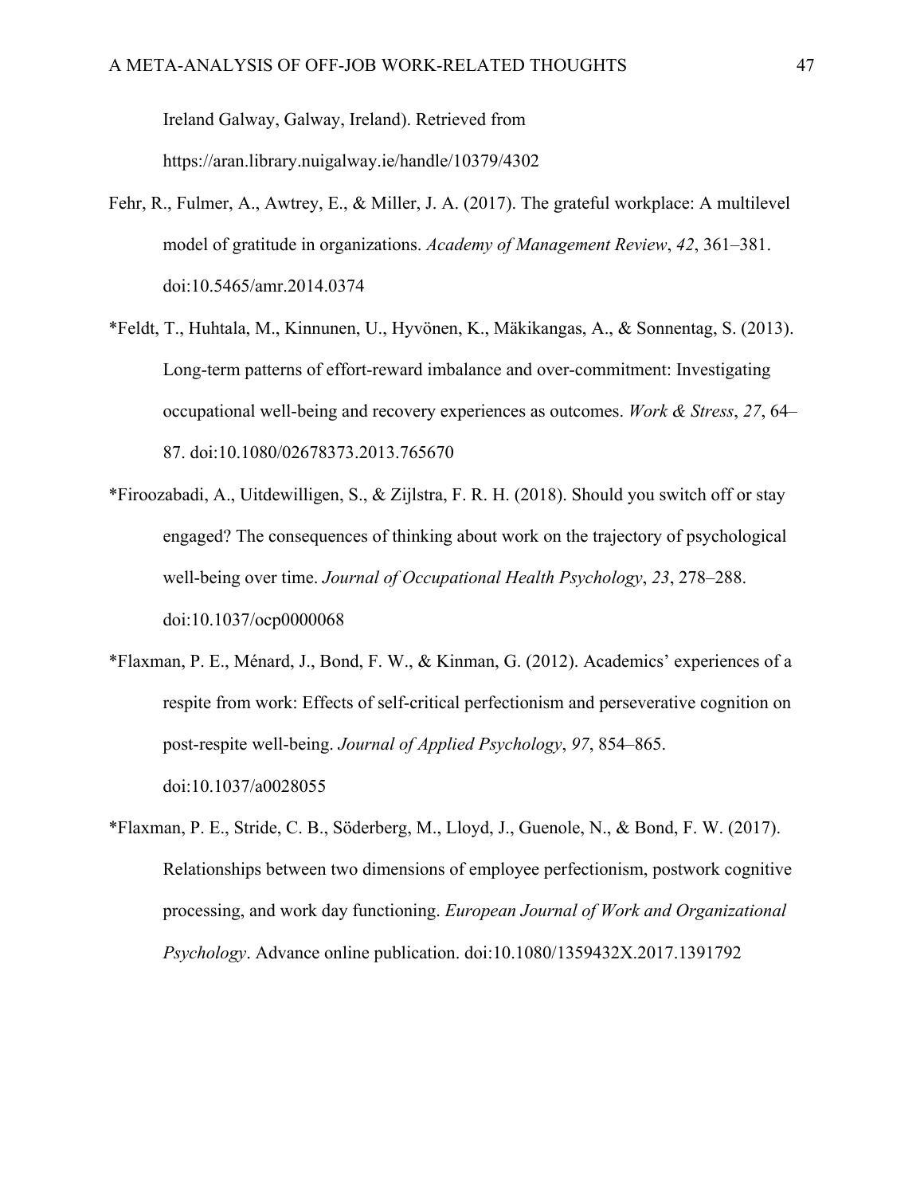Ireland Galway, Galway, Ireland). Retrieved from https://aran.library.nuigalway.ie/handle/10379/4302

Fehr, R., Fulmer, A., Awtrey, E., & Miller, J. A. (2017). The grateful workplace: A multilevel model of gratitude in organizations. *Academy of Management Review*, *42*, 361–381. doi:10.5465/amr.2014.0374

*Feldt, T., Huhtala, M., Kinnunen, U., Hyvönen, K., Mäkikangas, A., & Sonnentag, S. (2013). Long-term patterns of effort-reward imbalance and over-commitment: Investigating occupational well-being and recovery experiences as outcomes. *Work & Stress*, *27*, 64–87. doi:10.1080/02678373.2013.765670

*Firoozabadi, A., Uitdewilligen, S., & Zijlstra, F. R. H. (2018). Should you switch off or stay engaged? The consequences of thinking about work on the trajectory of psychological well-being over time. *Journal of Occupational Health Psychology*, *23*, 278–288. doi:10.1037/ocp0000068

*Flaxman, P. E., Ménard, J., Bond, F. W., & Kinman, G. (2012). Academics' experiences of a respite from work: Effects of self-critical perfectionism and perseverative cognition on post-respite well-being. *Journal of Applied Psychology*, *97*, 854–865. doi:10.1037/a0028055

*Flaxman, P. E., Stride, C. B., Söderberg, M., Lloyd, J., Guenole, N., & Bond, F. W. (2017). Relationships between two dimensions of employee perfectionism, postwork cognitive processing, and work day functioning. *European Journal of Work and Organizational Psychology*. Advance online publication. doi:10.1080/1359432X.2017.1391792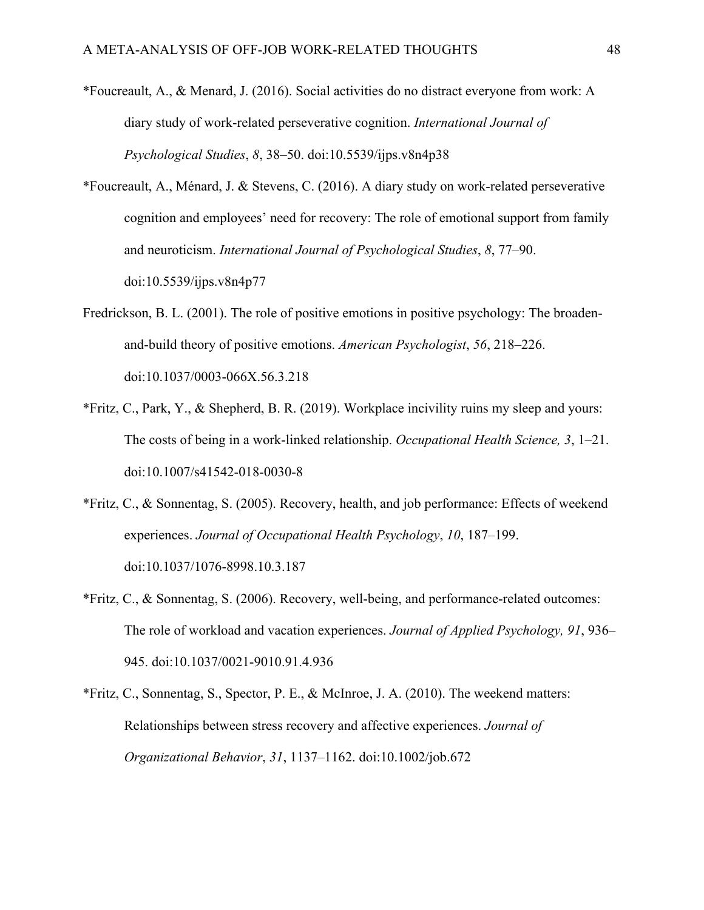*Foucreault, A., & Menard, J. (2016). Social activities do no distract everyone from work: A diary study of work-related perseverative cognition. *International Journal of Psychological Studies*, *8*, 38–50. doi:10.5539/ijps.v8n4p38

*Foucreault, A., Ménard, J. & Stevens, C. (2016). A diary study on work-related perseverative cognition and employees' need for recovery: The role of emotional support from family and neuroticism. *International Journal of Psychological Studies*, *8*, 77–90. doi:10.5539/ijps.v8n4p77

Fredrickson, B. L. (2001). The role of positive emotions in positive psychology: The broaden-and-build theory of positive emotions. *American Psychologist*, *56*, 218–226. doi:10.1037/0003-066X.56.3.218

*Fritz, C., Park, Y., & Shepherd, B. R. (2019). Workplace incivility ruins my sleep and yours: The costs of being in a work-linked relationship. *Occupational Health Science, 3*, 1–21. doi:10.1007/s41542-018-0030-8

*Fritz, C., & Sonnentag, S. (2005). Recovery, health, and job performance: Effects of weekend experiences. *Journal of Occupational Health Psychology*, *10*, 187–199. doi:10.1037/1076-8998.10.3.187

*Fritz, C., & Sonnentag, S. (2006). Recovery, well-being, and performance-related outcomes: The role of workload and vacation experiences. *Journal of Applied Psychology, 91*, 936–945. doi:10.1037/0021-9010.91.4.936

*Fritz, C., Sonnentag, S., Spector, P. E., & McInroe, J. A. (2010). The weekend matters: Relationships between stress recovery and affective experiences. *Journal of Organizational Behavior*, *31*, 1137–1162. doi:10.1002/job.672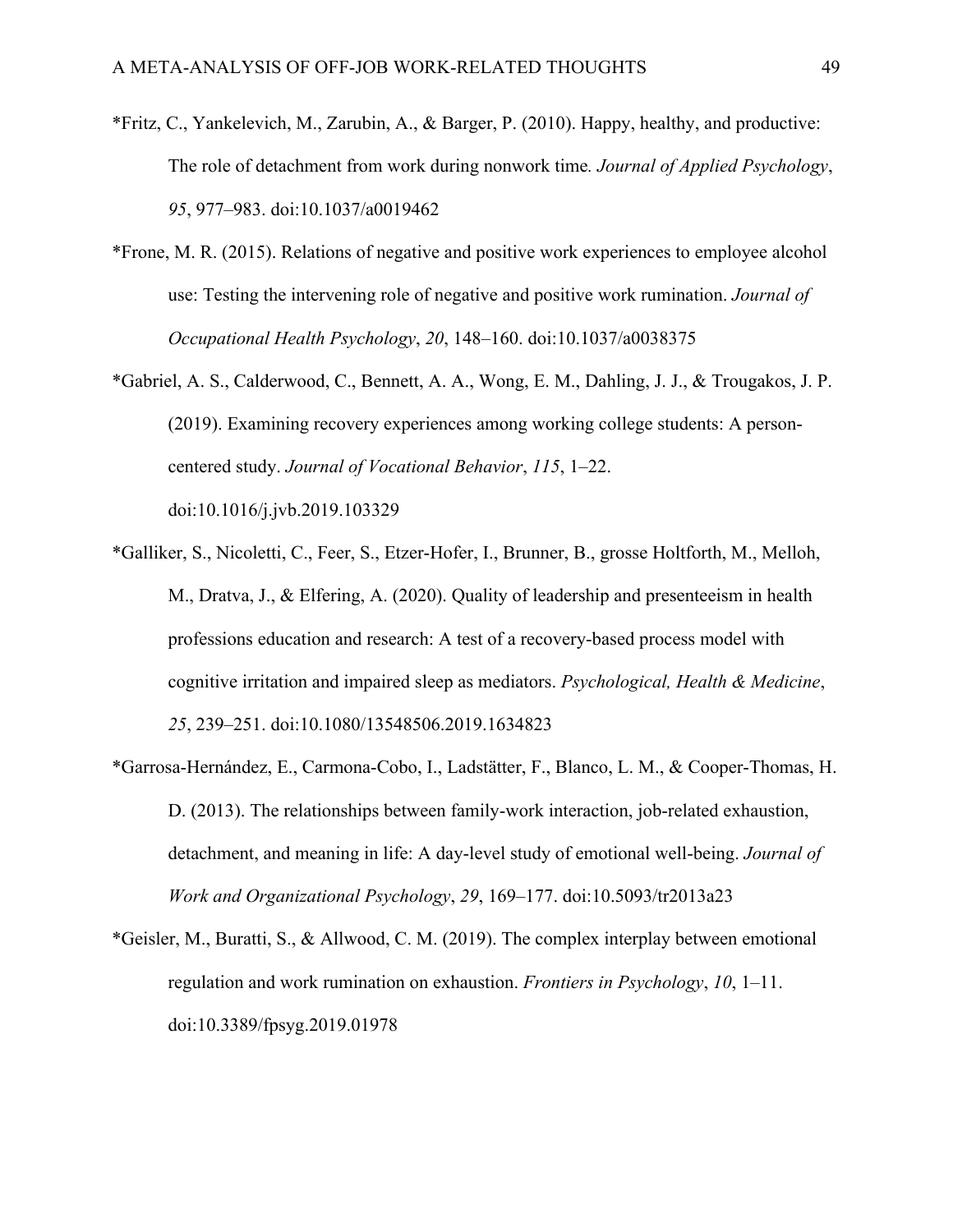*Fritz, C., Yankelevich, M., Zarubin, A., & Barger, P. (2010). Happy, healthy, and productive: The role of detachment from work during nonwork time. *Journal of Applied Psychology*, *95*, 977–983. doi:10.1037/a0019462

*Frone, M. R. (2015). Relations of negative and positive work experiences to employee alcohol use: Testing the intervening role of negative and positive work rumination. *Journal of Occupational Health Psychology*, *20*, 148–160. doi:10.1037/a0038375

*Gabriel, A. S., Calderwood, C., Bennett, A. A., Wong, E. M., Dahling, J. J., & Trougakos, J. P. (2019). Examining recovery experiences among working college students: A person-centered study. *Journal of Vocational Behavior*, *115*, 1–22. doi:10.1016/j.jvb.2019.103329

*Galliker, S., Nicoletti, C., Feer, S., Etzer-Hofer, I., Brunner, B., grosse Holtforth, M., Melloh, M., Dratva, J., & Elfering, A. (2020). Quality of leadership and presenteeism in health professions education and research: A test of a recovery-based process model with cognitive irritation and impaired sleep as mediators. *Psychological, Health & Medicine*, *25*, 239–251. doi:10.1080/13548506.2019.1634823

*Garrosa-Hernández, E., Carmona-Cobo, I., Ladstätter, F., Blanco, L. M., & Cooper-Thomas, H. D. (2013). The relationships between family-work interaction, job-related exhaustion, detachment, and meaning in life: A day-level study of emotional well-being. *Journal of Work and Organizational Psychology*, *29*, 169–177. doi:10.5093/tr2013a23

*Geisler, M., Buratti, S., & Allwood, C. M. (2019). The complex interplay between emotional regulation and work rumination on exhaustion. *Frontiers in Psychology*, *10*, 1–11. doi:10.3389/fpsyg.2019.01978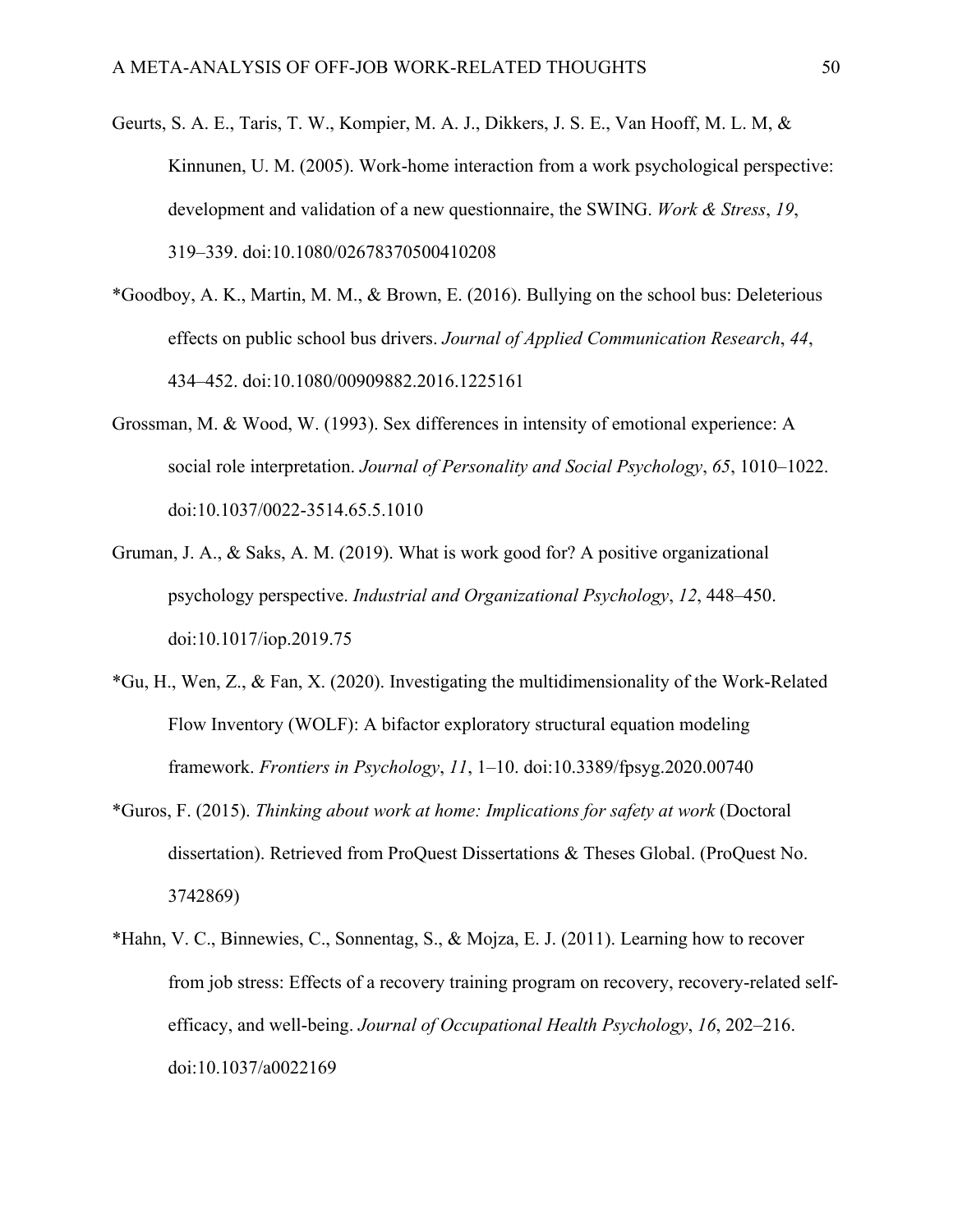Geurts, S. A. E., Taris, T. W., Kompier, M. A. J., Dikkers, J. S. E., Van Hooff, M. L. M, & Kinnunen, U. M. (2005). Work-home interaction from a work psychological perspective: development and validation of a new questionnaire, the SWING. *Work & Stress*, *19*, 319–339. doi:10.1080/02678370500410208

*Goodboy, A. K., Martin, M. M., & Brown, E. (2016). Bullying on the school bus: Deleterious effects on public school bus drivers. *Journal of Applied Communication Research*, *44*, 434–452. doi:10.1080/00909882.2016.1225161

Grossman, M. & Wood, W. (1993). Sex differences in intensity of emotional experience: A social role interpretation. *Journal of Personality and Social Psychology*, *65*, 1010–1022. doi:10.1037/0022-3514.65.5.1010

Gruman, J. A., & Saks, A. M. (2019). What is work good for? A positive organizational psychology perspective. *Industrial and Organizational Psychology*, *12*, 448–450. doi:10.1017/iop.2019.75

*Gu, H., Wen, Z., & Fan, X. (2020). Investigating the multidimensionality of the Work-Related Flow Inventory (WOLF): A bifactor exploratory structural equation modeling framework. *Frontiers in Psychology*, *11*, 1–10. doi:10.3389/fpsyg.2020.00740

*Guros, F. (2015). *Thinking about work at home: Implications for safety at work* (Doctoral dissertation). Retrieved from ProQuest Dissertations & Theses Global. (ProQuest No. 3742869)

*Hahn, V. C., Binnewies, C., Sonnentag, S., & Mojza, E. J. (2011). Learning how to recover from job stress: Effects of a recovery training program on recovery, recovery-related self-efficacy, and well-being. *Journal of Occupational Health Psychology*, *16*, 202–216. doi:10.1037/a0022169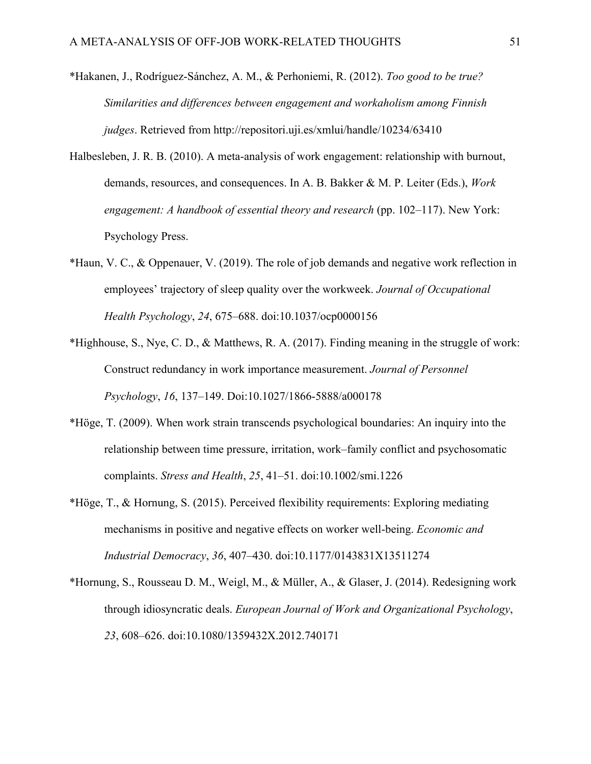*Hakanen, J., Rodríguez-Sánchez, A. M., & Perhoniemi, R. (2012). *Too good to be true? Similarities and differences between engagement and workaholism among Finnish judges*. Retrieved from http://repositori.uji.es/xmlui/handle/10234/63410

Halbesleben, J. R. B. (2010). A meta-analysis of work engagement: relationship with burnout, demands, resources, and consequences. In A. B. Bakker & M. P. Leiter (Eds.), *Work engagement: A handbook of essential theory and research* (pp. 102–117). New York: Psychology Press.

*Haun, V. C., & Oppenauer, V. (2019). The role of job demands and negative work reflection in employees' trajectory of sleep quality over the workweek. *Journal of Occupational Health Psychology*, *24*, 675–688. doi:10.1037/ocp0000156

*Highhouse, S., Nye, C. D., & Matthews, R. A. (2017). Finding meaning in the struggle of work: Construct redundancy in work importance measurement. *Journal of Personnel Psychology*, *16*, 137–149. Doi:10.1027/1866-5888/a000178

*Höge, T. (2009). When work strain transcends psychological boundaries: An inquiry into the relationship between time pressure, irritation, work–family conflict and psychosomatic complaints. *Stress and Health*, *25*, 41–51. doi:10.1002/smi.1226

*Höge, T., & Hornung, S. (2015). Perceived flexibility requirements: Exploring mediating mechanisms in positive and negative effects on worker well-being. *Economic and Industrial Democracy*, *36*, 407–430. doi:10.1177/0143831X13511274

*Hornung, S., Rousseau D. M., Weigl, M., & Müller, A., & Glaser, J. (2014). Redesigning work through idiosyncratic deals. *European Journal of Work and Organizational Psychology*, *23*, 608–626. doi:10.1080/1359432X.2012.740171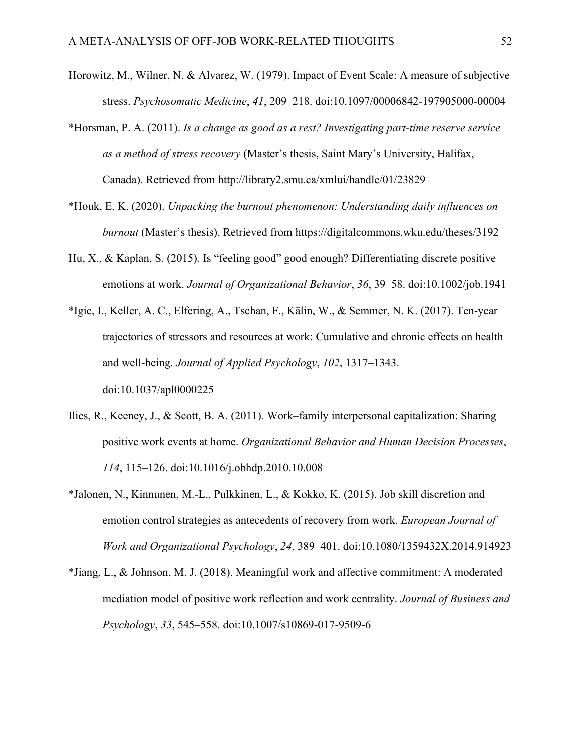Horowitz, M., Wilner, N. & Alvarez, W. (1979). Impact of Event Scale: A measure of subjective stress. *Psychosomatic Medicine*, *41*, 209–218. doi:10.1097/00006842-197905000-00004

*Horsman, P. A. (2011). *Is a change as good as a rest? Investigating part-time reserve service as a method of stress recovery* (Master's thesis, Saint Mary's University, Halifax, Canada). Retrieved from http://library2.smu.ca/xmlui/handle/01/23829

*Houk, E. K. (2020). *Unpacking the burnout phenomenon: Understanding daily influences on burnout* (Master's thesis). Retrieved from https://digitalcommons.wku.edu/theses/3192

Hu, X., & Kaplan, S. (2015). Is "feeling good" good enough? Differentiating discrete positive emotions at work. *Journal of Organizational Behavior*, *36*, 39–58. doi:10.1002/job.1941

*Igic, I., Keller, A. C., Elfering, A., Tschan, F., Kälin, W., & Semmer, N. K. (2017). Ten-year trajectories of stressors and resources at work: Cumulative and chronic effects on health and well-being. *Journal of Applied Psychology*, *102*, 1317–1343. doi:10.1037/apl0000225

Ilies, R., Keeney, J., & Scott, B. A. (2011). Work–family interpersonal capitalization: Sharing positive work events at home. *Organizational Behavior and Human Decision Processes*, *114*, 115–126. doi:10.1016/j.obhdp.2010.10.008

*Jalonen, N., Kinnunen, M.-L., Pulkkinen, L., & Kokko, K. (2015). Job skill discretion and emotion control strategies as antecedents of recovery from work. *European Journal of Work and Organizational Psychology*, *24*, 389–401. doi:10.1080/1359432X.2014.914923

*Jiang, L., & Johnson, M. J. (2018). Meaningful work and affective commitment: A moderated mediation model of positive work reflection and work centrality. *Journal of Business and Psychology*, *33*, 545–558. doi:10.1007/s10869-017-9509-6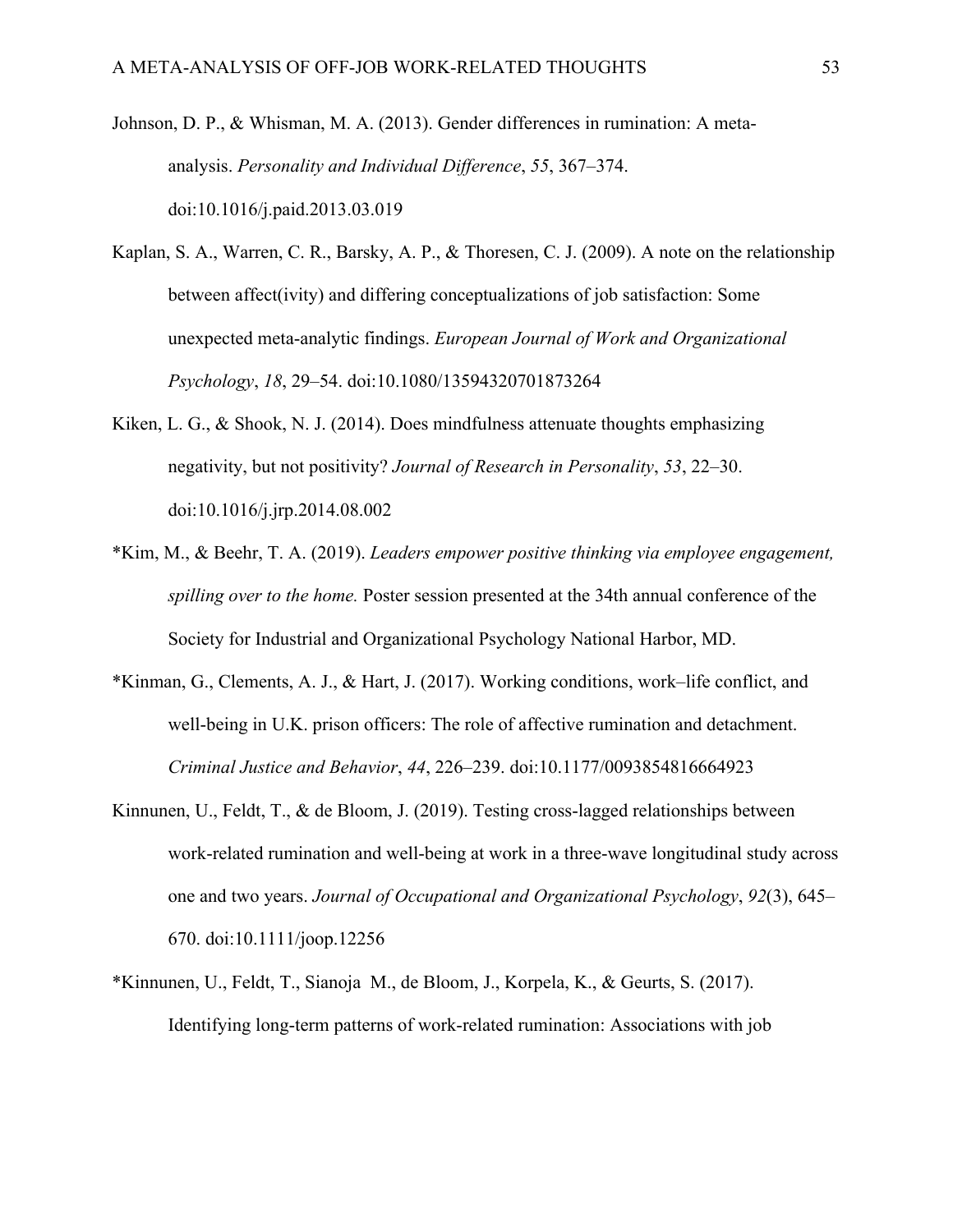Johnson, D. P., & Whisman, M. A. (2013). Gender differences in rumination: A meta-analysis. *Personality and Individual Difference*, *55*, 367–374. doi:10.1016/j.paid.2013.03.019

Kaplan, S. A., Warren, C. R., Barsky, A. P., & Thoresen, C. J. (2009). A note on the relationship between affect(ivity) and differing conceptualizations of job satisfaction: Some unexpected meta-analytic findings. *European Journal of Work and Organizational Psychology*, *18*, 29–54. doi:10.1080/13594320701873264

Kiken, L. G., & Shook, N. J. (2014). Does mindfulness attenuate thoughts emphasizing negativity, but not positivity? *Journal of Research in Personality*, *53*, 22–30. doi:10.1016/j.jrp.2014.08.002

*Kim, M., & Beehr, T. A. (2019). *Leaders empower positive thinking via employee engagement, spilling over to the home.* Poster session presented at the 34th annual conference of the Society for Industrial and Organizational Psychology National Harbor, MD.

*Kinman, G., Clements, A. J., & Hart, J. (2017). Working conditions, work–life conflict, and well-being in U.K. prison officers: The role of affective rumination and detachment. *Criminal Justice and Behavior*, *44*, 226–239. doi:10.1177/0093854816664923

Kinnunen, U., Feldt, T., & de Bloom, J. (2019). Testing cross-lagged relationships between work-related rumination and well-being at work in a three-wave longitudinal study across one and two years. *Journal of Occupational and Organizational Psychology*, *92*(3), 645–670. doi:10.1111/joop.12256

*Kinnunen, U., Feldt, T., Sianoja M., de Bloom, J., Korpela, K., & Geurts, S. (2017). Identifying long-term patterns of work-related rumination: Associations with job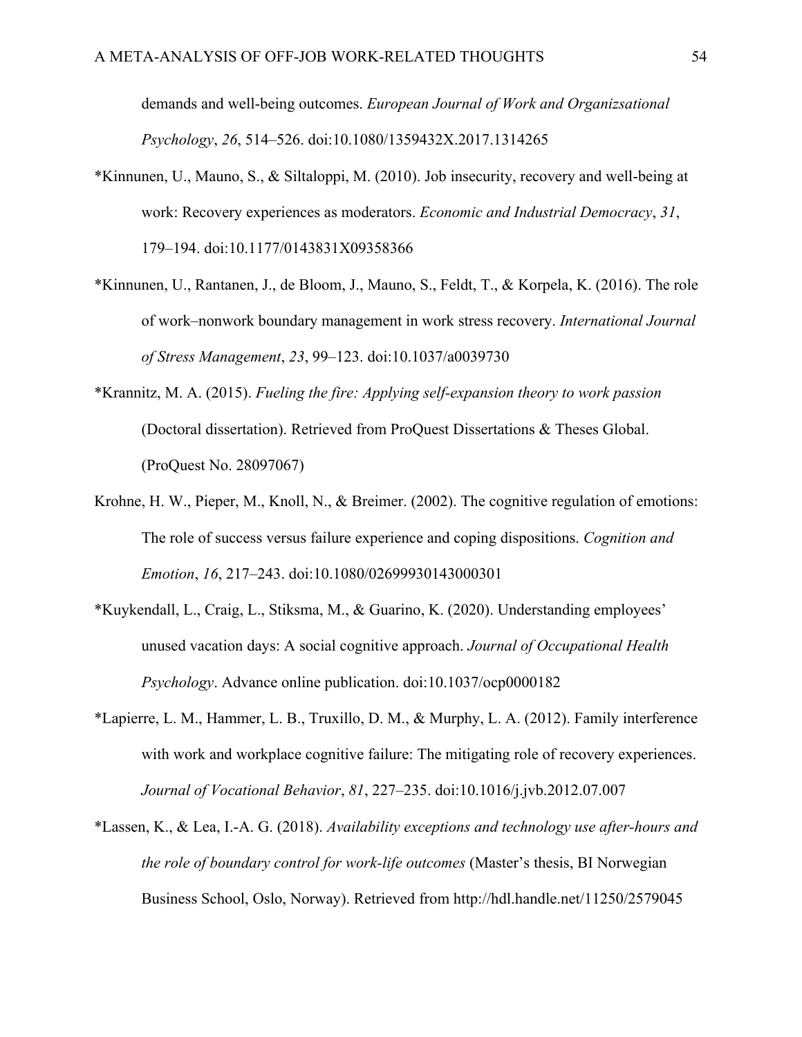demands and well-being outcomes. *European Journal of Work and Organizsational Psychology*, *26*, 514–526. doi:10.1080/1359432X.2017.1314265

*Kinnunen, U., Mauno, S., & Siltaloppi, M. (2010). Job insecurity, recovery and well-being at work: Recovery experiences as moderators. *Economic and Industrial Democracy*, *31*, 179–194. doi:10.1177/0143831X09358366

*Kinnunen, U., Rantanen, J., de Bloom, J., Mauno, S., Feldt, T., & Korpela, K. (2016). The role of work–nonwork boundary management in work stress recovery. *International Journal of Stress Management*, *23*, 99–123. doi:10.1037/a0039730

*Krannitz, M. A. (2015). *Fueling the fire: Applying self-expansion theory to work passion* (Doctoral dissertation). Retrieved from ProQuest Dissertations & Theses Global. (ProQuest No. 28097067)

Krohne, H. W., Pieper, M., Knoll, N., & Breimer. (2002). The cognitive regulation of emotions: The role of success versus failure experience and coping dispositions. *Cognition and Emotion*, *16*, 217–243. doi:10.1080/02699930143000301

*Kuykendall, L., Craig, L., Stiksma, M., & Guarino, K. (2020). Understanding employees' unused vacation days: A social cognitive approach. *Journal of Occupational Health Psychology*. Advance online publication. doi:10.1037/ocp0000182

*Lapierre, L. M., Hammer, L. B., Truxillo, D. M., & Murphy, L. A. (2012). Family interference with work and workplace cognitive failure: The mitigating role of recovery experiences. *Journal of Vocational Behavior*, *81*, 227–235. doi:10.1016/j.jvb.2012.07.007

*Lassen, K., & Lea, I.-A. G. (2018). *Availability exceptions and technology use after-hours and the role of boundary control for work-life outcomes* (Master's thesis, BI Norwegian Business School, Oslo, Norway). Retrieved from http://hdl.handle.net/11250/2579045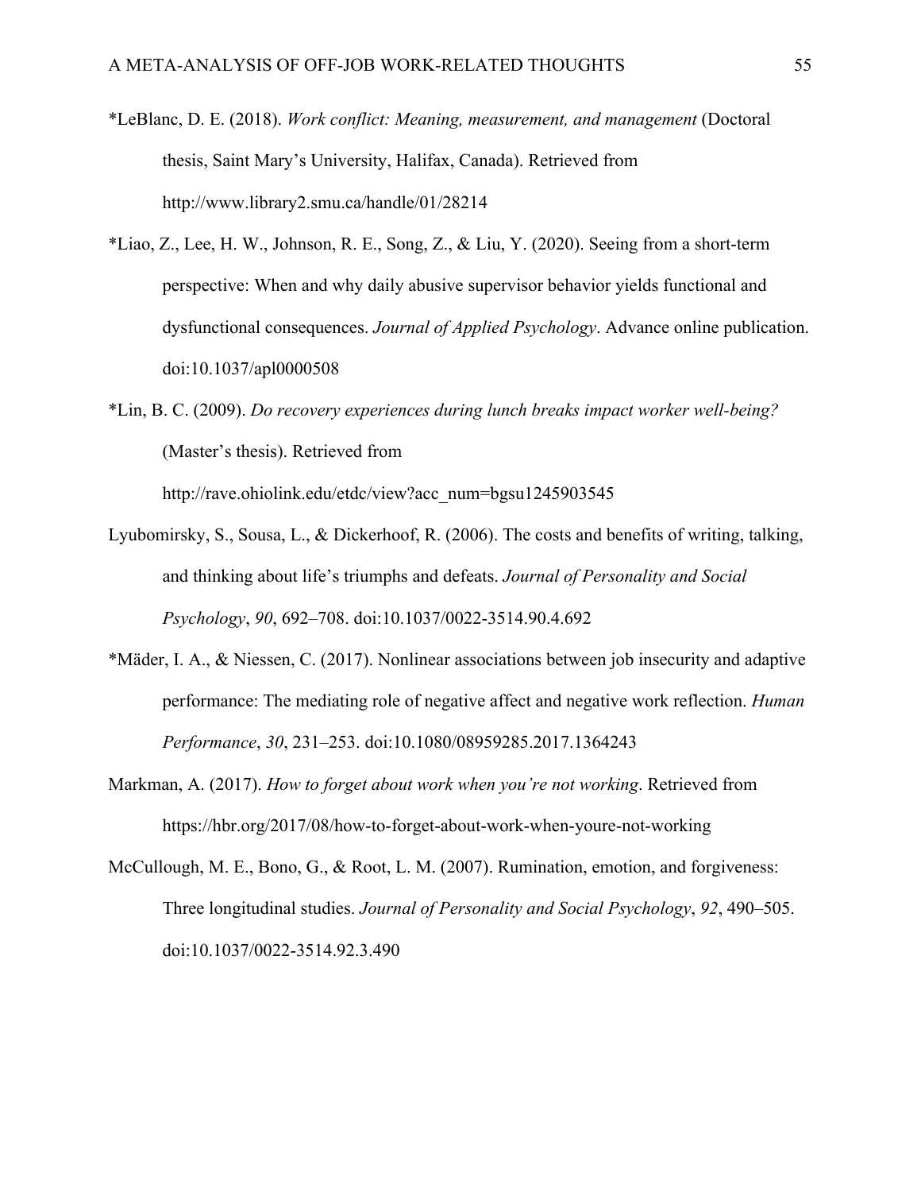*LeBlanc, D. E. (2018). *Work conflict: Meaning, measurement, and management* (Doctoral thesis, Saint Mary's University, Halifax, Canada). Retrieved from http://www.library2.smu.ca/handle/01/28214

*Liao, Z., Lee, H. W., Johnson, R. E., Song, Z., & Liu, Y. (2020). Seeing from a short-term perspective: When and why daily abusive supervisor behavior yields functional and dysfunctional consequences. *Journal of Applied Psychology*. Advance online publication. doi:10.1037/apl0000508

*Lin, B. C. (2009). *Do recovery experiences during lunch breaks impact worker well-being?* (Master's thesis). Retrieved from http://rave.ohiolink.edu/etdc/view?acc_num=bgsu1245903545

Lyubomirsky, S., Sousa, L., & Dickerhoof, R. (2006). The costs and benefits of writing, talking, and thinking about life's triumphs and defeats. *Journal of Personality and Social Psychology*, *90*, 692–708. doi:10.1037/0022-3514.90.4.692

*Mäder, I. A., & Niessen, C. (2017). Nonlinear associations between job insecurity and adaptive performance: The mediating role of negative affect and negative work reflection. *Human Performance*, *30*, 231–253. doi:10.1080/08959285.2017.1364243

Markman, A. (2017). *How to forget about work when you're not working*. Retrieved from https://hbr.org/2017/08/how-to-forget-about-work-when-youre-not-working

McCullough, M. E., Bono, G., & Root, L. M. (2007). Rumination, emotion, and forgiveness: Three longitudinal studies. *Journal of Personality and Social Psychology*, *92*, 490–505. doi:10.1037/0022-3514.92.3.490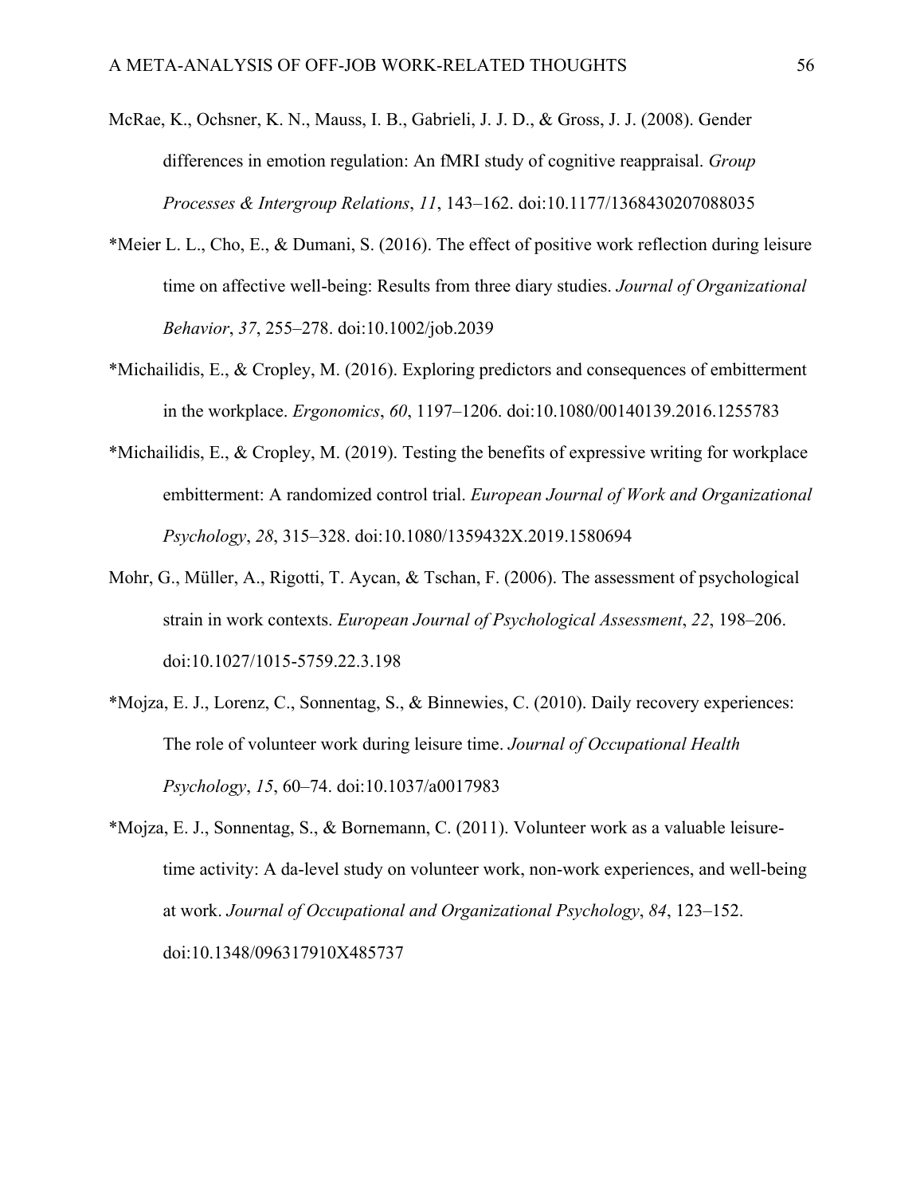McRae, K., Ochsner, K. N., Mauss, I. B., Gabrieli, J. J. D., & Gross, J. J. (2008). Gender differences in emotion regulation: An fMRI study of cognitive reappraisal. *Group Processes & Intergroup Relations*, *11*, 143–162. doi:10.1177/1368430207088035

*Meier L. L., Cho, E., & Dumani, S. (2016). The effect of positive work reflection during leisure time on affective well-being: Results from three diary studies. *Journal of Organizational Behavior*, *37*, 255–278. doi:10.1002/job.2039

*Michailidis, E., & Cropley, M. (2016). Exploring predictors and consequences of embitterment in the workplace. *Ergonomics*, *60*, 1197–1206. doi:10.1080/00140139.2016.1255783

*Michailidis, E., & Cropley, M. (2019). Testing the benefits of expressive writing for workplace embitterment: A randomized control trial. *European Journal of Work and Organizational Psychology*, *28*, 315–328. doi:10.1080/1359432X.2019.1580694

Mohr, G., Müller, A., Rigotti, T. Aycan, & Tschan, F. (2006). The assessment of psychological strain in work contexts. *European Journal of Psychological Assessment*, *22*, 198–206. doi:10.1027/1015-5759.22.3.198

*Mojza, E. J., Lorenz, C., Sonnentag, S., & Binnewies, C. (2010). Daily recovery experiences: The role of volunteer work during leisure time. *Journal of Occupational Health Psychology*, *15*, 60–74. doi:10.1037/a0017983

*Mojza, E. J., Sonnentag, S., & Bornemann, C. (2011). Volunteer work as a valuable leisure-time activity: A da-level study on volunteer work, non-work experiences, and well-being at work. *Journal of Occupational and Organizational Psychology*, *84*, 123–152. doi:10.1348/096317910X485737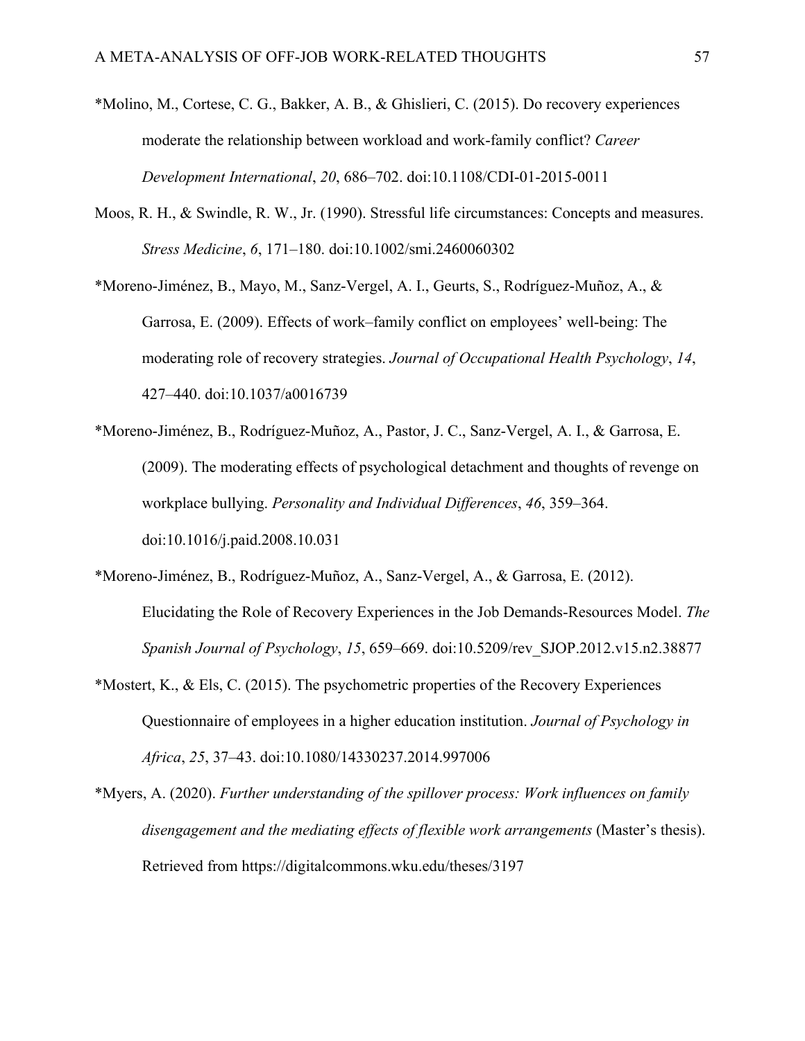*Molino, M., Cortese, C. G., Bakker, A. B., & Ghislieri, C. (2015). Do recovery experiences moderate the relationship between workload and work-family conflict? *Career Development International*, *20*, 686–702. doi:10.1108/CDI-01-2015-0011

Moos, R. H., & Swindle, R. W., Jr. (1990). Stressful life circumstances: Concepts and measures. *Stress Medicine*, *6*, 171–180. doi:10.1002/smi.2460060302

*Moreno-Jiménez, B., Mayo, M., Sanz-Vergel, A. I., Geurts, S., Rodríguez-Muñoz, A., & Garrosa, E. (2009). Effects of work–family conflict on employees' well-being: The moderating role of recovery strategies. *Journal of Occupational Health Psychology*, *14*, 427–440. doi:10.1037/a0016739

*Moreno-Jiménez, B., Rodríguez-Muñoz, A., Pastor, J. C., Sanz-Vergel, A. I., & Garrosa, E. (2009). The moderating effects of psychological detachment and thoughts of revenge on workplace bullying. *Personality and Individual Differences*, *46*, 359–364. doi:10.1016/j.paid.2008.10.031

*Moreno-Jiménez, B., Rodríguez-Muñoz, A., Sanz-Vergel, A., & Garrosa, E. (2012). Elucidating the Role of Recovery Experiences in the Job Demands-Resources Model. *The Spanish Journal of Psychology*, *15*, 659–669. doi:10.5209/rev_SJOP.2012.v15.n2.38877

*Mostert, K., & Els, C. (2015). The psychometric properties of the Recovery Experiences Questionnaire of employees in a higher education institution. *Journal of Psychology in Africa*, *25*, 37–43. doi:10.1080/14330237.2014.997006

*Myers, A. (2020). *Further understanding of the spillover process: Work influences on family disengagement and the mediating effects of flexible work arrangements* (Master's thesis). Retrieved from https://digitalcommons.wku.edu/theses/3197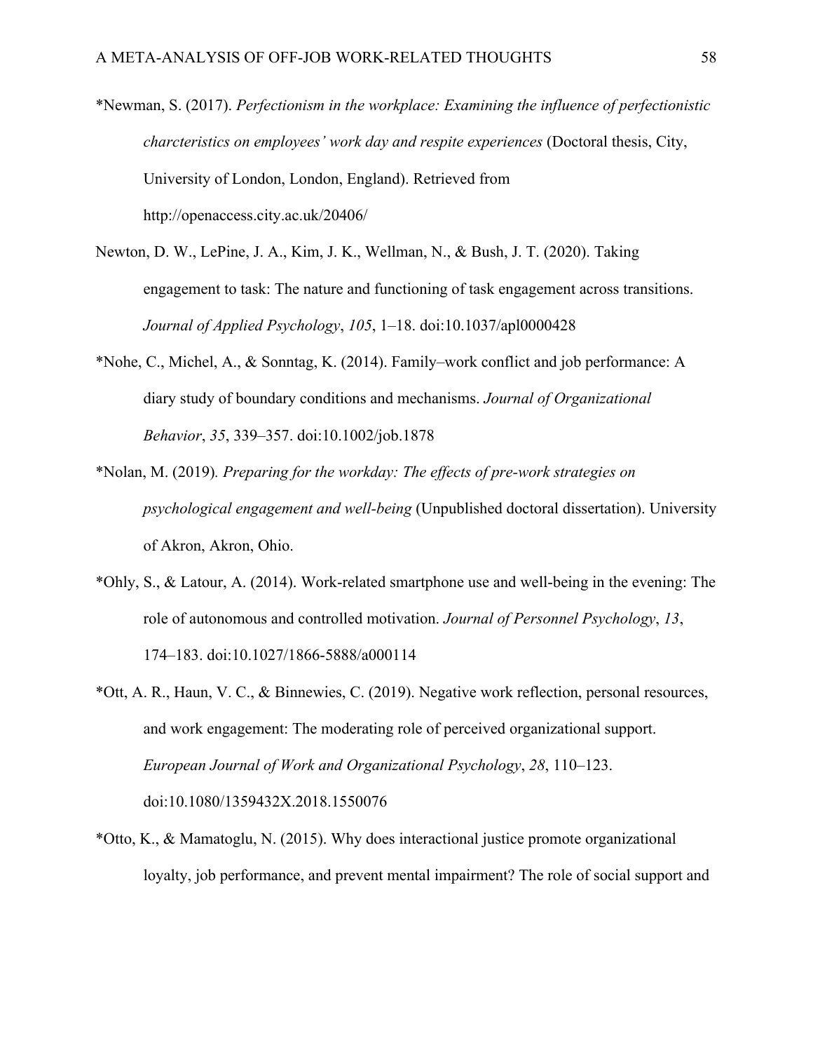*Newman, S. (2017). *Perfectionism in the workplace: Examining the influence of perfectionistic charcteristics on employees' work day and respite experiences* (Doctoral thesis, City, University of London, London, England). Retrieved from http://openaccess.city.ac.uk/20406/

Newton, D. W., LePine, J. A., Kim, J. K., Wellman, N., & Bush, J. T. (2020). Taking engagement to task: The nature and functioning of task engagement across transitions. *Journal of Applied Psychology*, *105*, 1–18. doi:10.1037/apl0000428

*Nohe, C., Michel, A., & Sonntag, K. (2014). Family–work conflict and job performance: A diary study of boundary conditions and mechanisms. *Journal of Organizational Behavior*, *35*, 339–357. doi:10.1002/job.1878

*Nolan, M. (2019). *Preparing for the workday: The effects of pre-work strategies on psychological engagement and well-being* (Unpublished doctoral dissertation). University of Akron, Akron, Ohio.

*Ohly, S., & Latour, A. (2014). Work-related smartphone use and well-being in the evening: The role of autonomous and controlled motivation. *Journal of Personnel Psychology*, *13*, 174–183. doi:10.1027/1866-5888/a000114

*Ott, A. R., Haun, V. C., & Binnewies, C. (2019). Negative work reflection, personal resources, and work engagement: The moderating role of perceived organizational support. *European Journal of Work and Organizational Psychology*, *28*, 110–123. doi:10.1080/1359432X.2018.1550076

*Otto, K., & Mamatoglu, N. (2015). Why does interactional justice promote organizational loyalty, job performance, and prevent mental impairment? The role of social support and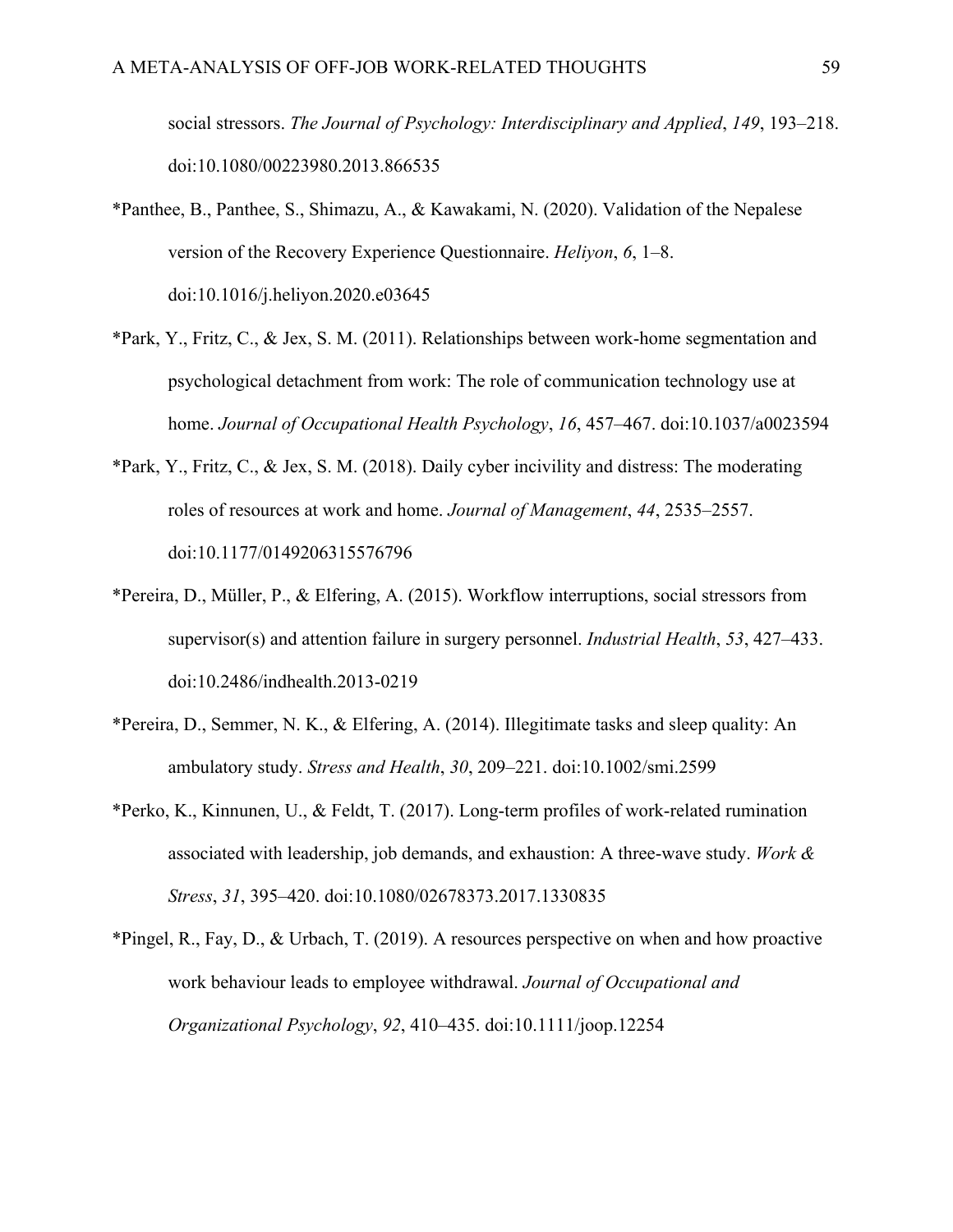social stressors. *The Journal of Psychology: Interdisciplinary and Applied*, *149*, 193–218. doi:10.1080/00223980.2013.866535

*Panthee, B., Panthee, S., Shimazu, A., & Kawakami, N. (2020). Validation of the Nepalese version of the Recovery Experience Questionnaire. *Heliyon*, *6*, 1–8. doi:10.1016/j.heliyon.2020.e03645

*Park, Y., Fritz, C., & Jex, S. M. (2011). Relationships between work-home segmentation and psychological detachment from work: The role of communication technology use at home. *Journal of Occupational Health Psychology*, *16*, 457–467. doi:10.1037/a0023594

*Park, Y., Fritz, C., & Jex, S. M. (2018). Daily cyber incivility and distress: The moderating roles of resources at work and home. *Journal of Management*, *44*, 2535–2557. doi:10.1177/0149206315576796

*Pereira, D., Müller, P., & Elfering, A. (2015). Workflow interruptions, social stressors from supervisor(s) and attention failure in surgery personnel. *Industrial Health*, *53*, 427–433. doi:10.2486/indhealth.2013-0219

*Pereira, D., Semmer, N. K., & Elfering, A. (2014). Illegitimate tasks and sleep quality: An ambulatory study. *Stress and Health*, *30*, 209–221. doi:10.1002/smi.2599

*Perko, K., Kinnunen, U., & Feldt, T. (2017). Long-term profiles of work-related rumination associated with leadership, job demands, and exhaustion: A three-wave study. *Work & Stress*, *31*, 395–420. doi:10.1080/02678373.2017.1330835

*Pingel, R., Fay, D., & Urbach, T. (2019). A resources perspective on when and how proactive work behaviour leads to employee withdrawal. *Journal of Occupational and Organizational Psychology*, *92*, 410–435. doi:10.1111/joop.12254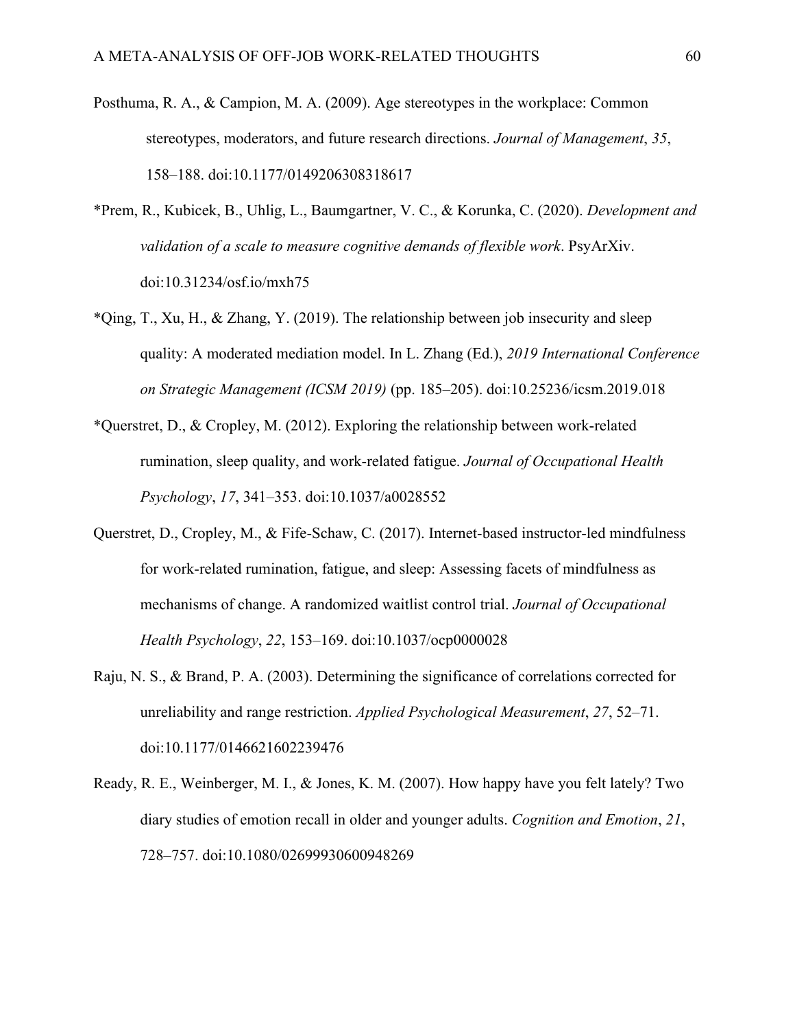Posthuma, R. A., & Campion, M. A. (2009). Age stereotypes in the workplace: Common stereotypes, moderators, and future research directions. *Journal of Management*, *35*, 158–188. doi:10.1177/0149206308318617

*Prem, R., Kubicek, B., Uhlig, L., Baumgartner, V. C., & Korunka, C. (2020). *Development and validation of a scale to measure cognitive demands of flexible work*. PsyArXiv. doi:10.31234/osf.io/mxh75

*Qing, T., Xu, H., & Zhang, Y. (2019). The relationship between job insecurity and sleep quality: A moderated mediation model. In L. Zhang (Ed.), *2019 International Conference on Strategic Management (ICSM 2019)* (pp. 185–205). doi:10.25236/icsm.2019.018

*Querstret, D., & Cropley, M. (2012). Exploring the relationship between work-related rumination, sleep quality, and work-related fatigue. *Journal of Occupational Health Psychology*, *17*, 341–353. doi:10.1037/a0028552

Querstret, D., Cropley, M., & Fife-Schaw, C. (2017). Internet-based instructor-led mindfulness for work-related rumination, fatigue, and sleep: Assessing facets of mindfulness as mechanisms of change. A randomized waitlist control trial. *Journal of Occupational Health Psychology*, *22*, 153–169. doi:10.1037/ocp0000028

Raju, N. S., & Brand, P. A. (2003). Determining the significance of correlations corrected for unreliability and range restriction. *Applied Psychological Measurement*, *27*, 52–71. doi:10.1177/0146621602239476

Ready, R. E., Weinberger, M. I., & Jones, K. M. (2007). How happy have you felt lately? Two diary studies of emotion recall in older and younger adults. *Cognition and Emotion*, *21*, 728–757. doi:10.1080/02699930600948269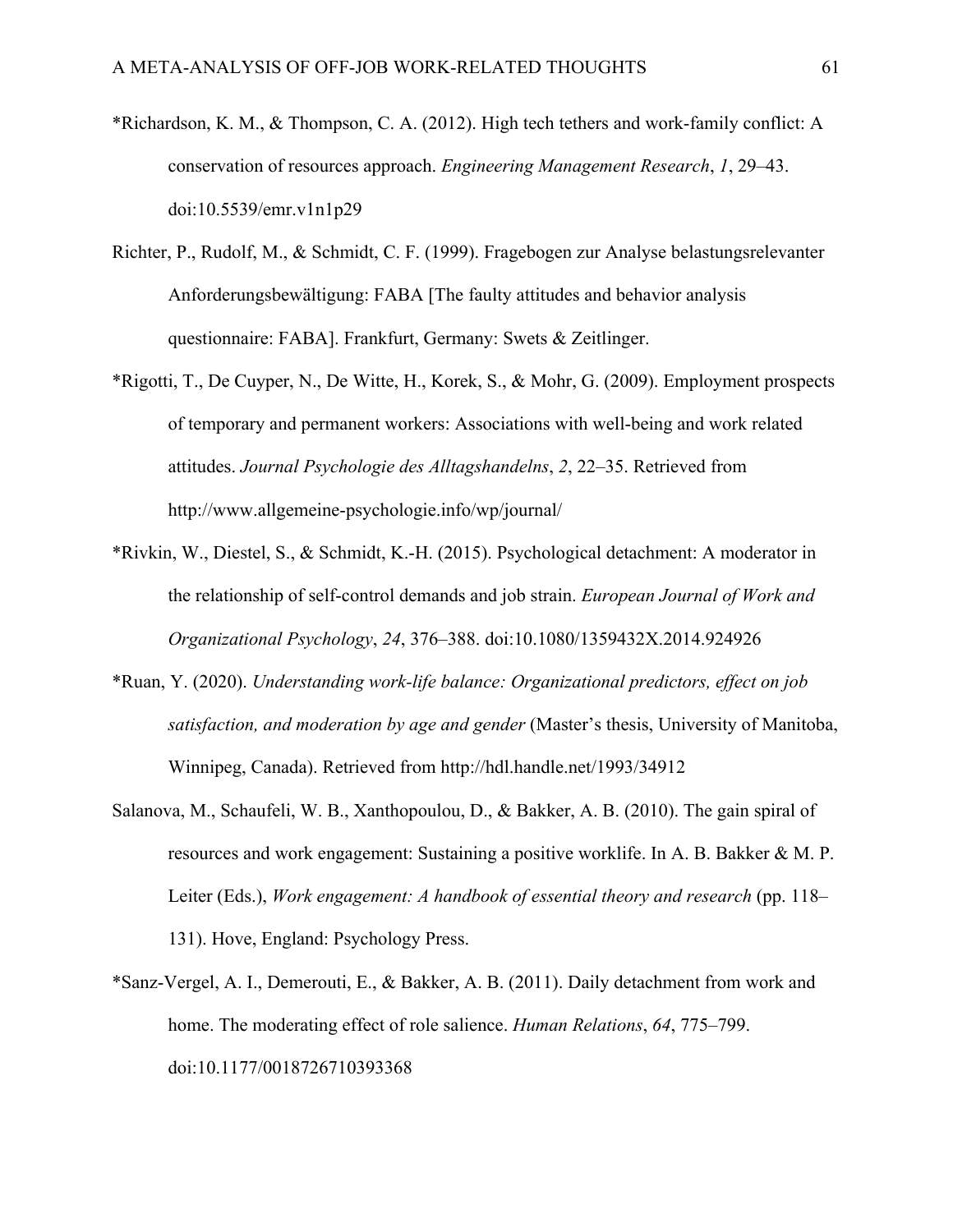*Richardson, K. M., & Thompson, C. A. (2012). High tech tethers and work-family conflict: A conservation of resources approach. *Engineering Management Research*, *1*, 29–43. doi:10.5539/emr.v1n1p29

Richter, P., Rudolf, M., & Schmidt, C. F. (1999). Fragebogen zur Analyse belastungsrelevanter Anforderungsbewältigung: FABA [The faulty attitudes and behavior analysis questionnaire: FABA]. Frankfurt, Germany: Swets & Zeitlinger.

*Rigotti, T., De Cuyper, N., De Witte, H., Korek, S., & Mohr, G. (2009). Employment prospects of temporary and permanent workers: Associations with well-being and work related attitudes. *Journal Psychologie des Alltagshandelns*, *2*, 22–35. Retrieved from http://www.allgemeine-psychologie.info/wp/journal/

*Rivkin, W., Diestel, S., & Schmidt, K.-H. (2015). Psychological detachment: A moderator in the relationship of self-control demands and job strain. *European Journal of Work and Organizational Psychology*, *24*, 376–388. doi:10.1080/1359432X.2014.924926

*Ruan, Y. (2020). *Understanding work-life balance: Organizational predictors, effect on job satisfaction, and moderation by age and gender* (Master's thesis, University of Manitoba, Winnipeg, Canada). Retrieved from http://hdl.handle.net/1993/34912

Salanova, M., Schaufeli, W. B., Xanthopoulou, D., & Bakker, A. B. (2010). The gain spiral of resources and work engagement: Sustaining a positive worklife. In A. B. Bakker & M. P. Leiter (Eds.), *Work engagement: A handbook of essential theory and research* (pp. 118–131). Hove, England: Psychology Press.

*Sanz-Vergel, A. I., Demerouti, E., & Bakker, A. B. (2011). Daily detachment from work and home. The moderating effect of role salience. *Human Relations*, *64*, 775–799. doi:10.1177/0018726710393368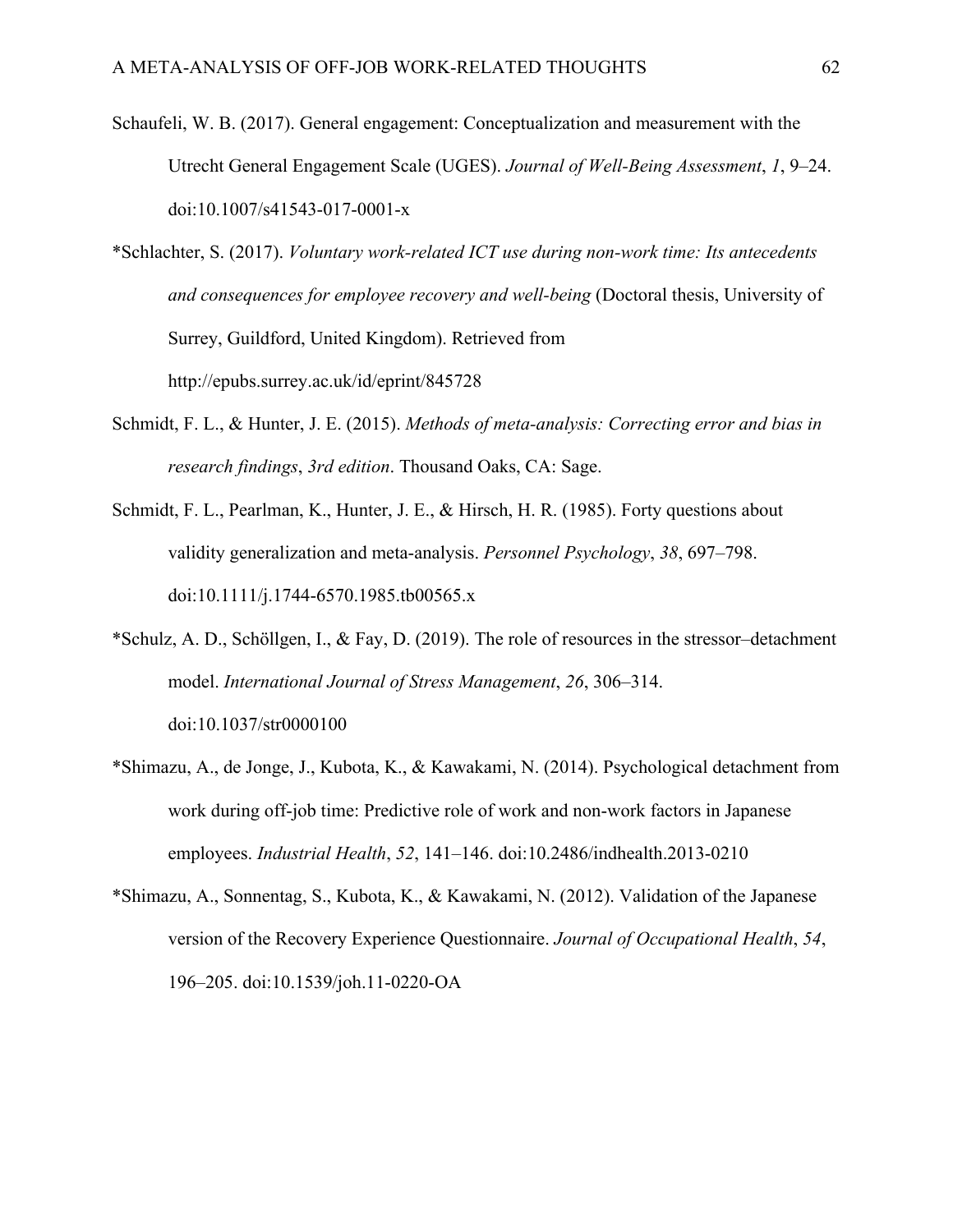Schaufeli, W. B. (2017). General engagement: Conceptualization and measurement with the Utrecht General Engagement Scale (UGES). *Journal of Well-Being Assessment*, *1*, 9–24. doi:10.1007/s41543-017-0001-x

*Schlachter, S. (2017). *Voluntary work-related ICT use during non-work time: Its antecedents and consequences for employee recovery and well-being* (Doctoral thesis, University of Surrey, Guildford, United Kingdom). Retrieved from http://epubs.surrey.ac.uk/id/eprint/845728

Schmidt, F. L., & Hunter, J. E. (2015). *Methods of meta-analysis: Correcting error and bias in research findings*, *3rd edition*. Thousand Oaks, CA: Sage.

Schmidt, F. L., Pearlman, K., Hunter, J. E., & Hirsch, H. R. (1985). Forty questions about validity generalization and meta-analysis. *Personnel Psychology*, *38*, 697–798. doi:10.1111/j.1744-6570.1985.tb00565.x

*Schulz, A. D., Schöllgen, I., & Fay, D. (2019). The role of resources in the stressor–detachment model. *International Journal of Stress Management*, *26*, 306–314. doi:10.1037/str0000100

*Shimazu, A., de Jonge, J., Kubota, K., & Kawakami, N. (2014). Psychological detachment from work during off-job time: Predictive role of work and non-work factors in Japanese employees. *Industrial Health*, *52*, 141–146. doi:10.2486/indhealth.2013-0210

*Shimazu, A., Sonnentag, S., Kubota, K., & Kawakami, N. (2012). Validation of the Japanese version of the Recovery Experience Questionnaire. *Journal of Occupational Health*, *54*, 196–205. doi:10.1539/joh.11-0220-OA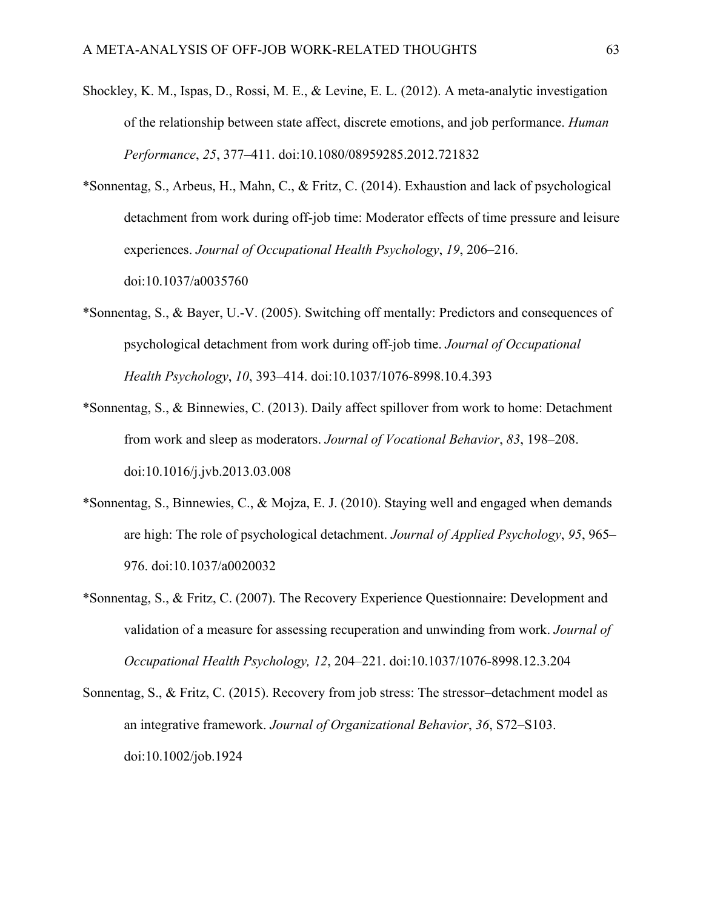Shockley, K. M., Ispas, D., Rossi, M. E., & Levine, E. L. (2012). A meta-analytic investigation of the relationship between state affect, discrete emotions, and job performance. *Human Performance*, *25*, 377–411. doi:10.1080/08959285.2012.721832

*Sonnentag, S., Arbeus, H., Mahn, C., & Fritz, C. (2014). Exhaustion and lack of psychological detachment from work during off-job time: Moderator effects of time pressure and leisure experiences. *Journal of Occupational Health Psychology*, *19*, 206–216. doi:10.1037/a0035760

*Sonnentag, S., & Bayer, U.-V. (2005). Switching off mentally: Predictors and consequences of psychological detachment from work during off-job time. *Journal of Occupational Health Psychology*, *10*, 393–414. doi:10.1037/1076-8998.10.4.393

*Sonnentag, S., & Binnewies, C. (2013). Daily affect spillover from work to home: Detachment from work and sleep as moderators. *Journal of Vocational Behavior*, *83*, 198–208. doi:10.1016/j.jvb.2013.03.008

*Sonnentag, S., Binnewies, C., & Mojza, E. J. (2010). Staying well and engaged when demands are high: The role of psychological detachment. *Journal of Applied Psychology*, *95*, 965–976. doi:10.1037/a0020032

*Sonnentag, S., & Fritz, C. (2007). The Recovery Experience Questionnaire: Development and validation of a measure for assessing recuperation and unwinding from work. *Journal of Occupational Health Psychology, 12*, 204–221. doi:10.1037/1076-8998.12.3.204

Sonnentag, S., & Fritz, C. (2015). Recovery from job stress: The stressor–detachment model as an integrative framework. *Journal of Organizational Behavior*, *36*, S72–S103. doi:10.1002/job.1924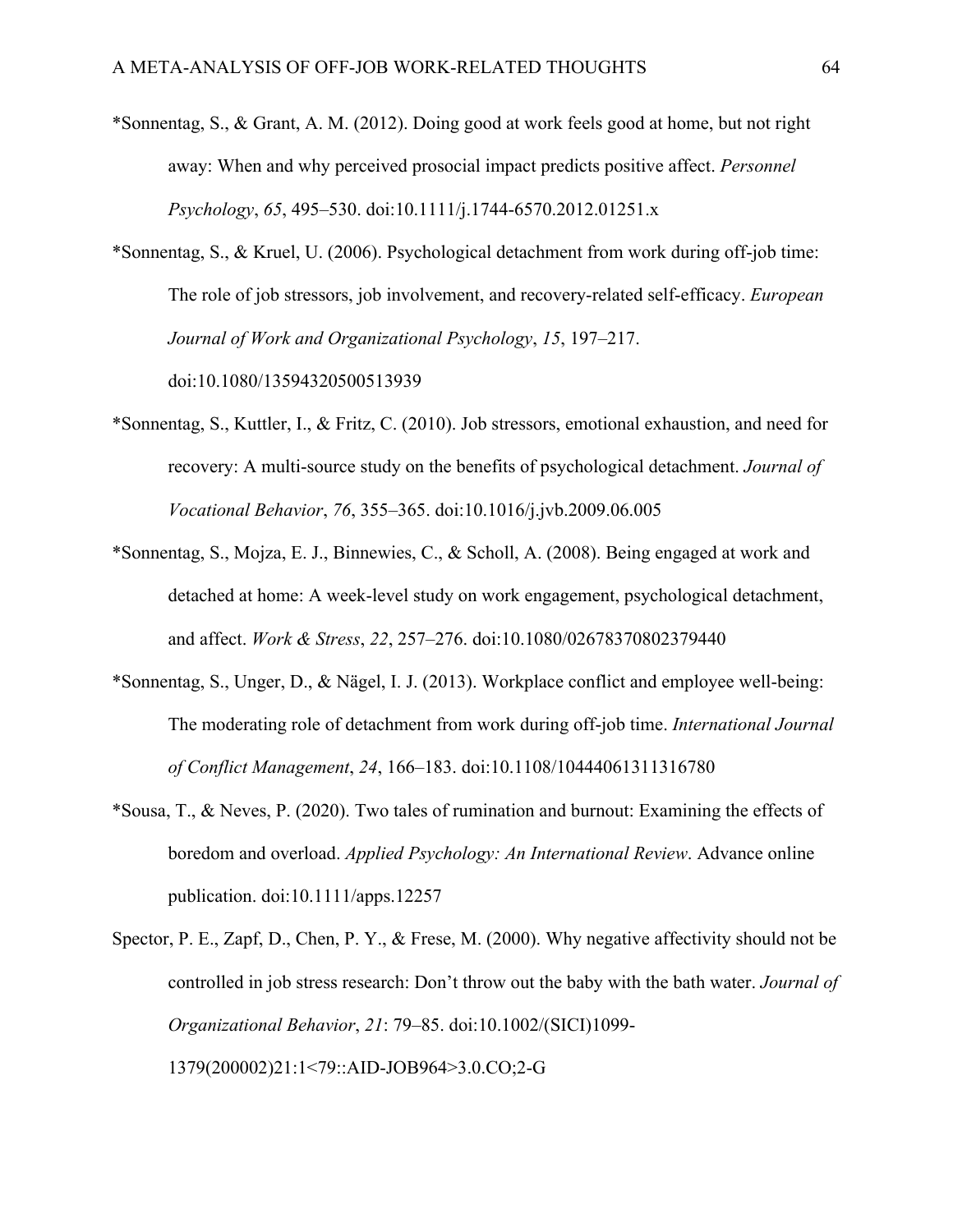*Sonnentag, S., & Grant, A. M. (2012). Doing good at work feels good at home, but not right away: When and why perceived prosocial impact predicts positive affect. *Personnel Psychology*, *65*, 495–530. doi:10.1111/j.1744-6570.2012.01251.x

*Sonnentag, S., & Kruel, U. (2006). Psychological detachment from work during off-job time: The role of job stressors, job involvement, and recovery-related self-efficacy. *European Journal of Work and Organizational Psychology*, *15*, 197–217. doi:10.1080/13594320500513939

*Sonnentag, S., Kuttler, I., & Fritz, C. (2010). Job stressors, emotional exhaustion, and need for recovery: A multi-source study on the benefits of psychological detachment. *Journal of Vocational Behavior*, *76*, 355–365. doi:10.1016/j.jvb.2009.06.005

*Sonnentag, S., Mojza, E. J., Binnewies, C., & Scholl, A. (2008). Being engaged at work and detached at home: A week-level study on work engagement, psychological detachment, and affect. *Work & Stress*, *22*, 257–276. doi:10.1080/02678370802379440

*Sonnentag, S., Unger, D., & Nägel, I. J. (2013). Workplace conflict and employee well-being: The moderating role of detachment from work during off-job time. *International Journal of Conflict Management*, *24*, 166–183. doi:10.1108/10444061311316780

*Sousa, T., & Neves, P. (2020). Two tales of rumination and burnout: Examining the effects of boredom and overload. *Applied Psychology: An International Review*. Advance online publication. doi:10.1111/apps.12257

Spector, P. E., Zapf, D., Chen, P. Y., & Frese, M. (2000). Why negative affectivity should not be controlled in job stress research: Don't throw out the baby with the bath water. *Journal of Organizational Behavior*, *21*: 79–85. doi:10.1002/(SICI)1099-1379(200002)21:1<79::AID-JOB964>3.0.CO;2-G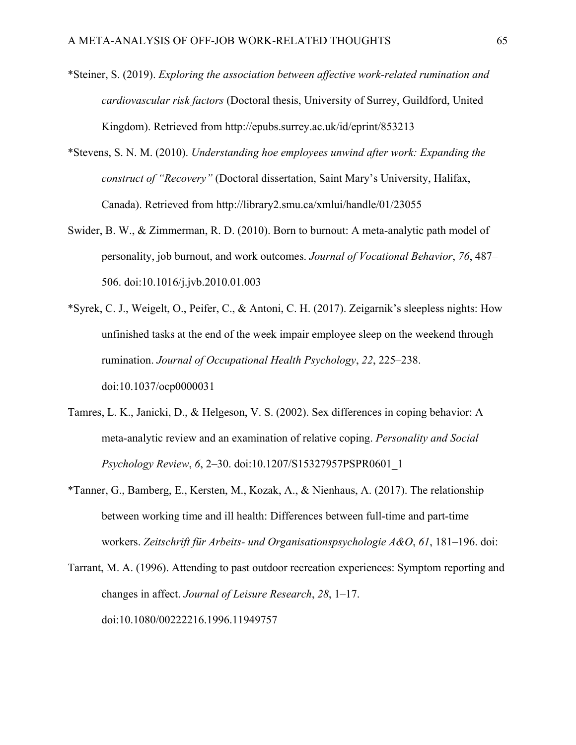*Steiner, S. (2019). *Exploring the association between affective work-related rumination and cardiovascular risk factors* (Doctoral thesis, University of Surrey, Guildford, United Kingdom). Retrieved from http://epubs.surrey.ac.uk/id/eprint/853213

*Stevens, S. N. M. (2010). *Understanding hoe employees unwind after work: Expanding the construct of "Recovery"* (Doctoral dissertation, Saint Mary's University, Halifax, Canada). Retrieved from http://library2.smu.ca/xmlui/handle/01/23055

Swider, B. W., & Zimmerman, R. D. (2010). Born to burnout: A meta-analytic path model of personality, job burnout, and work outcomes. *Journal of Vocational Behavior*, *76*, 487–506. doi:10.1016/j.jvb.2010.01.003

*Syrek, C. J., Weigelt, O., Peifer, C., & Antoni, C. H. (2017). Zeigarnik's sleepless nights: How unfinished tasks at the end of the week impair employee sleep on the weekend through rumination. *Journal of Occupational Health Psychology*, *22*, 225–238. doi:10.1037/ocp0000031

Tamres, L. K., Janicki, D., & Helgeson, V. S. (2002). Sex differences in coping behavior: A meta-analytic review and an examination of relative coping. *Personality and Social Psychology Review*, *6*, 2–30. doi:10.1207/S15327957PSPR0601_1

*Tanner, G., Bamberg, E., Kersten, M., Kozak, A., & Nienhaus, A. (2017). The relationship between working time and ill health: Differences between full-time and part-time workers. *Zeitschrift für Arbeits- und Organisationspsychologie A&O*, *61*, 181–196. doi:

Tarrant, M. A. (1996). Attending to past outdoor recreation experiences: Symptom reporting and changes in affect. *Journal of Leisure Research*, *28*, 1–17. doi:10.1080/00222216.1996.11949757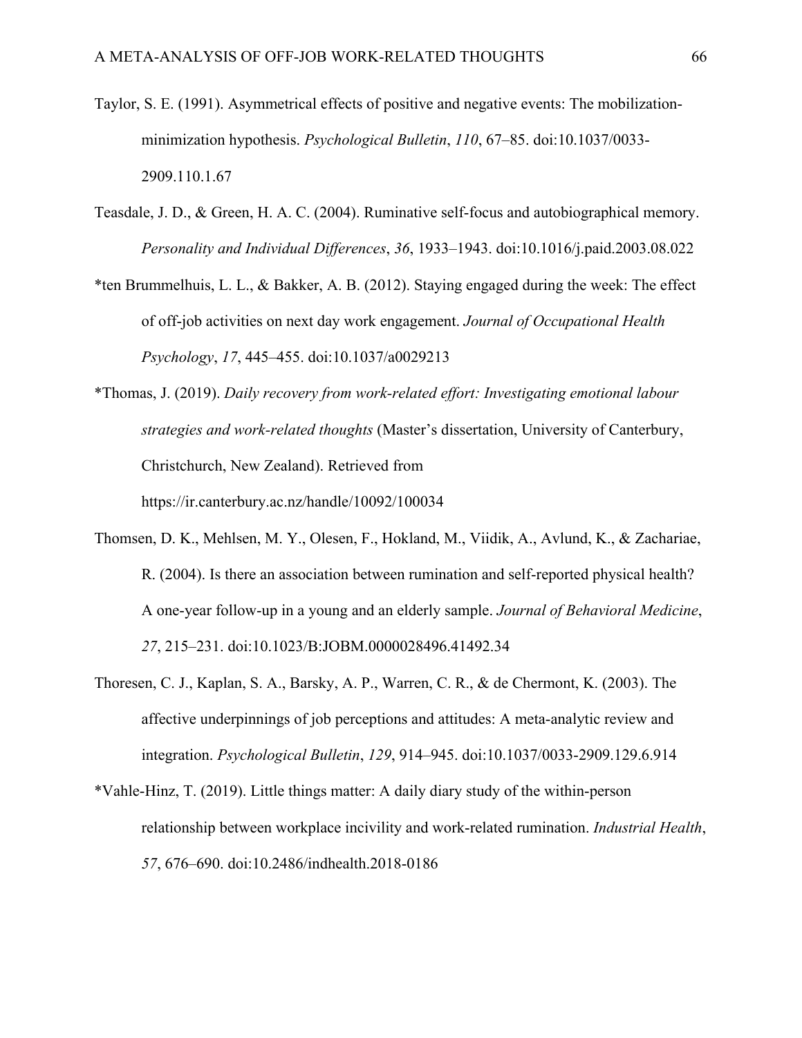Taylor, S. E. (1991). Asymmetrical effects of positive and negative events: The mobilization-minimization hypothesis. *Psychological Bulletin*, *110*, 67–85. doi:10.1037/0033-2909.110.1.67

Teasdale, J. D., & Green, H. A. C. (2004). Ruminative self-focus and autobiographical memory. *Personality and Individual Differences*, *36*, 1933–1943. doi:10.1016/j.paid.2003.08.022

*ten Brummelhuis, L. L., & Bakker, A. B. (2012). Staying engaged during the week: The effect of off-job activities on next day work engagement. *Journal of Occupational Health Psychology*, *17*, 445–455. doi:10.1037/a0029213

*Thomas, J. (2019). *Daily recovery from work-related effort: Investigating emotional labour strategies and work-related thoughts* (Master's dissertation, University of Canterbury, Christchurch, New Zealand). Retrieved from https://ir.canterbury.ac.nz/handle/10092/100034

Thomsen, D. K., Mehlsen, M. Y., Olesen, F., Hokland, M., Viidik, A., Avlund, K., & Zachariae, R. (2004). Is there an association between rumination and self-reported physical health? A one-year follow-up in a young and an elderly sample. *Journal of Behavioral Medicine*, *27*, 215–231. doi:10.1023/B:JOBM.0000028496.41492.34

Thoresen, C. J., Kaplan, S. A., Barsky, A. P., Warren, C. R., & de Chermont, K. (2003). The affective underpinnings of job perceptions and attitudes: A meta-analytic review and integration. *Psychological Bulletin*, *129*, 914–945. doi:10.1037/0033-2909.129.6.914

*Vahle-Hinz, T. (2019). Little things matter: A daily diary study of the within-person relationship between workplace incivility and work-related rumination. *Industrial Health*, *57*, 676–690. doi:10.2486/indhealth.2018-0186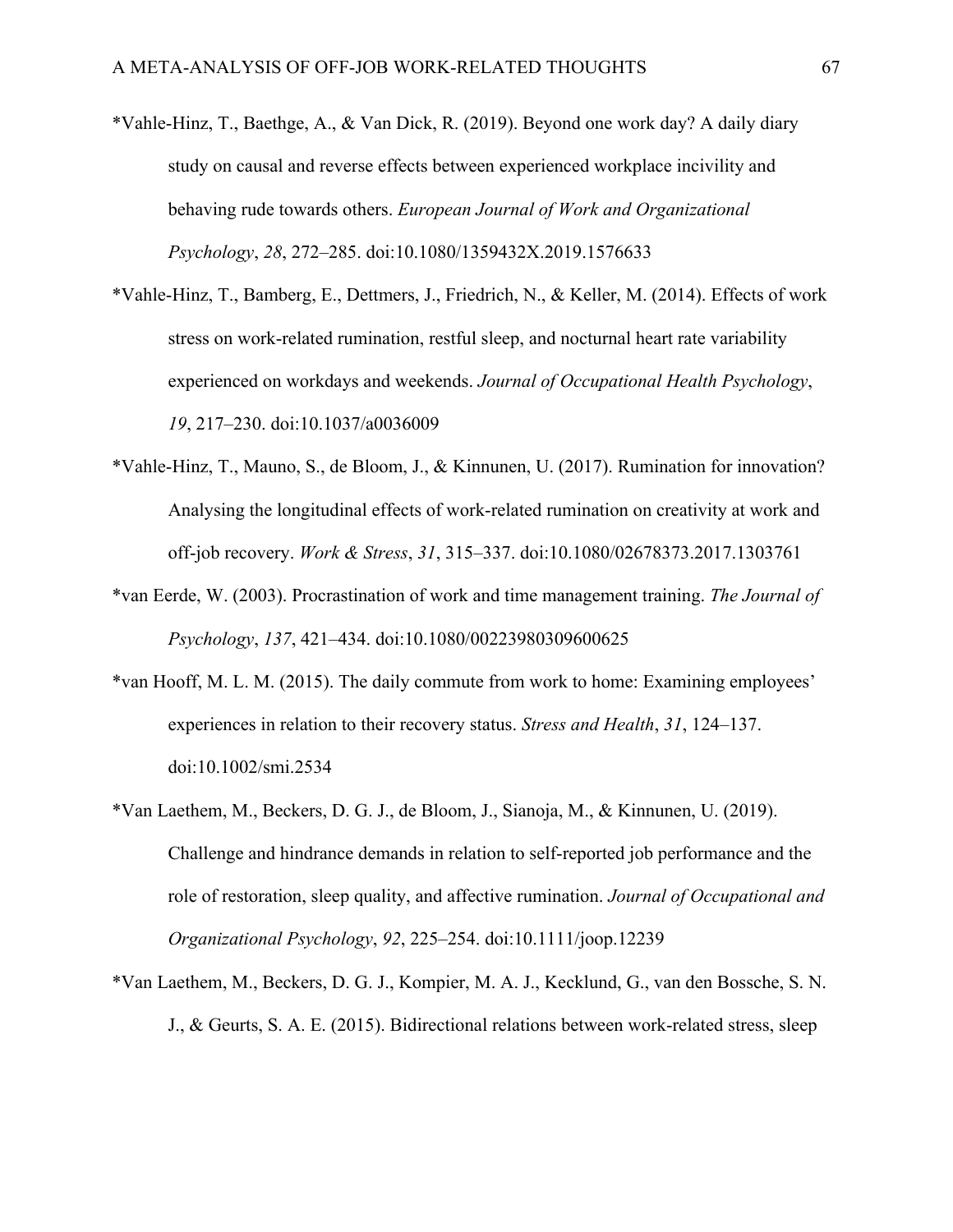*Vahle-Hinz, T., Baethge, A., & Van Dick, R. (2019). Beyond one work day? A daily diary study on causal and reverse effects between experienced workplace incivility and behaving rude towards others. *European Journal of Work and Organizational Psychology*, *28*, 272–285. doi:10.1080/1359432X.2019.1576633

*Vahle-Hinz, T., Bamberg, E., Dettmers, J., Friedrich, N., & Keller, M. (2014). Effects of work stress on work-related rumination, restful sleep, and nocturnal heart rate variability experienced on workdays and weekends. *Journal of Occupational Health Psychology*, *19*, 217–230. doi:10.1037/a0036009

*Vahle-Hinz, T., Mauno, S., de Bloom, J., & Kinnunen, U. (2017). Rumination for innovation? Analysing the longitudinal effects of work-related rumination on creativity at work and off-job recovery. *Work & Stress*, *31*, 315–337. doi:10.1080/02678373.2017.1303761

*van Eerde, W. (2003). Procrastination of work and time management training. *The Journal of Psychology*, *137*, 421–434. doi:10.1080/00223980309600625

*van Hooff, M. L. M. (2015). The daily commute from work to home: Examining employees' experiences in relation to their recovery status. *Stress and Health*, *31*, 124–137. doi:10.1002/smi.2534

*Van Laethem, M., Beckers, D. G. J., de Bloom, J., Sianoja, M., & Kinnunen, U. (2019). Challenge and hindrance demands in relation to self-reported job performance and the role of restoration, sleep quality, and affective rumination. *Journal of Occupational and Organizational Psychology*, *92*, 225–254. doi:10.1111/joop.12239

*Van Laethem, M., Beckers, D. G. J., Kompier, M. A. J., Kecklund, G., van den Bossche, S. N. J., & Geurts, S. A. E. (2015). Bidirectional relations between work-related stress, sleep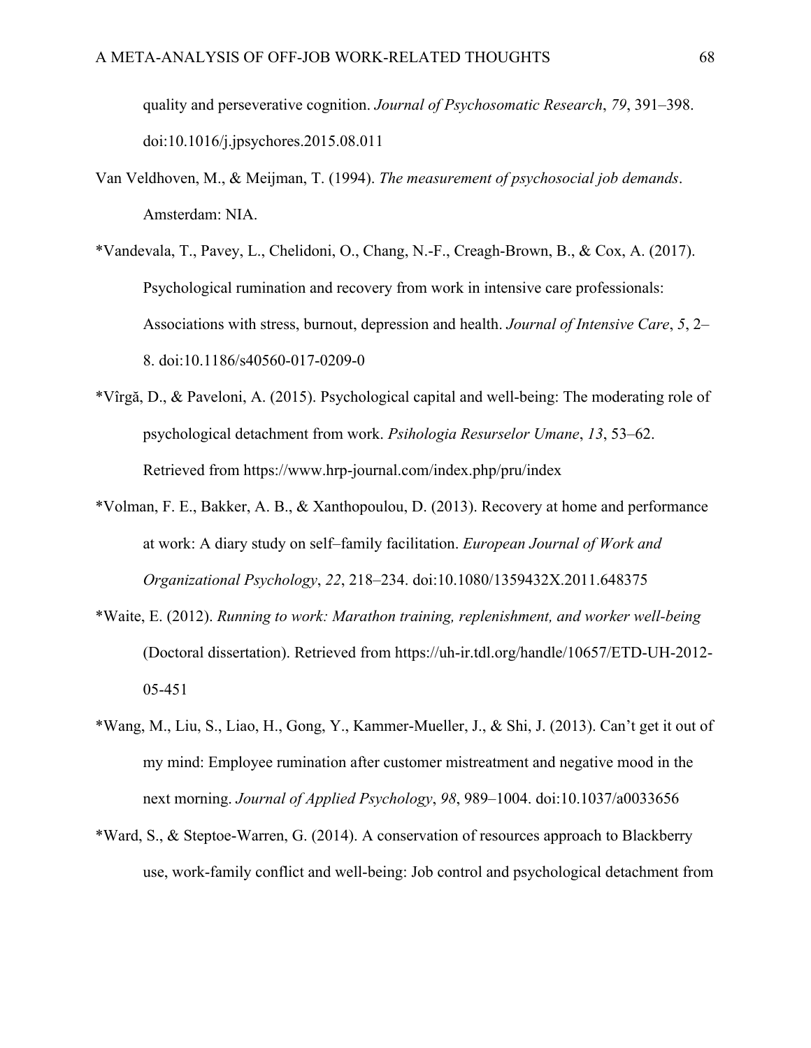quality and perseverative cognition. *Journal of Psychosomatic Research*, *79*, 391–398. doi:10.1016/j.jpsychores.2015.08.011

Van Veldhoven, M., & Meijman, T. (1994). *The measurement of psychosocial job demands*. Amsterdam: NIA.

*Vandevala, T., Pavey, L., Chelidoni, O., Chang, N.-F., Creagh-Brown, B., & Cox, A. (2017). Psychological rumination and recovery from work in intensive care professionals: Associations with stress, burnout, depression and health. *Journal of Intensive Care*, *5*, 2–8. doi:10.1186/s40560-017-0209-0

*Vîrgă, D., & Paveloni, A. (2015). Psychological capital and well-being: The moderating role of psychological detachment from work. *Psihologia Resurselor Umane*, *13*, 53–62. Retrieved from https://www.hrp-journal.com/index.php/pru/index

*Volman, F. E., Bakker, A. B., & Xanthopoulou, D. (2013). Recovery at home and performance at work: A diary study on self–family facilitation. *European Journal of Work and Organizational Psychology*, *22*, 218–234. doi:10.1080/1359432X.2011.648375

*Waite, E. (2012). *Running to work: Marathon training, replenishment, and worker well-being* (Doctoral dissertation). Retrieved from https://uh-ir.tdl.org/handle/10657/ETD-UH-2012-05-451

*Wang, M., Liu, S., Liao, H., Gong, Y., Kammer-Mueller, J., & Shi, J. (2013). Can't get it out of my mind: Employee rumination after customer mistreatment and negative mood in the next morning. *Journal of Applied Psychology*, *98*, 989–1004. doi:10.1037/a0033656

*Ward, S., & Steptoe-Warren, G. (2014). A conservation of resources approach to Blackberry use, work-family conflict and well-being: Job control and psychological detachment from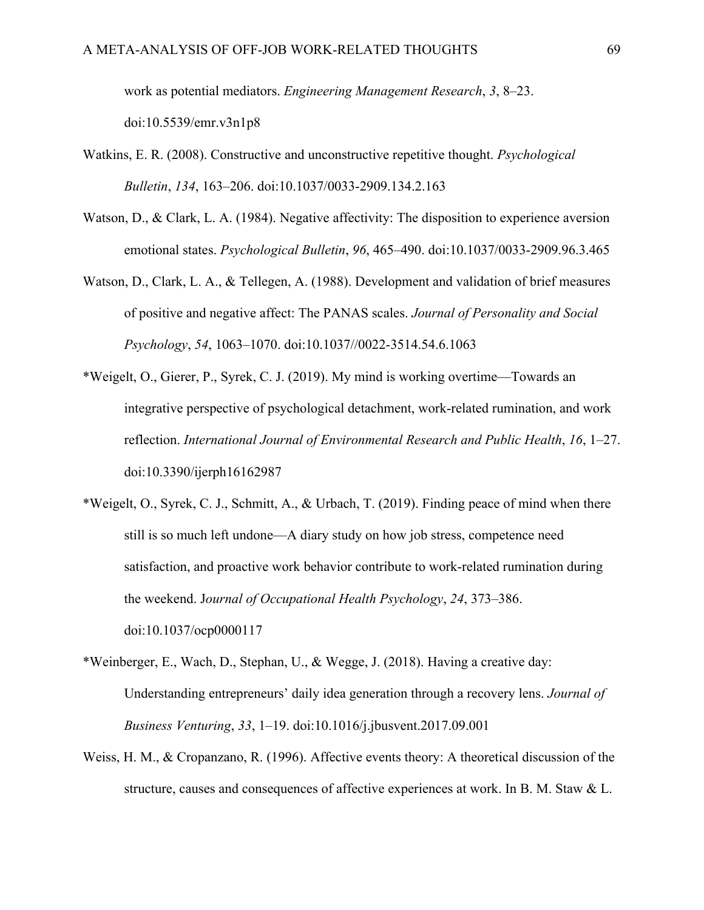work as potential mediators. *Engineering Management Research*, *3*, 8–23. doi:10.5539/emr.v3n1p8

Watkins, E. R. (2008). Constructive and unconstructive repetitive thought. *Psychological Bulletin*, *134*, 163–206. doi:10.1037/0033-2909.134.2.163

Watson, D., & Clark, L. A. (1984). Negative affectivity: The disposition to experience aversion emotional states. *Psychological Bulletin*, *96*, 465–490. doi:10.1037/0033-2909.96.3.465

Watson, D., Clark, L. A., & Tellegen, A. (1988). Development and validation of brief measures of positive and negative affect: The PANAS scales. *Journal of Personality and Social Psychology*, *54*, 1063–1070. doi:10.1037//0022-3514.54.6.1063

*Weigelt, O., Gierer, P., Syrek, C. J. (2019). My mind is working overtime—Towards an integrative perspective of psychological detachment, work-related rumination, and work reflection. *International Journal of Environmental Research and Public Health*, *16*, 1–27. doi:10.3390/ijerph16162987

*Weigelt, O., Syrek, C. J., Schmitt, A., & Urbach, T. (2019). Finding peace of mind when there still is so much left undone—A diary study on how job stress, competence need satisfaction, and proactive work behavior contribute to work-related rumination during the weekend. J*ournal of Occupational Health Psychology*, *24*, 373–386. doi:10.1037/ocp0000117

*Weinberger, E., Wach, D., Stephan, U., & Wegge, J. (2018). Having a creative day: Understanding entrepreneurs' daily idea generation through a recovery lens. *Journal of Business Venturing*, *33*, 1–19. doi:10.1016/j.jbusvent.2017.09.001

Weiss, H. M., & Cropanzano, R. (1996). Affective events theory: A theoretical discussion of the structure, causes and consequences of affective experiences at work. In B. M. Staw & L.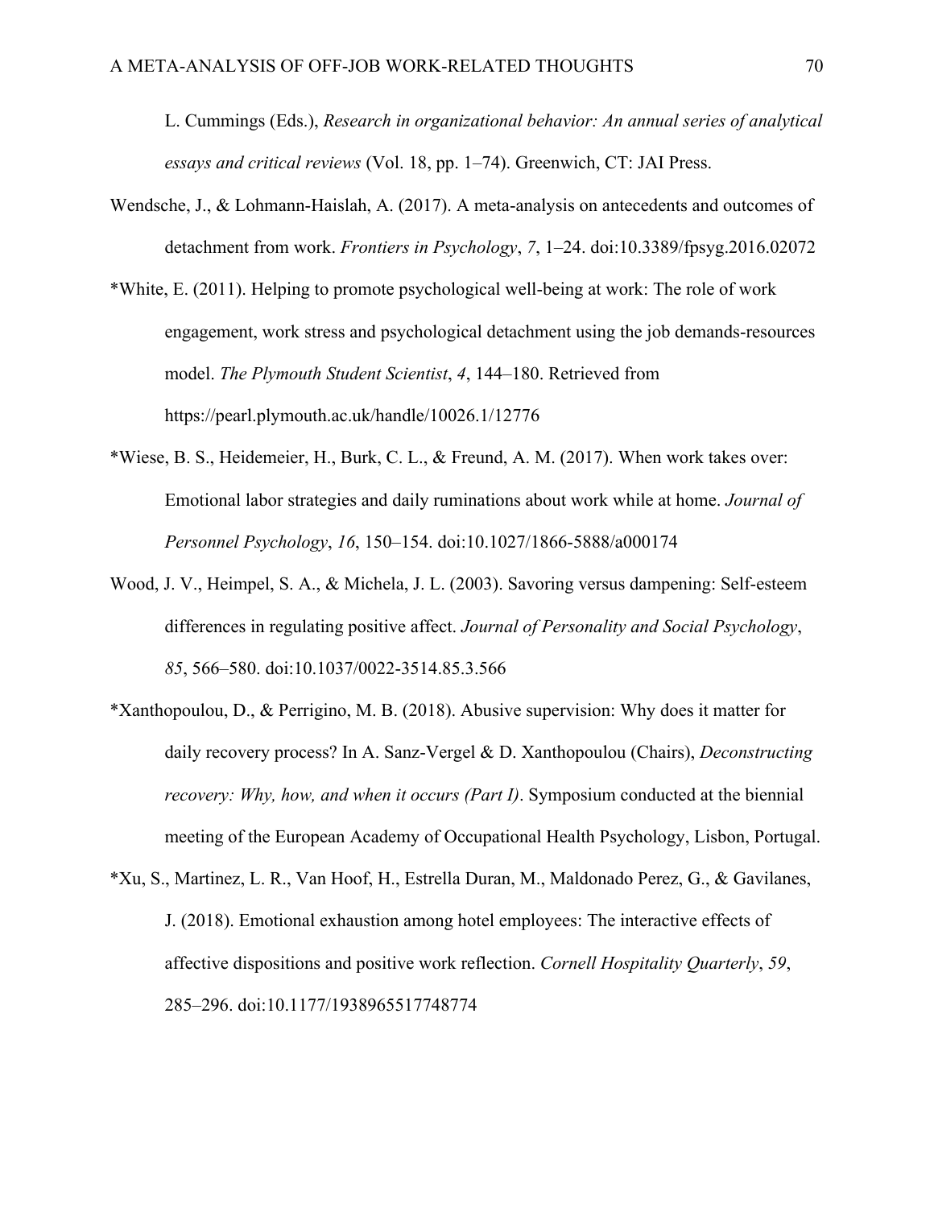L. Cummings (Eds.), *Research in organizational behavior: An annual series of analytical essays and critical reviews* (Vol. 18, pp. 1–74). Greenwich, CT: JAI Press.

Wendsche, J., & Lohmann-Haislah, A. (2017). A meta-analysis on antecedents and outcomes of detachment from work. *Frontiers in Psychology*, *7*, 1–24. doi:10.3389/fpsyg.2016.02072

*White, E. (2011). Helping to promote psychological well-being at work: The role of work engagement, work stress and psychological detachment using the job demands-resources model. *The Plymouth Student Scientist*, *4*, 144–180. Retrieved from https://pearl.plymouth.ac.uk/handle/10026.1/12776

*Wiese, B. S., Heidemeier, H., Burk, C. L., & Freund, A. M. (2017). When work takes over: Emotional labor strategies and daily ruminations about work while at home. *Journal of Personnel Psychology*, *16*, 150–154. doi:10.1027/1866-5888/a000174

Wood, J. V., Heimpel, S. A., & Michela, J. L. (2003). Savoring versus dampening: Self-esteem differences in regulating positive affect. *Journal of Personality and Social Psychology*, *85*, 566–580. doi:10.1037/0022-3514.85.3.566

*Xanthopoulou, D., & Perrigino, M. B. (2018). Abusive supervision: Why does it matter for daily recovery process? In A. Sanz-Vergel & D. Xanthopoulou (Chairs), *Deconstructing recovery: Why, how, and when it occurs (Part I)*. Symposium conducted at the biennial meeting of the European Academy of Occupational Health Psychology, Lisbon, Portugal.

*Xu, S., Martinez, L. R., Van Hoof, H., Estrella Duran, M., Maldonado Perez, G., & Gavilanes, J. (2018). Emotional exhaustion among hotel employees: The interactive effects of affective dispositions and positive work reflection. *Cornell Hospitality Quarterly*, *59*, 285–296. doi:10.1177/1938965517748774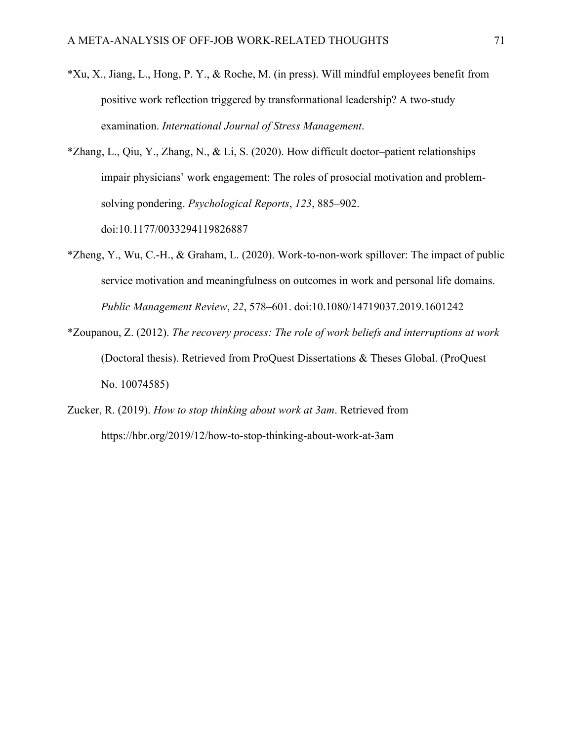*Xu, X., Jiang, L., Hong, P. Y., & Roche, M. (in press). Will mindful employees benefit from positive work reflection triggered by transformational leadership? A two-study examination. *International Journal of Stress Management*.

*Zhang, L., Qiu, Y., Zhang, N., & Li, S. (2020). How difficult doctor–patient relationships impair physicians' work engagement: The roles of prosocial motivation and problem-solving pondering. *Psychological Reports*, *123*, 885–902. doi:10.1177/0033294119826887

*Zheng, Y., Wu, C.-H., & Graham, L. (2020). Work-to-non-work spillover: The impact of public service motivation and meaningfulness on outcomes in work and personal life domains. *Public Management Review*, *22*, 578–601. doi:10.1080/14719037.2019.1601242

*Zoupanou, Z. (2012). *The recovery process: The role of work beliefs and interruptions at work* (Doctoral thesis). Retrieved from ProQuest Dissertations & Theses Global. (ProQuest No. 10074585)

Zucker, R. (2019). *How to stop thinking about work at 3am*. Retrieved from https://hbr.org/2019/12/how-to-stop-thinking-about-work-at-3am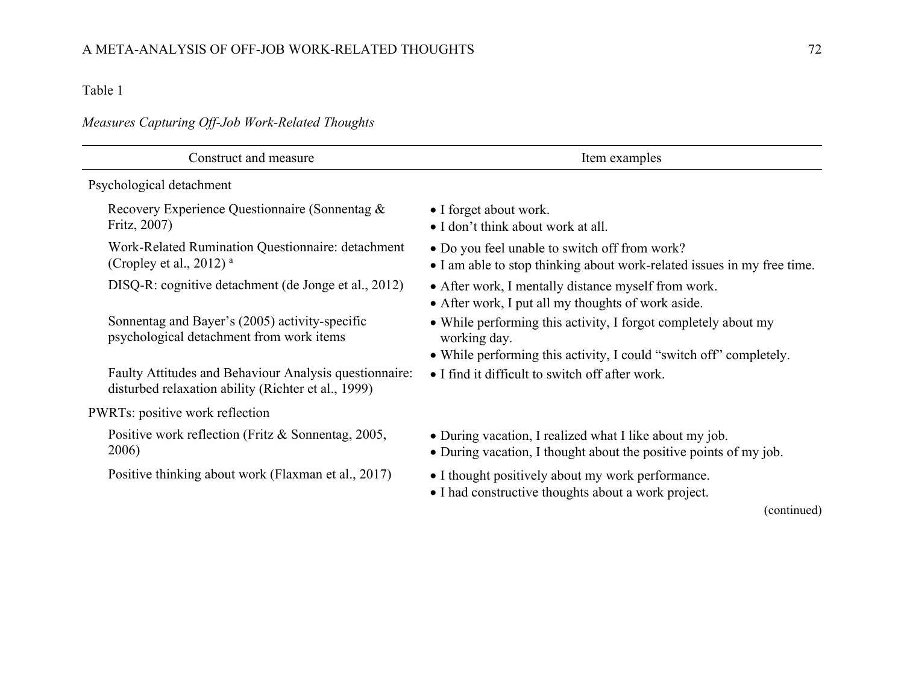Table 1

*Measures Capturing Off-Job Work-Related Thoughts*

| Construct and measure | Item examples |
|---|---|
| Psychological detachment | |
| Recovery Experience Questionnaire (Sonnentag & Fritz, 2007) | • I forget about work.<br>• I don't think about work at all. |
| Work-Related Rumination Questionnaire: detachment (Cropley et al., 2012) [a] | • Do you feel unable to switch off from work?<br>• I am able to stop thinking about work-related issues in my free time. |
| DISQ-R: cognitive detachment (de Jonge et al., 2012) | • After work, I mentally distance myself from work.<br>• After work, I put all my thoughts of work aside. |
| Sonnentag and Bayer's (2005) activity-specific psychological detachment from work items | • While performing this activity, I forgot completely about my working day.<br>• While performing this activity, I could "switch off" completely. |
| Faulty Attitudes and Behaviour Analysis questionnaire: disturbed relaxation ability (Richter et al., 1999) | • I find it difficult to switch off after work. |
| PWRTs: positive work reflection | |
| Positive work reflection (Fritz & Sonnentag, 2005, 2006) | • During vacation, I realized what I like about my job.<br>• During vacation, I thought about the positive points of my job. |
| Positive thinking about work (Flaxman et al., 2017) | • I thought positively about my work performance.<br>• I had constructive thoughts about a work project. |

(continued)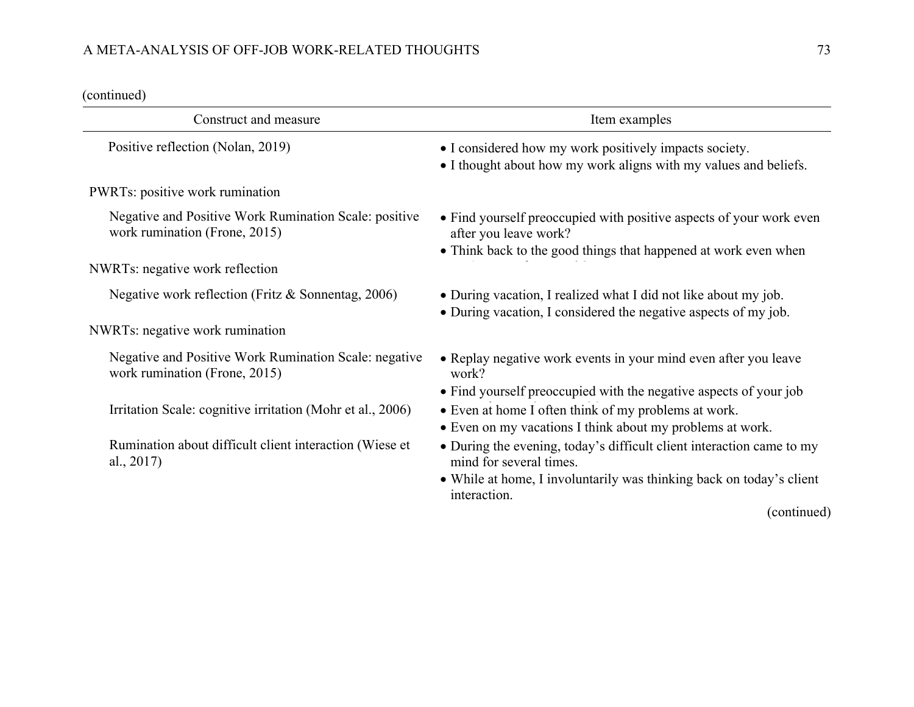(continued)

| Construct and measure | Item examples |
|---|---|
| Positive reflection (Nolan, 2019) | • I considered how my work positively impacts society.<br>• I thought about how my work aligns with my values and beliefs. |
| PWRTs: positive work rumination | |
| Negative and Positive Work Rumination Scale: positive work rumination (Frone, 2015) | • Find yourself preoccupied with positive aspects of your work even after you leave work?<br>• Think back to the good things that happened at work even when |
| NWRTs: negative work reflection | |
| Negative work reflection (Fritz & Sonnentag, 2006) | • During vacation, I realized what I did not like about my job.<br>• During vacation, I considered the negative aspects of my job. |
| NWRTs: negative work rumination | |
| Negative and Positive Work Rumination Scale: negative work rumination (Frone, 2015) | • Replay negative work events in your mind even after you leave work?<br>• Find yourself preoccupied with the negative aspects of your job |
| Irritation Scale: cognitive irritation (Mohr et al., 2006) | • Even at home I often think of my problems at work.<br>• Even on my vacations I think about my problems at work. |
| Rumination about difficult client interaction (Wiese et al., 2017) | • During the evening, today's difficult client interaction came to my mind for several times.<br>• While at home, I involuntarily was thinking back on today's client interaction. |

(continued)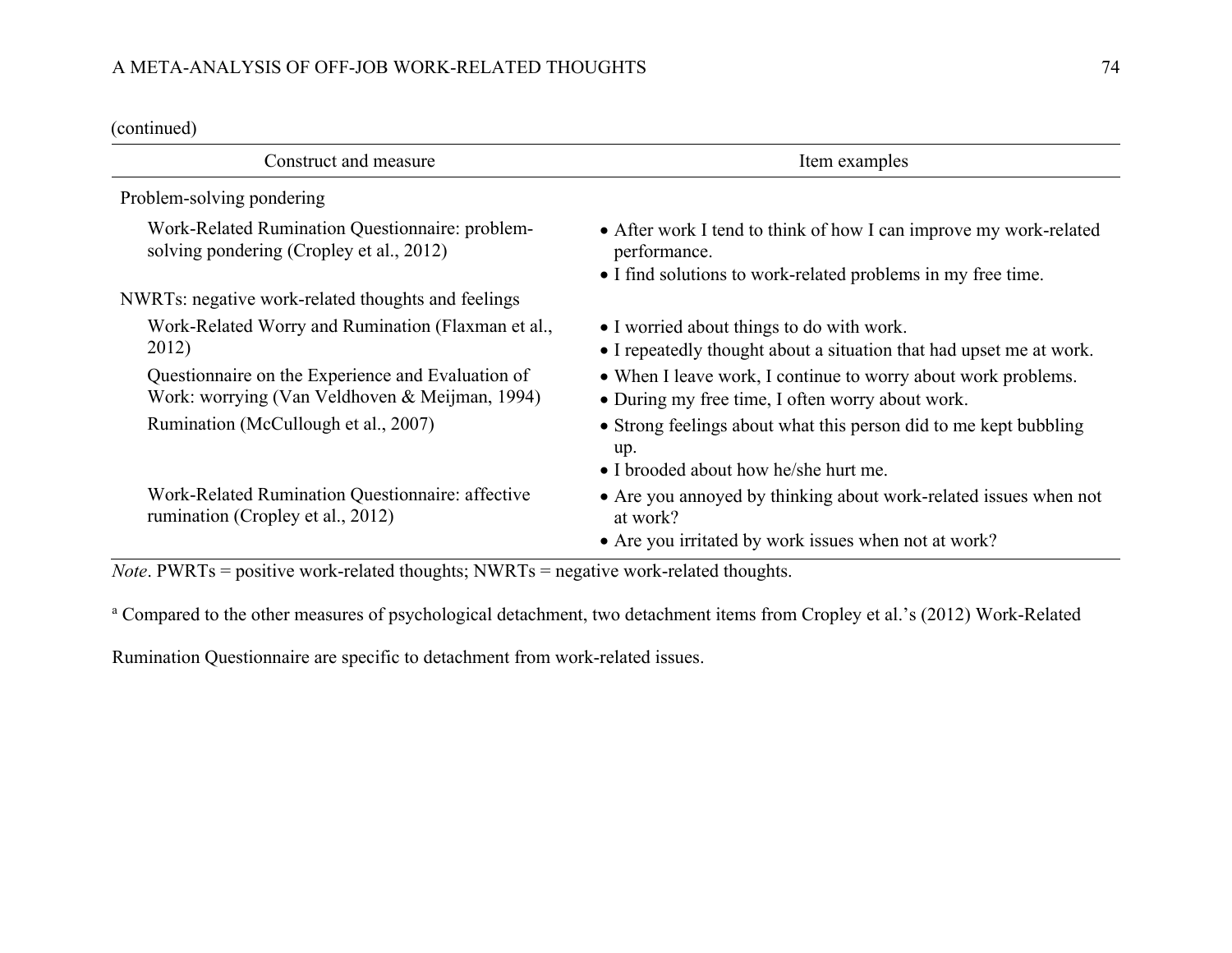(continued)

| Construct and measure | Item examples |
|---|---|
| Problem-solving pondering | |
| Work-Related Rumination Questionnaire: problem-solving pondering (Cropley et al., 2012) | • After work I tend to think of how I can improve my work-related performance.<br>• I find solutions to work-related problems in my free time. |
| NWRTs: negative work-related thoughts and feelings | |
| Work-Related Worry and Rumination (Flaxman et al., 2012) | • I worried about things to do with work.<br>• I repeatedly thought about a situation that had upset me at work. |
| Questionnaire on the Experience and Evaluation of Work: worrying (Van Veldhoven & Meijman, 1994) | • When I leave work, I continue to worry about work problems.<br>• During my free time, I often worry about work. |
| Rumination (McCullough et al., 2007) | • Strong feelings about what this person did to me kept bubbling up.<br>• I brooded about how he/she hurt me. |
| Work-Related Rumination Questionnaire: affective rumination (Cropley et al., 2012) | • Are you annoyed by thinking about work-related issues when not at work?<br>• Are you irritated by work issues when not at work? |

*Note*. PWRTs = positive work-related thoughts; NWRTs = negative work-related thoughts.

[a] Compared to the other measures of psychological detachment, two detachment items from Cropley et al.'s (2012) Work-Related Rumination Questionnaire are specific to detachment from work-related issues.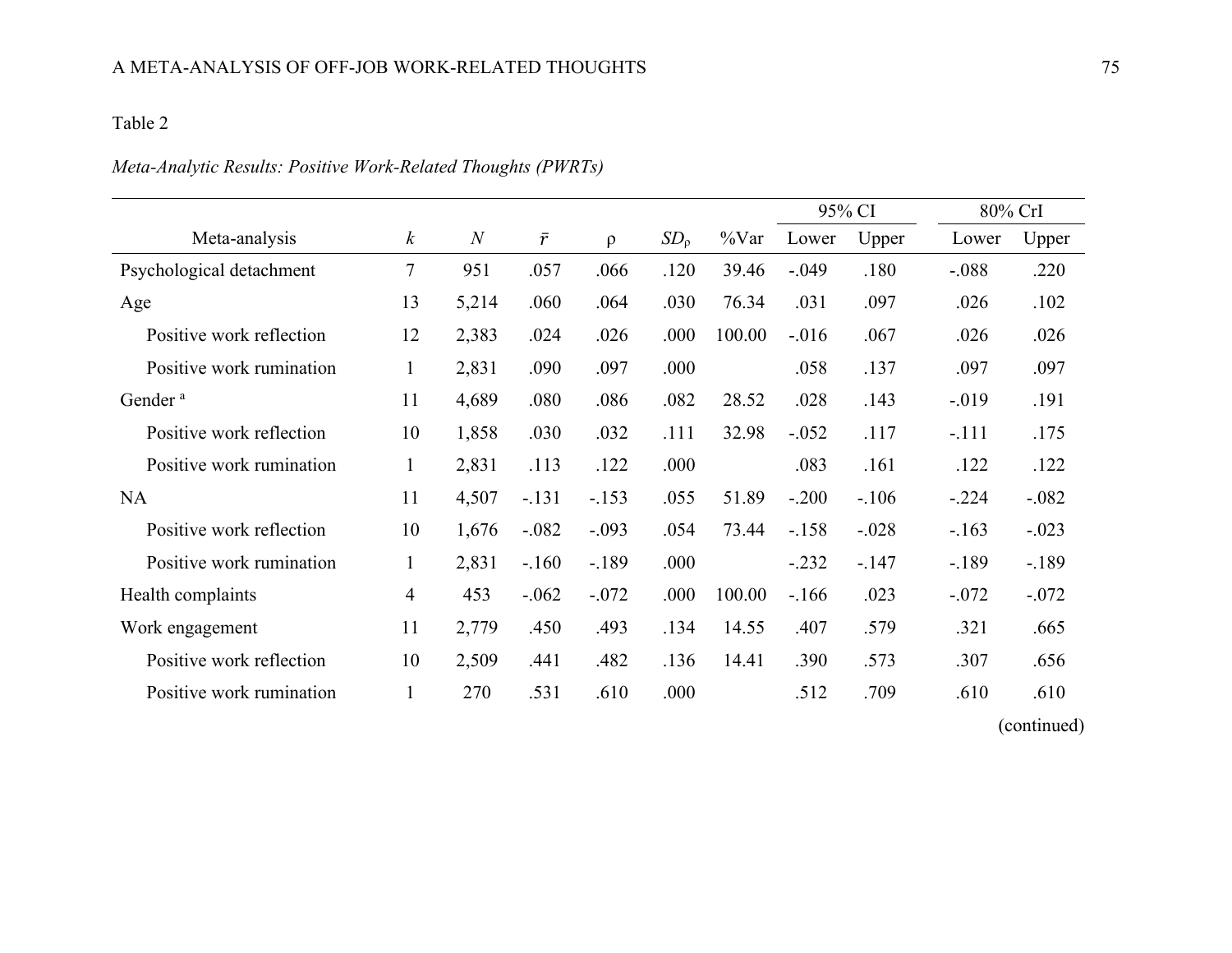Table 2

*Meta-Analytic Results: Positive Work-Related Thoughts (PWRTs)*

| Meta-analysis | *k* | *N* | $\bar{r}$ | ρ | $SD_{\rho}$ | %Var | 95% CI | | 80% CrI | |
|---|---|---|---|---|---|---|---|---|---|---|
| | | | | | | | Lower | Upper | Lower | Upper |
| Psychological detachment | 7 | 951 | .057 | .066 | .120 | 39.46 | -.049 | .180 | -.088 | .220 |
| Age | 13 | 5,214 | .060 | .064 | .030 | 76.34 | .031 | .097 | .026 | .102 |
| Positive work reflection | 12 | 2,383 | .024 | .026 | .000 | 100.00 | -.016 | .067 | .026 | .026 |
| Positive work rumination | 1 | 2,831 | .090 | .097 | .000 | | .058 | .137 | .097 | .097 |
| Gender [a] | 11 | 4,689 | .080 | .086 | .082 | 28.52 | .028 | .143 | -.019 | .191 |
| Positive work reflection | 10 | 1,858 | .030 | .032 | .111 | 32.98 | -.052 | .117 | -.111 | .175 |
| Positive work rumination | 1 | 2,831 | .113 | .122 | .000 | | .083 | .161 | .122 | .122 |
| NA | 11 | 4,507 | -.131 | -.153 | .055 | 51.89 | -.200 | -.106 | -.224 | -.082 |
| Positive work reflection | 10 | 1,676 | -.082 | -.093 | .054 | 73.44 | -.158 | -.028 | -.163 | -.023 |
| Positive work rumination | 1 | 2,831 | -.160 | -.189 | .000 | | -.232 | -.147 | -.189 | -.189 |
| Health complaints | 4 | 453 | -.062 | -.072 | .000 | 100.00 | -.166 | .023 | -.072 | -.072 |
| Work engagement | 11 | 2,779 | .450 | .493 | .134 | 14.55 | .407 | .579 | .321 | .665 |
| Positive work reflection | 10 | 2,509 | .441 | .482 | .136 | 14.41 | .390 | .573 | .307 | .656 |
| Positive work rumination | 1 | 270 | .531 | .610 | .000 | | .512 | .709 | .610 | .610 |

(continued)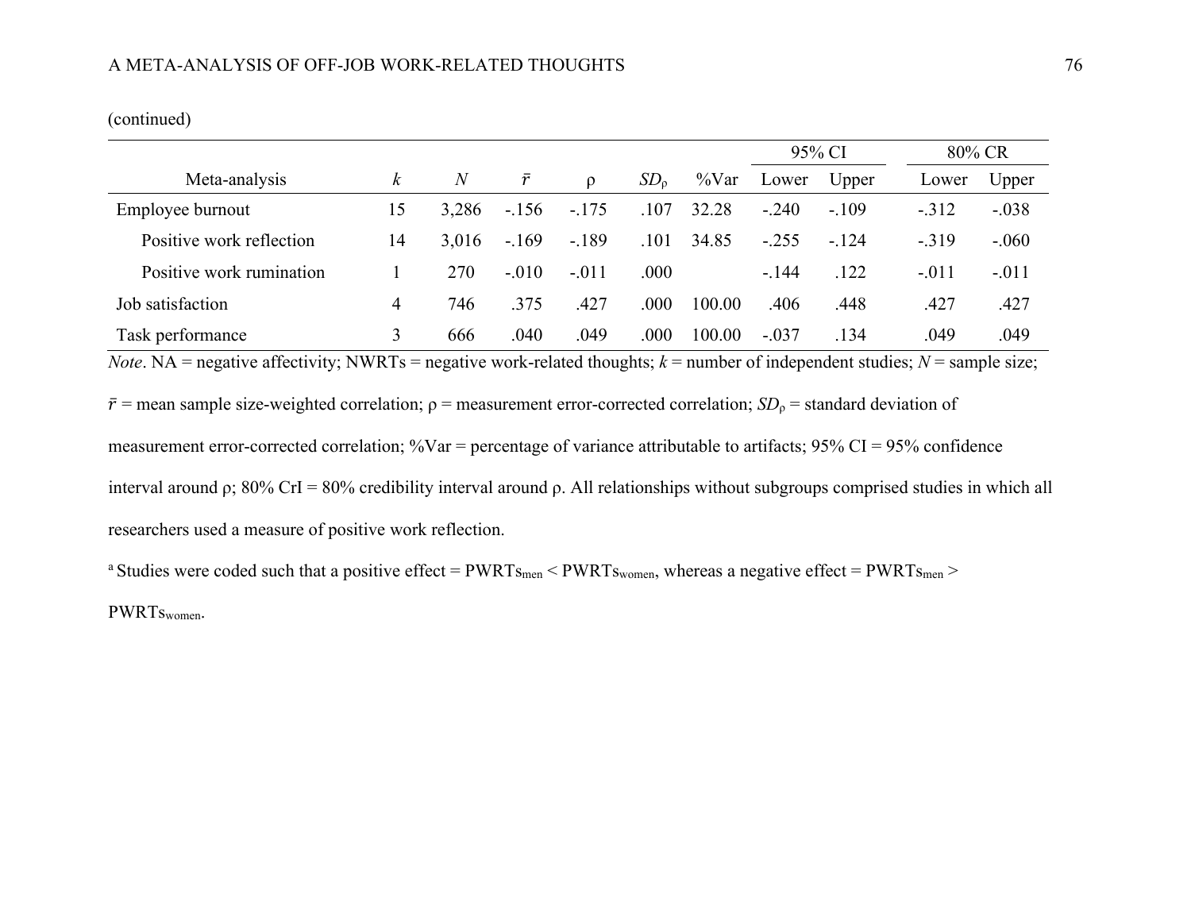(continued)

| Meta-analysis | $k$ | $N$ | $\bar{r}$ | ρ | $SD_ρ$ | %Var | 95% CI | | 80% CR | |
|---|---|---|---|---|---|---|---|---|---|---|
| | | | | | | | Lower | Upper | Lower | Upper |
| Employee burnout | 15 | 3,286 | -.156 | -.175 | .107 | 32.28 | -.240 | -.109 | -.312 | -.038 |
| Positive work reflection | 14 | 3,016 | -.169 | -.189 | .101 | 34.85 | -.255 | -.124 | -.319 | -.060 |
| Positive work rumination | 1 | 270 | -.010 | -.011 | .000 | | -.144 | .122 | -.011 | -.011 |
| Job satisfaction | 4 | 746 | .375 | .427 | .000 | 100.00 | .406 | .448 | .427 | .427 |
| Task performance | 3 | 666 | .040 | .049 | .000 | 100.00 | -.037 | .134 | .049 | .049 |

*Note*. NA = negative affectivity; NWRTs = negative work-related thoughts; $k$ = number of independent studies; $N$ = sample size; $\bar{r}$ = mean sample size-weighted correlation; ρ = measurement error-corrected correlation; $SD_ρ$ = standard deviation of measurement error-corrected correlation; %Var = percentage of variance attributable to artifacts; 95% CI = 95% confidence interval around ρ; 80% CrI = 80% credibility interval around ρ. All relationships without subgroups comprised studies in which all researchers used a measure of positive work reflection.

[a] Studies were coded such that a positive effect = $PWRTs_{men} < PWRTs_{women}$, whereas a negative effect = $PWRTs_{men} > PWRTs_{women}$.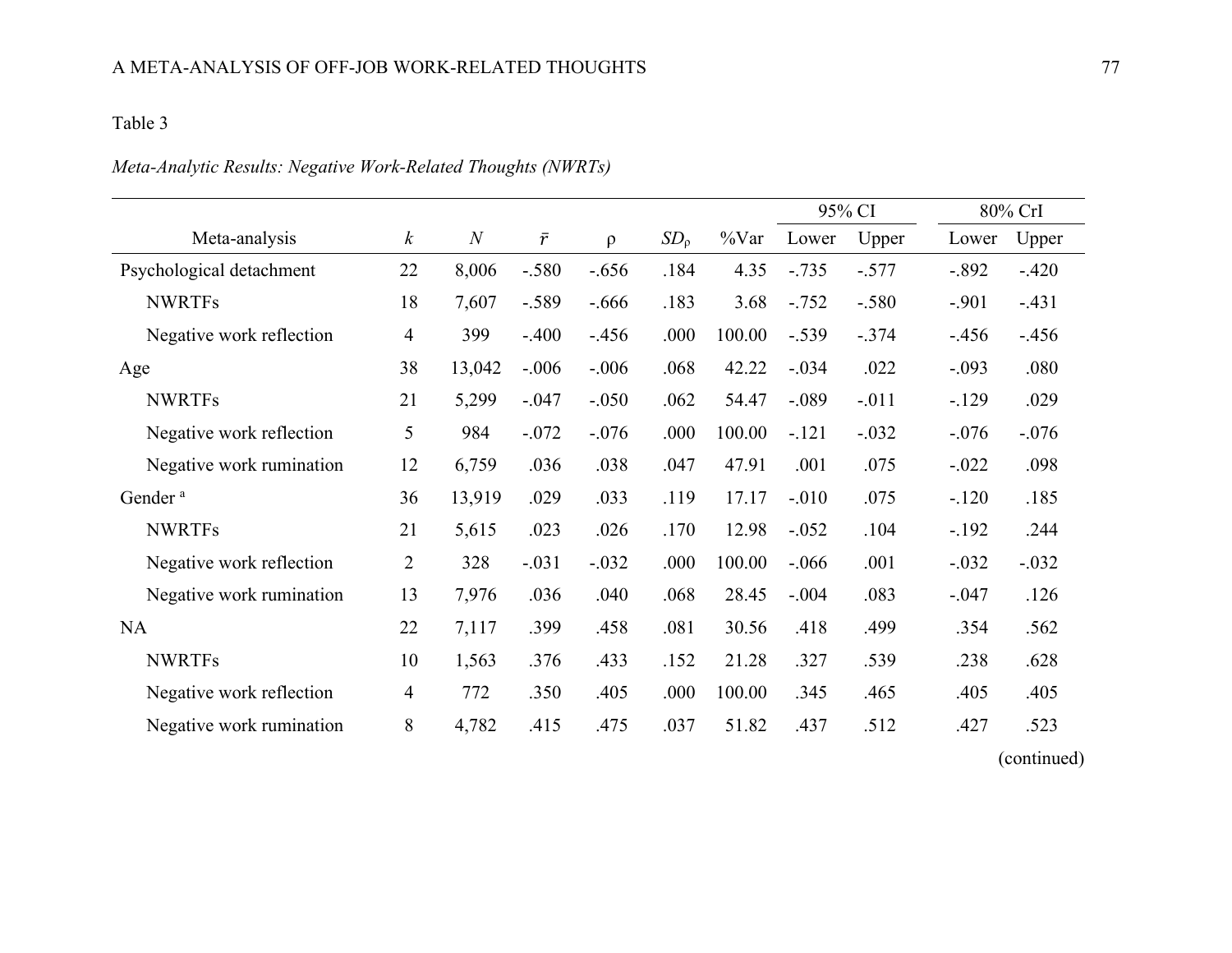Table 3

*Meta-Analytic Results: Negative Work-Related Thoughts (NWRTs)*

| Meta-analysis | $k$ | $N$ | $\bar{r}$ | $\rho$ | $SD_\rho$ | %Var | 95% CI | | 80% CrI | |
|---|---|---|---|---|---|---|---|---|---|---|
| | | | | | | | Lower | Upper | Lower | Upper |
| Psychological detachment | 22 | 8,006 | -.580 | -.656 | .184 | 4.35 | -.735 | -.577 | -.892 | -.420 |
| NWRTFs | 18 | 7,607 | -.589 | -.666 | .183 | 3.68 | -.752 | -.580 | -.901 | -.431 |
| Negative work reflection | 4 | 399 | -.400 | -.456 | .000 | 100.00 | -.539 | -.374 | -.456 | -.456 |
| Age | 38 | 13,042 | -.006 | -.006 | .068 | 42.22 | -.034 | .022 | -.093 | .080 |
| NWRTFs | 21 | 5,299 | -.047 | -.050 | .062 | 54.47 | -.089 | -.011 | -.129 | .029 |
| Negative work reflection | 5 | 984 | -.072 | -.076 | .000 | 100.00 | -.121 | -.032 | -.076 | -.076 |
| Negative work rumination | 12 | 6,759 | .036 | .038 | .047 | 47.91 | .001 | .075 | -.022 | .098 |
| Gender [a] | 36 | 13,919 | .029 | .033 | .119 | 17.17 | -.010 | .075 | -.120 | .185 |
| NWRTFs | 21 | 5,615 | .023 | .026 | .170 | 12.98 | -.052 | .104 | -.192 | .244 |
| Negative work reflection | 2 | 328 | -.031 | -.032 | .000 | 100.00 | -.066 | .001 | -.032 | -.032 |
| Negative work rumination | 13 | 7,976 | .036 | .040 | .068 | 28.45 | -.004 | .083 | -.047 | .126 |
| NA | 22 | 7,117 | .399 | .458 | .081 | 30.56 | .418 | .499 | .354 | .562 |
| NWRTFs | 10 | 1,563 | .376 | .433 | .152 | 21.28 | .327 | .539 | .238 | .628 |
| Negative work reflection | 4 | 772 | .350 | .405 | .000 | 100.00 | .345 | .465 | .405 | .405 |
| Negative work rumination | 8 | 4,782 | .415 | .475 | .037 | 51.82 | .437 | .512 | .427 | .523 |

(continued)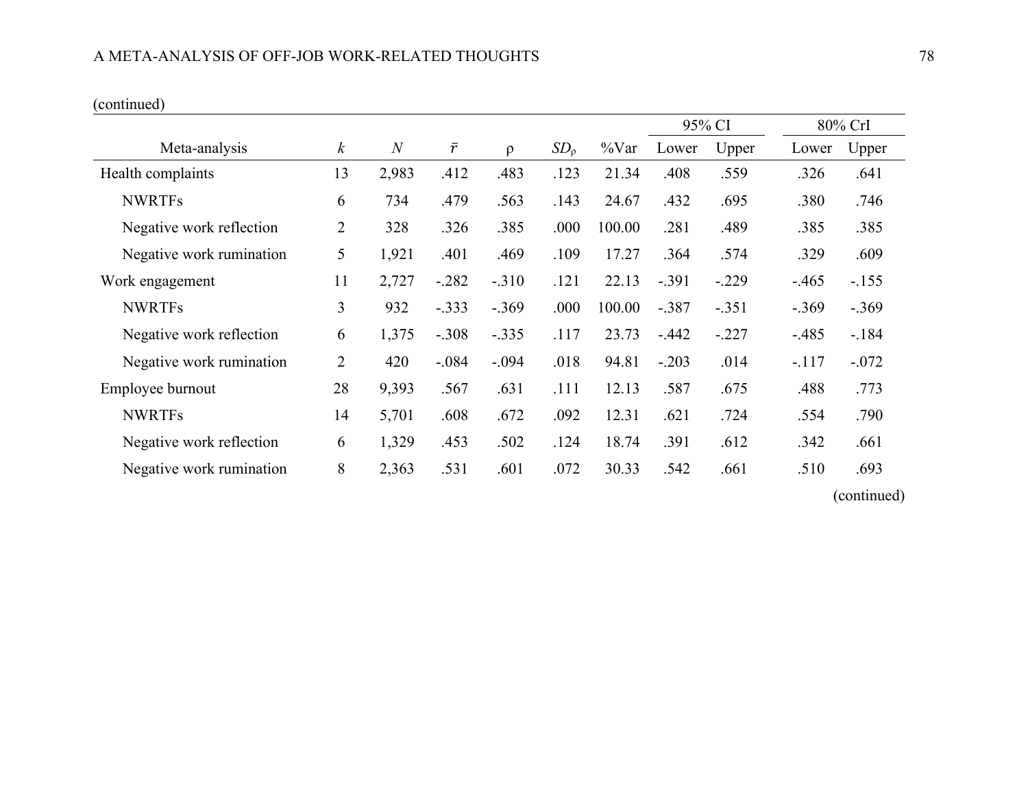(continued)

| Meta-analysis | $k$ | $N$ | $\bar{r}$ | $\rho$ | $SD_{\rho}$ | %Var | 95% CI | | 80% CrI | |
|---|---|---|---|---|---|---|---|---|---|---|
| | | | | | | | Lower | Upper | Lower | Upper |
| Health complaints | 13 | 2,983 | .412 | .483 | .123 | 21.34 | .408 | .559 | .326 | .641 |
| NWRTFs | 6 | 734 | .479 | .563 | .143 | 24.67 | .432 | .695 | .380 | .746 |
| Negative work reflection | 2 | 328 | .326 | .385 | .000 | 100.00 | .281 | .489 | .385 | .385 |
| Negative work rumination | 5 | 1,921 | .401 | .469 | .109 | 17.27 | .364 | .574 | .329 | .609 |
| Work engagement | 11 | 2,727 | -.282 | -.310 | .121 | 22.13 | -.391 | -.229 | -.465 | -.155 |
| NWRTFs | 3 | 932 | -.333 | -.369 | .000 | 100.00 | -.387 | -.351 | -.369 | -.369 |
| Negative work reflection | 6 | 1,375 | -.308 | -.335 | .117 | 23.73 | -.442 | -.227 | -.485 | -.184 |
| Negative work rumination | 2 | 420 | -.084 | -.094 | .018 | 94.81 | -.203 | .014 | -.117 | -.072 |
| Employee burnout | 28 | 9,393 | .567 | .631 | .111 | 12.13 | .587 | .675 | .488 | .773 |
| NWRTFs | 14 | 5,701 | .608 | .672 | .092 | 12.31 | .621 | .724 | .554 | .790 |
| Negative work reflection | 6 | 1,329 | .453 | .502 | .124 | 18.74 | .391 | .612 | .342 | .661 |
| Negative work rumination | 8 | 2,363 | .531 | .601 | .072 | 30.33 | .542 | .661 | .510 | .693 |

(continued)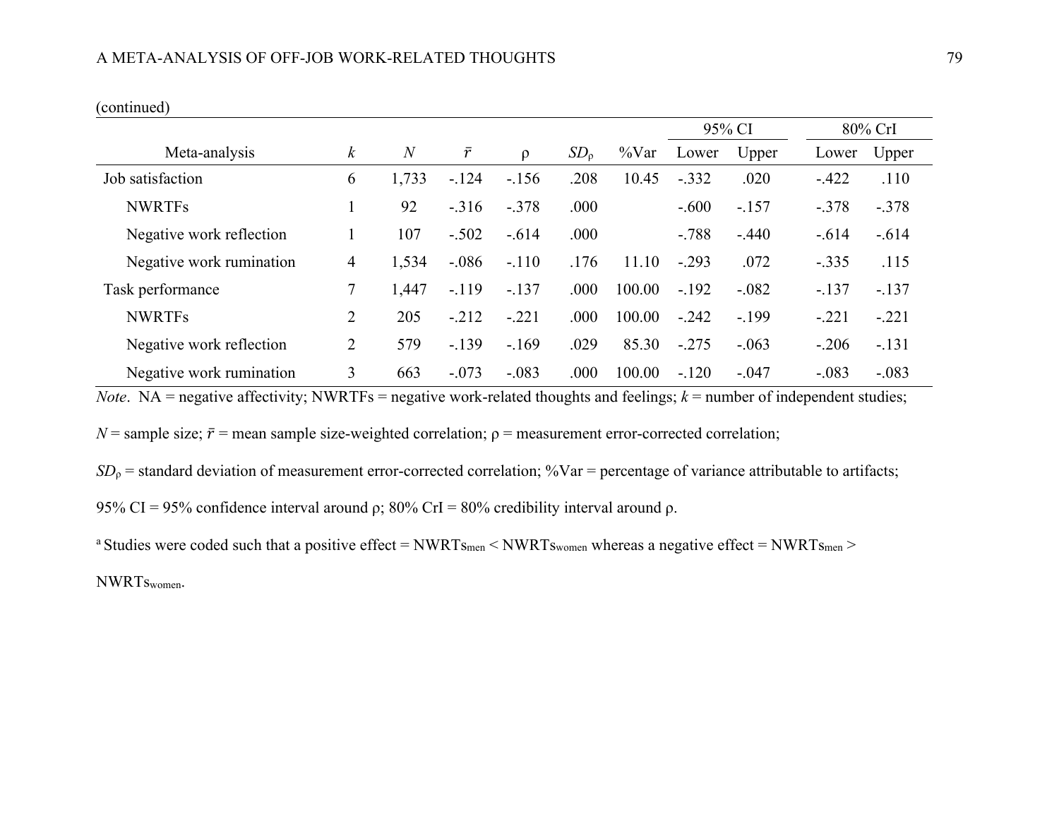(continued)

| Meta-analysis | $k$ | $N$ | $\bar{r}$ | $\rho$ | $SD_{\rho}$ | %Var | 95% CI | | 80% CrI | |
|---|---|---|---|---|---|---|---|---|---|---|
| | | | | | | | Lower | Upper | Lower | Upper |
| Job satisfaction | 6 | 1,733 | -.124 | -.156 | .208 | 10.45 | -.332 | .020 | -.422 | .110 |
| NWRTFs | 1 | 92 | -.316 | -.378 | .000 | | -.600 | -.157 | -.378 | -.378 |
| Negative work reflection | 1 | 107 | -.502 | -.614 | .000 | | -.788 | -.440 | -.614 | -.614 |
| Negative work rumination | 4 | 1,534 | -.086 | -.110 | .176 | 11.10 | -.293 | .072 | -.335 | .115 |
| Task performance | 7 | 1,447 | -.119 | -.137 | .000 | 100.00 | -.192 | -.082 | -.137 | -.137 |
| NWRTFs | 2 | 205 | -.212 | -.221 | .000 | 100.00 | -.242 | -.199 | -.221 | -.221 |
| Negative work reflection | 2 | 579 | -.139 | -.169 | .029 | 85.30 | -.275 | -.063 | -.206 | -.131 |
| Negative work rumination | 3 | 663 | -.073 | -.083 | .000 | 100.00 | -.120 | -.047 | -.083 | -.083 |

*Note*. NA = negative affectivity; NWRTFs = negative work-related thoughts and feelings; $k$ = number of independent studies; $N$ = sample size; $\bar{r}$ = mean sample size-weighted correlation; $\rho$ = measurement error-corrected correlation; $SD_{\rho}$ = standard deviation of measurement error-corrected correlation; %Var = percentage of variance attributable to artifacts; 95% CI = 95% confidence interval around $\rho$; 80% CrI = 80% credibility interval around $\rho$.

[a] Studies were coded such that a positive effect = $NWRTs_{men}$ < $NWRTs_{women}$ whereas a negative effect = $NWRTs_{men}$ > $NWRTs_{women}$.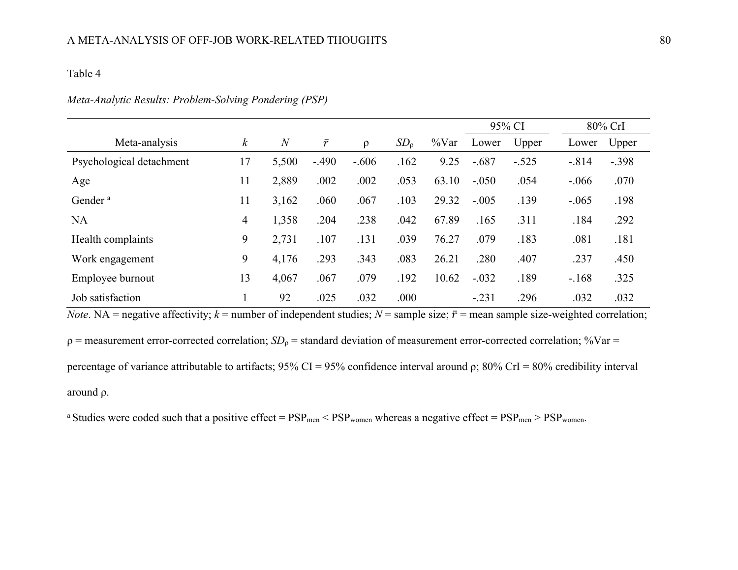Table 4

*Meta-Analytic Results: Problem-Solving Pondering (PSP)*

| | | | | | | | 95% CI | | 80% CrI | |
|---|---|---|---|---|---|---|---|---|---|---|
| Meta-analysis | *k* | *N* | $\bar{r}$ | ρ | $SD_{\rho}$ | %Var | Lower | Upper | Lower | Upper |
| Psychological detachment | 17 | 5,500 | -.490 | -.606 | .162 | 9.25 | -.687 | -.525 | -.814 | -.398 |
| Age | 11 | 2,889 | .002 | .002 | .053 | 63.10 | -.050 | .054 | -.066 | .070 |
| Gender [a] | 11 | 3,162 | .060 | .067 | .103 | 29.32 | -.005 | .139 | -.065 | .198 |
| NA | 4 | 1,358 | .204 | .238 | .042 | 67.89 | .165 | .311 | .184 | .292 |
| Health complaints | 9 | 2,731 | .107 | .131 | .039 | 76.27 | .079 | .183 | .081 | .181 |
| Work engagement | 9 | 4,176 | .293 | .343 | .083 | 26.21 | .280 | .407 | .237 | .450 |
| Employee burnout | 13 | 4,067 | .067 | .079 | .192 | 10.62 | -.032 | .189 | -.168 | .325 |
| Job satisfaction | 1 | 92 | .025 | .032 | .000 | | -.231 | .296 | .032 | .032 |

*Note*. NA = negative affectivity; *k* = number of independent studies; *N* = sample size; $\bar{r}$ = mean sample size-weighted correlation; ρ = measurement error-corrected correlation; $SD_{\rho}$ = standard deviation of measurement error-corrected correlation; %Var = percentage of variance attributable to artifacts; 95% CI = 95% confidence interval around ρ; 80% CrI = 80% credibility interval around ρ.

[a] Studies were coded such that a positive effect = $PSP_{men} < PSP_{women}$ whereas a negative effect = $PSP_{men} > PSP_{women}$.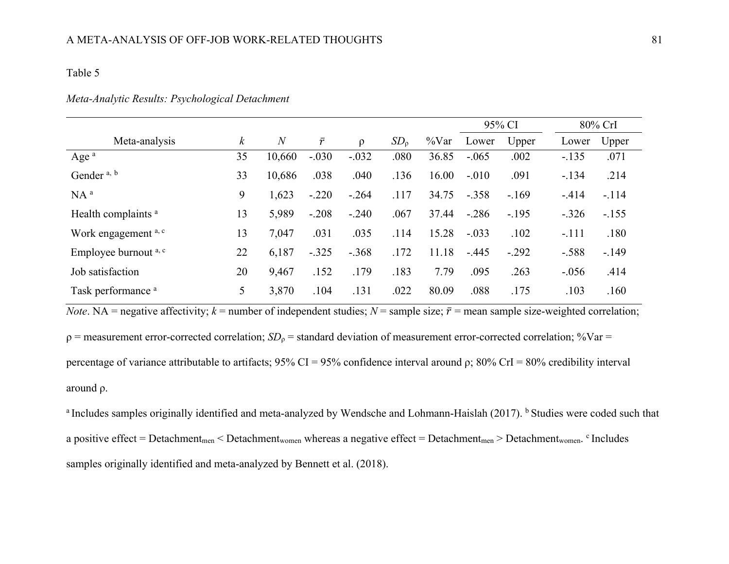Table 5

*Meta-Analytic Results: Psychological Detachment*

| Meta-analysis | $k$ | $N$ | $\bar{r}$ | ρ | $SD_{\rho}$ | %Var | 95% CI | | 80% CrI | |
|---|---|---|---|---|---|---|---|---|---|---|
| | | | | | | | Lower | Upper | Lower | Upper |
| Age [a] | 35 | 10,660 | -.030 | -.032 | .080 | 36.85 | -.065 | .002 | -.135 | .071 |
| Gender [a, b] | 33 | 10,686 | .038 | .040 | .136 | 16.00 | -.010 | .091 | -.134 | .214 |
| NA [a] | 9 | 1,623 | -.220 | -.264 | .117 | 34.75 | -.358 | -.169 | -.414 | -.114 |
| Health complaints [a] | 13 | 5,989 | -.208 | -.240 | .067 | 37.44 | -.286 | -.195 | -.326 | -.155 |
| Work engagement [a, c] | 13 | 7,047 | .031 | .035 | .114 | 15.28 | -.033 | .102 | -.111 | .180 |
| Employee burnout [a, c] | 22 | 6,187 | -.325 | -.368 | .172 | 11.18 | -.445 | -.292 | -.588 | -.149 |
| Job satisfaction | 20 | 9,467 | .152 | .179 | .183 | 7.79 | .095 | .263 | -.056 | .414 |
| Task performance [a] | 5 | 3,870 | .104 | .131 | .022 | 80.09 | .088 | .175 | .103 | .160 |

*Note*. NA = negative affectivity; $k$ = number of independent studies; $N$ = sample size; $\bar{r}$ = mean sample size-weighted correlation; ρ = measurement error-corrected correlation; $SD_{\rho}$ = standard deviation of measurement error-corrected correlation; %Var = percentage of variance attributable to artifacts; 95% CI = 95% confidence interval around ρ; 80% CrI = 80% credibility interval around ρ.

[a] Includes samples originally identified and meta-analyzed by Wendsche and Lohmann-Haislah (2017). [b] Studies were coded such that a positive effect = $\text{Detachment}_{\text{men}} < \text{Detachment}_{\text{women}}$ whereas a negative effect = $\text{Detachment}_{\text{men}} > \text{Detachment}_{\text{women}}$. [c] Includes samples originally identified and meta-analyzed by Bennett et al. (2018).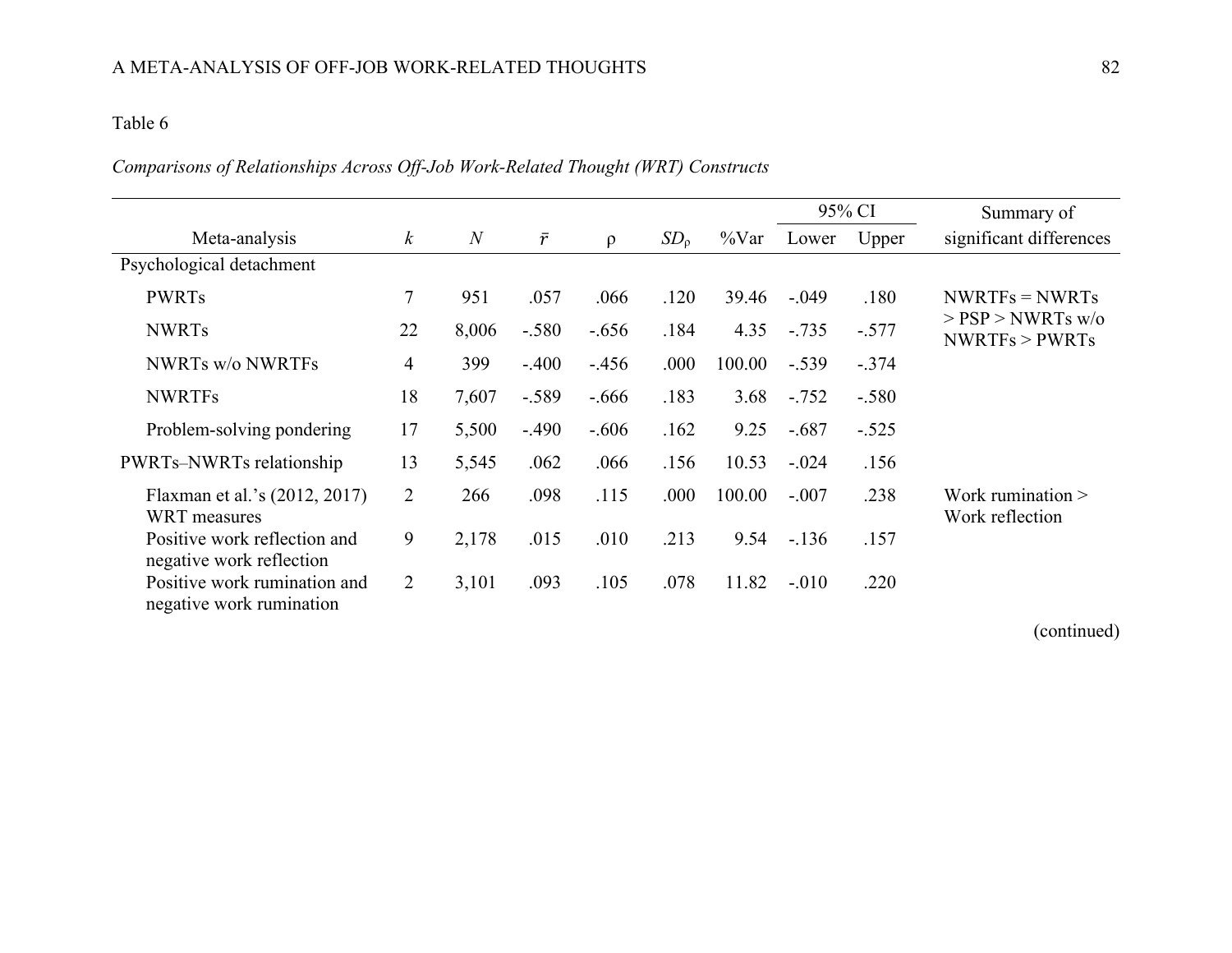Table 6

*Comparisons of Relationships Across Off-Job Work-Related Thought (WRT) Constructs*

| Meta-analysis | $k$ | $N$ | $\bar{r}$ | $\rho$ | $SD_{\rho}$ | %Var | 95% CI Lower | 95% CI Upper | Summary of significant differences |
|---|---|---|---|---|---|---|---|---|---|
| Psychological detachment | | | | | | | | | |
| PWRTs | 7 | 951 | .057 | .066 | .120 | 39.46 | -.049 | .180 | NWRTFs = NWRTs > PSP > NWRTs w/o NWRTFs > PWRTs |
| NWRTs | 22 | 8,006 | -.580 | -.656 | .184 | 4.35 | -.735 | -.577 | |
| NWRTs w/o NWRTFs | 4 | 399 | -.400 | -.456 | .000 | 100.00 | -.539 | -.374 | |
| NWRTFs | 18 | 7,607 | -.589 | -.666 | .183 | 3.68 | -.752 | -.580 | |
| Problem-solving pondering | 17 | 5,500 | -.490 | -.606 | .162 | 9.25 | -.687 | -.525 | |
| PWRTs–NWRTs relationship | 13 | 5,545 | .062 | .066 | .156 | 10.53 | -.024 | .156 | |
| Flaxman et al.'s (2012, 2017) WRT measures | 2 | 266 | .098 | .115 | .000 | 100.00 | -.007 | .238 | Work rumination > Work reflection |
| Positive work reflection and negative work reflection | 9 | 2,178 | .015 | .010 | .213 | 9.54 | -.136 | .157 | |
| Positive work rumination and negative work rumination | 2 | 3,101 | .093 | .105 | .078 | 11.82 | -.010 | .220 | |

(continued)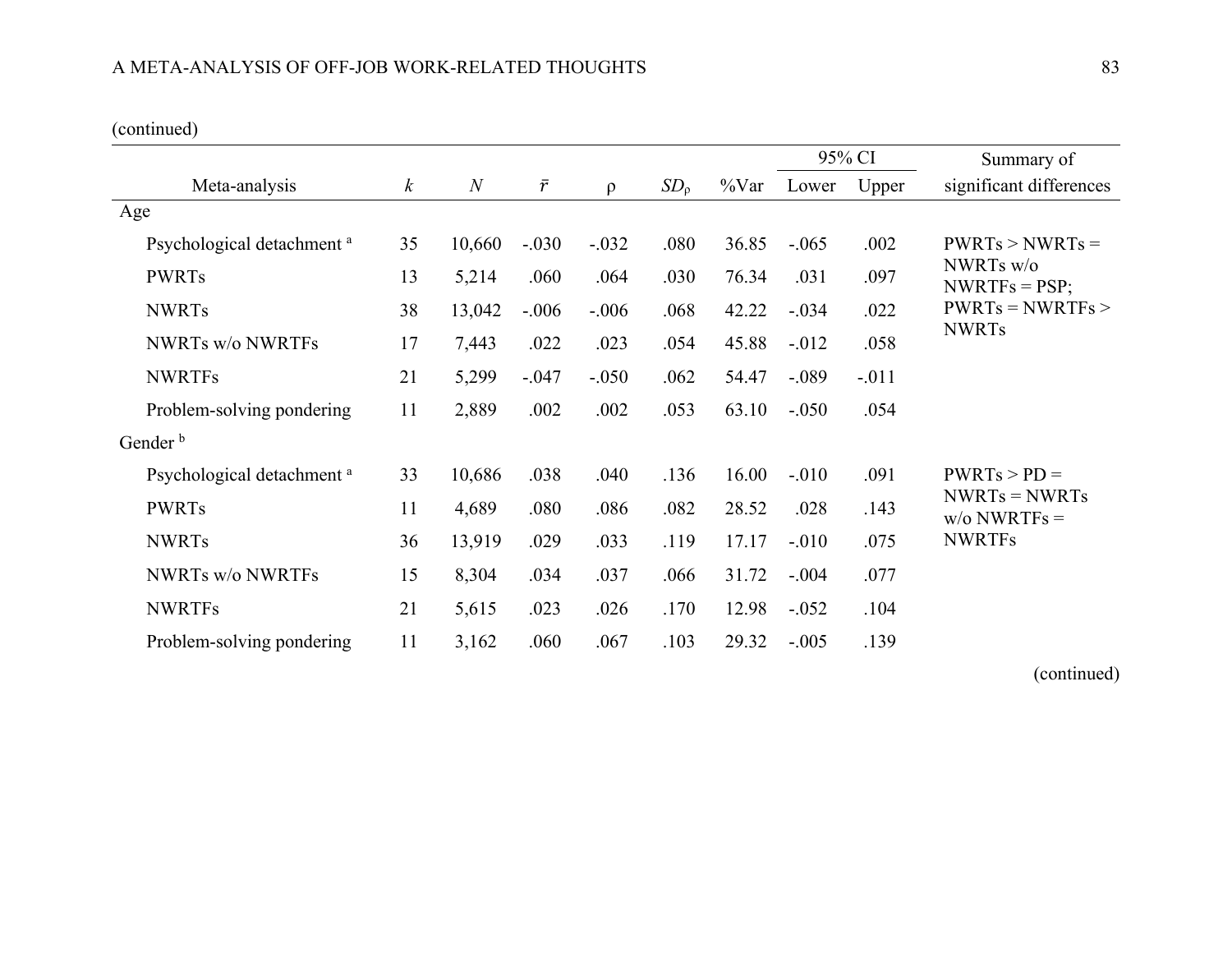(continued)

| Meta-analysis | $k$ | $N$ | $\bar{r}$ | ρ | $SD_{\rho}$ | %Var | 95% CI Lower | 95% CI Upper | Summary of significant differences |
|---|---|---|---|---|---|---|---|---|---|
| Age | | | | | | | | | |
| Psychological detachment [a] | 35 | 10,660 | -.030 | -.032 | .080 | 36.85 | -.065 | .002 | PWRTs > NWRTs = NWRTs w/o NWRTFs = PSP; PWRTs = NWRTFs > NWRTs |
| PWRTs | 13 | 5,214 | .060 | .064 | .030 | 76.34 | .031 | .097 | |
| NWRTs | 38 | 13,042 | -.006 | -.006 | .068 | 42.22 | -.034 | .022 | |
| NWRTs w/o NWRTFs | 17 | 7,443 | .022 | .023 | .054 | 45.88 | -.012 | .058 | |
| NWRTFs | 21 | 5,299 | -.047 | -.050 | .062 | 54.47 | -.089 | -.011 | |
| Problem-solving pondering | 11 | 2,889 | .002 | .002 | .053 | 63.10 | -.050 | .054 | |
| Gender [b] | | | | | | | | | |
| Psychological detachment [a] | 33 | 10,686 | .038 | .040 | .136 | 16.00 | -.010 | .091 | PWRTs > PD = NWRTs = NWRTs w/o NWRTFs = NWRTFs |
| PWRTs | 11 | 4,689 | .080 | .086 | .082 | 28.52 | .028 | .143 | |
| NWRTs | 36 | 13,919 | .029 | .033 | .119 | 17.17 | -.010 | .075 | |
| NWRTs w/o NWRTFs | 15 | 8,304 | .034 | .037 | .066 | 31.72 | -.004 | .077 | |
| NWRTFs | 21 | 5,615 | .023 | .026 | .170 | 12.98 | -.052 | .104 | |
| Problem-solving pondering | 11 | 3,162 | .060 | .067 | .103 | 29.32 | -.005 | .139 | |

(continued)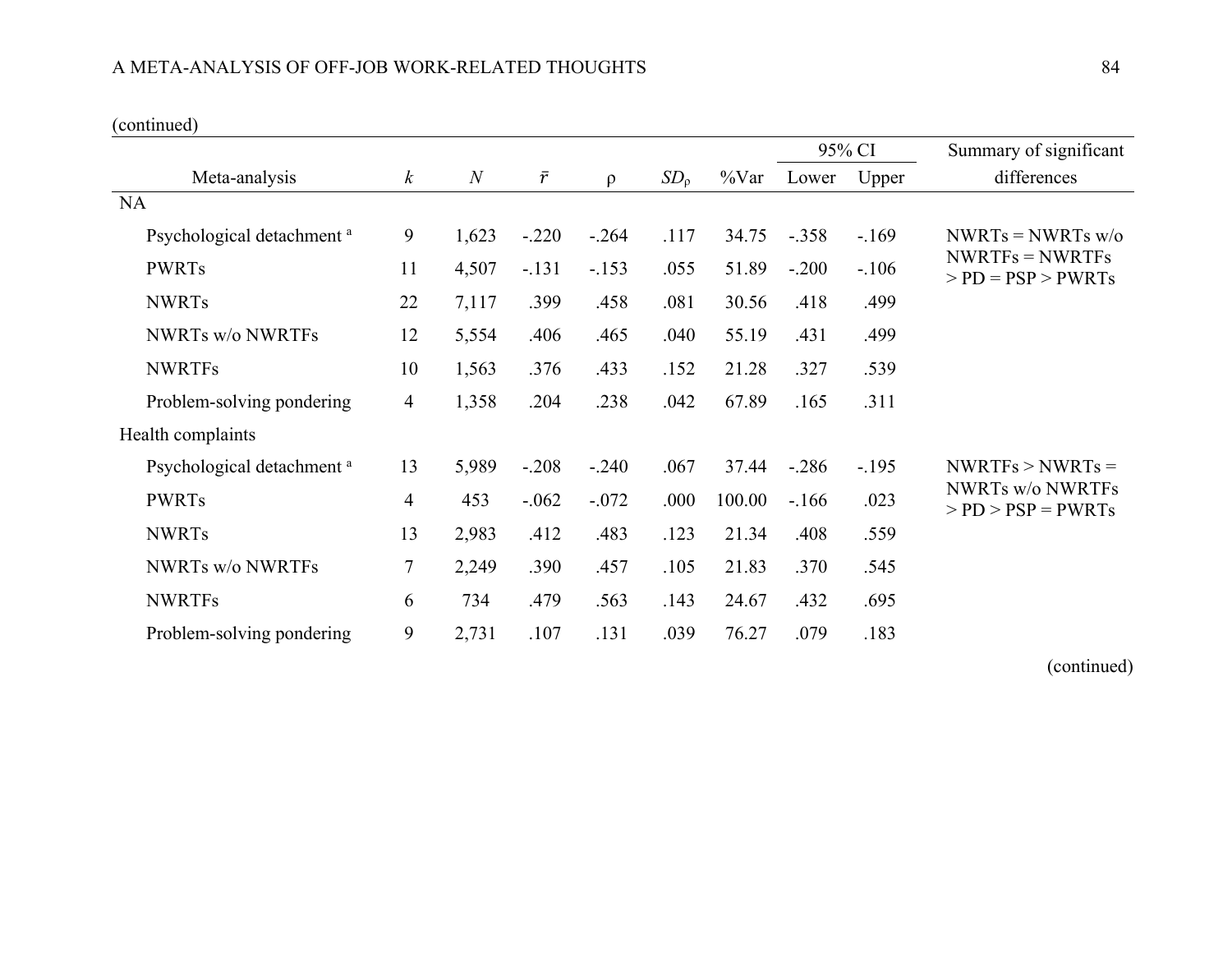(continued)

| Meta-analysis | $k$ | $N$ | $\bar{r}$ | ρ | $SD_{\rho}$ | %Var | 95% CI Lower | 95% CI Upper | Summary of significant differences |
|---|---|---|---|---|---|---|---|---|---|
| NA | | | | | | | | | |
| Psychological detachment [a] | 9 | 1,623 | -.220 | -.264 | .117 | 34.75 | -.358 | -.169 | NWRTs = NWRTs w/o NWRTFs = NWRTFs > PD = PSP > PWRTs |
| PWRTs | 11 | 4,507 | -.131 | -.153 | .055 | 51.89 | -.200 | -.106 | |
| NWRTs | 22 | 7,117 | .399 | .458 | .081 | 30.56 | .418 | .499 | |
| NWRTs w/o NWRTFs | 12 | 5,554 | .406 | .465 | .040 | 55.19 | .431 | .499 | |
| NWRTFs | 10 | 1,563 | .376 | .433 | .152 | 21.28 | .327 | .539 | |
| Problem-solving pondering | 4 | 1,358 | .204 | .238 | .042 | 67.89 | .165 | .311 | |
| Health complaints | | | | | | | | | |
| Psychological detachment [a] | 13 | 5,989 | -.208 | -.240 | .067 | 37.44 | -.286 | -.195 | NWRTFs > NWRTs = NWRTs w/o NWRTFs > PD > PSP = PWRTs |
| PWRTs | 4 | 453 | -.062 | -.072 | .000 | 100.00 | -.166 | .023 | |
| NWRTs | 13 | 2,983 | .412 | .483 | .123 | 21.34 | .408 | .559 | |
| NWRTs w/o NWRTFs | 7 | 2,249 | .390 | .457 | .105 | 21.83 | .370 | .545 | |
| NWRTFs | 6 | 734 | .479 | .563 | .143 | 24.67 | .432 | .695 | |
| Problem-solving pondering | 9 | 2,731 | .107 | .131 | .039 | 76.27 | .079 | .183 | |

(continued)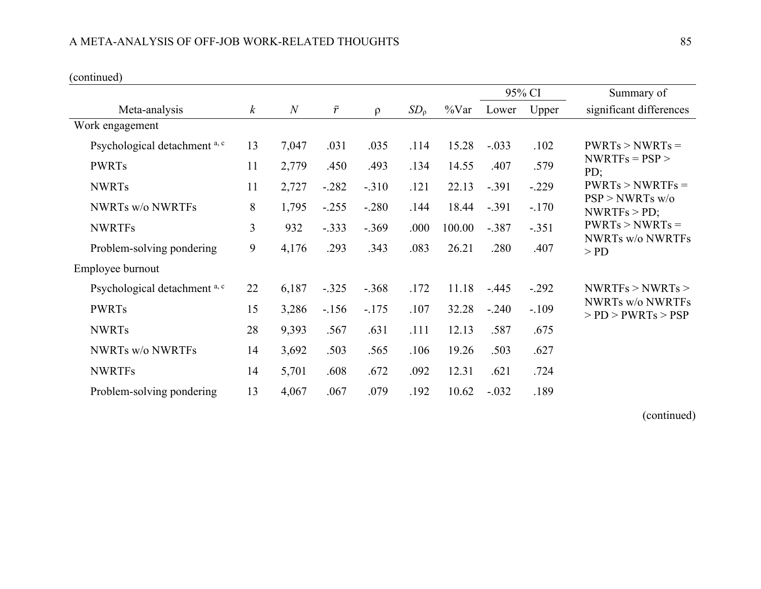(continued)

| Meta-analysis | *k* | *N* | $\bar{r}$ | ρ | $SD_{\rho}$ | %Var | 95% CI Lower | 95% CI Upper | Summary of significant differences |
|---|---|---|---|---|---|---|---|---|---|
| Work engagement | | | | | | | | | |
| Psychological detachment [a, c] | 13 | 7,047 | .031 | .035 | .114 | 15.28 | -.033 | .102 | PWRTs > NWRTs = NWRTFs = PSP > PD; PWRTs > NWRTFs = PSP > NWRTs w/o NWRTFs > PD; PWRTs > NWRTs = NWRTs w/o NWRTFs > PD |
| PWRTs | 11 | 2,779 | .450 | .493 | .134 | 14.55 | .407 | .579 | |
| NWRTs | 11 | 2,727 | -.282 | -.310 | .121 | 22.13 | -.391 | -.229 | |
| NWRTs w/o NWRTFs | 8 | 1,795 | -.255 | -.280 | .144 | 18.44 | -.391 | -.170 | |
| NWRTFs | 3 | 932 | -.333 | -.369 | .000 | 100.00 | -.387 | -.351 | |
| Problem-solving pondering | 9 | 4,176 | .293 | .343 | .083 | 26.21 | .280 | .407 | |
| Employee burnout | | | | | | | | | |
| Psychological detachment [a, c] | 22 | 6,187 | -.325 | -.368 | .172 | 11.18 | -.445 | -.292 | NWRTFs > NWRTs > NWRTs w/o NWRTFs > PD > PWRTs > PSP |
| PWRTs | 15 | 3,286 | -.156 | -.175 | .107 | 32.28 | -.240 | -.109 | |
| NWRTs | 28 | 9,393 | .567 | .631 | .111 | 12.13 | .587 | .675 | |
| NWRTs w/o NWRTFs | 14 | 3,692 | .503 | .565 | .106 | 19.26 | .503 | .627 | |
| NWRTFs | 14 | 5,701 | .608 | .672 | .092 | 12.31 | .621 | .724 | |
| Problem-solving pondering | 13 | 4,067 | .067 | .079 | .192 | 10.62 | -.032 | .189 | |

(continued)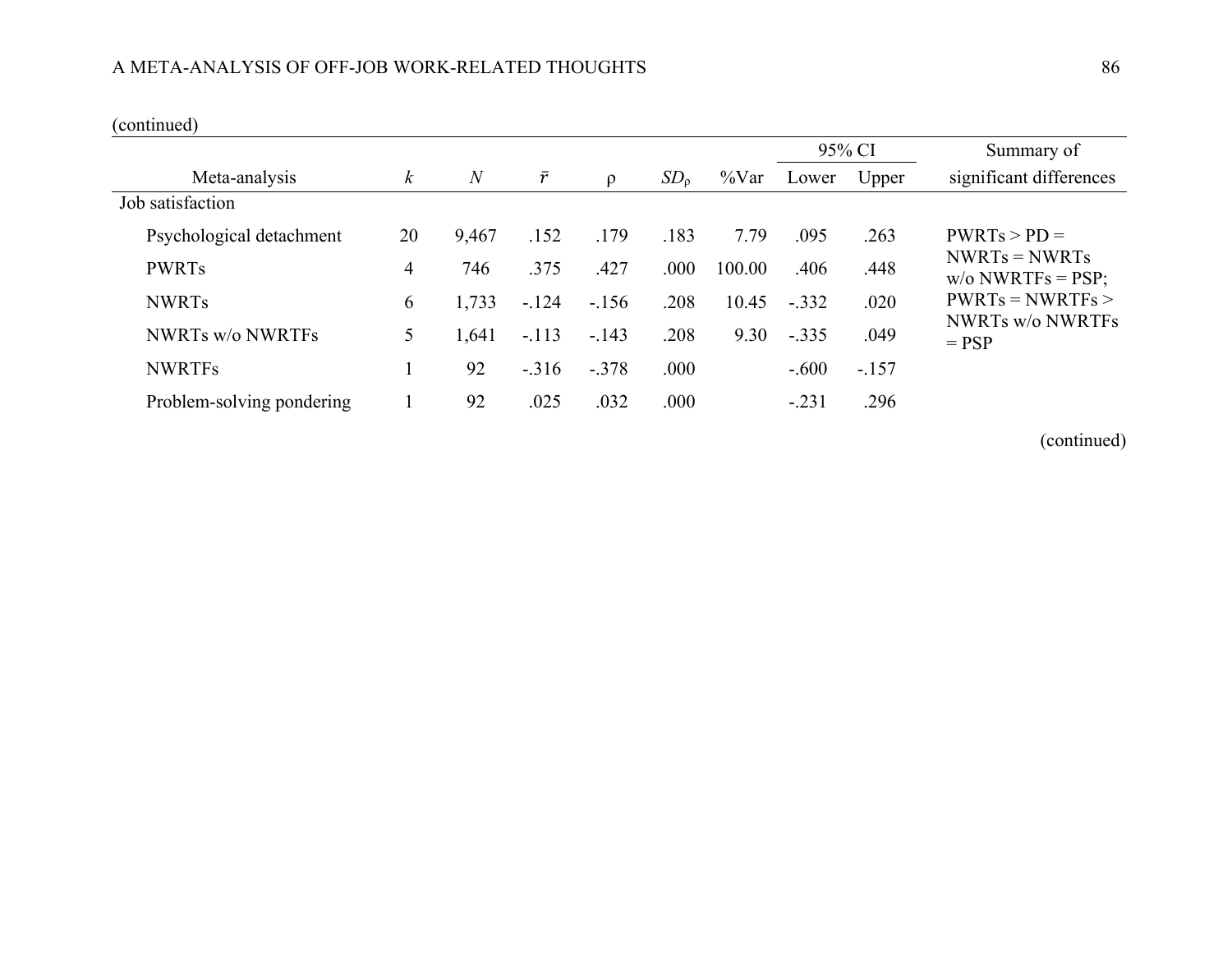(continued)

| Meta-analysis | $k$ | $N$ | $\bar{r}$ | ρ | $SD_{\rho}$ | %Var | 95% CI Lower | 95% CI Upper | Summary of significant differences |
|---|---|---|---|---|---|---|---|---|---|
| Job satisfaction | | | | | | | | | |
| Psychological detachment | 20 | 9,467 | .152 | .179 | .183 | 7.79 | .095 | .263 | PWRTs > PD = NWRTs = NWRTs w/o NWRTFs = PSP; PWRTs = NWRTFs > NWRTs w/o NWRTFs = PSP |
| PWRTs | 4 | 746 | .375 | .427 | .000 | 100.00 | .406 | .448 | |
| NWRTs | 6 | 1,733 | -.124 | -.156 | .208 | 10.45 | -.332 | .020 | |
| NWRTs w/o NWRTFs | 5 | 1,641 | -.113 | -.143 | .208 | 9.30 | -.335 | .049 | |
| NWRTFs | 1 | 92 | -.316 | -.378 | .000 | | -.600 | -.157 | |
| Problem-solving pondering | 1 | 92 | .025 | .032 | .000 | | -.231 | .296 | |

(continued)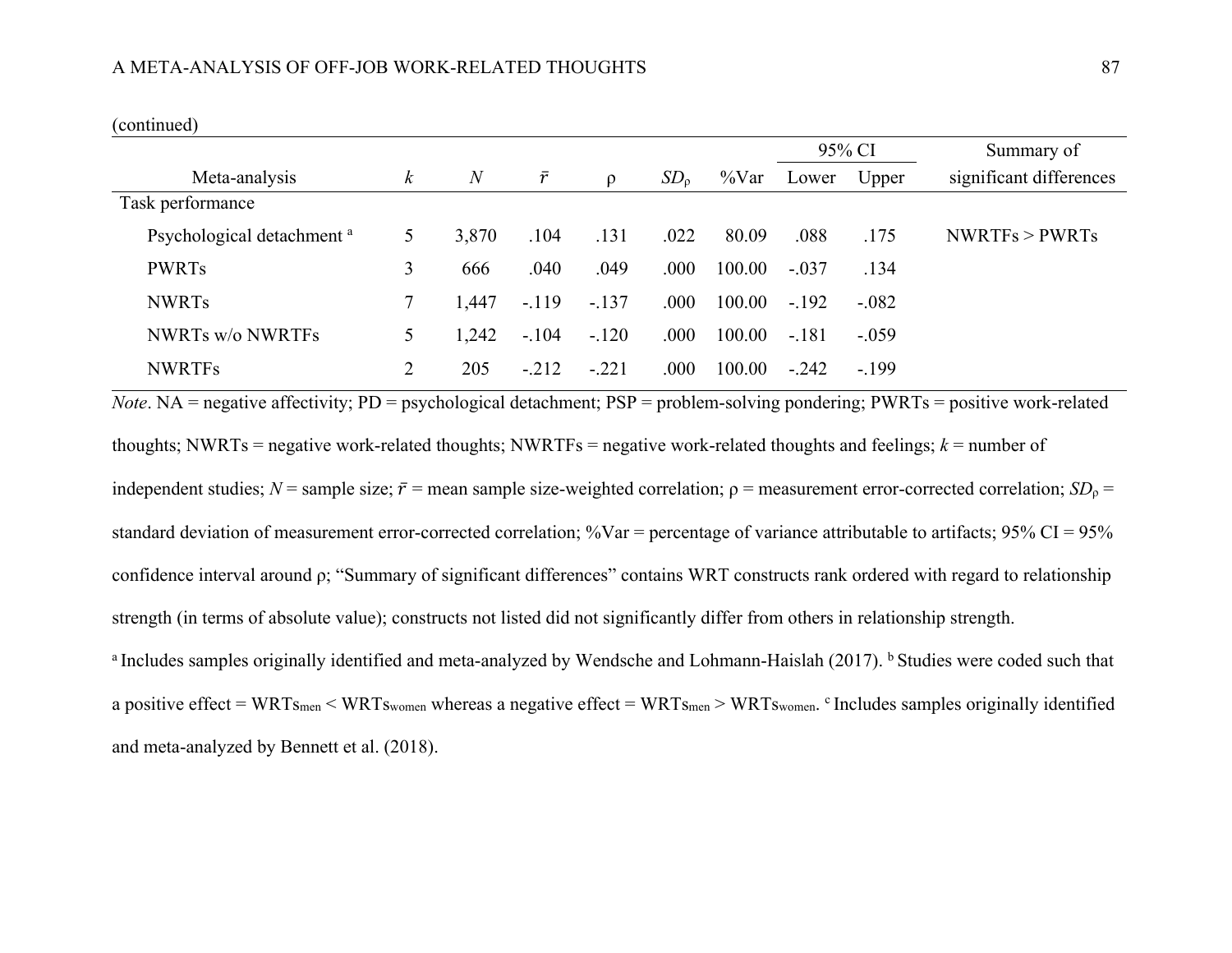(continued)

| Meta-analysis | $k$ | $N$ | $\bar{r}$ | ρ | $SD_\rho$ | %Var | 95% CI Lower | 95% CI Upper | Summary of significant differences |
|---|---|---|---|---|---|---|---|---|---|
| Task performance | | | | | | | | | |
| Psychological detachment [a] | 5 | 3,870 | .104 | .131 | .022 | 80.09 | .088 | .175 | NWRTFs > PWRTs |
| PWRTs | 3 | 666 | .040 | .049 | .000 | 100.00 | -.037 | .134 | |
| NWRTs | 7 | 1,447 | -.119 | -.137 | .000 | 100.00 | -.192 | -.082 | |
| NWRTs w/o NWRTFs | 5 | 1,242 | -.104 | -.120 | .000 | 100.00 | -.181 | -.059 | |
| NWRTFs | 2 | 205 | -.212 | -.221 | .000 | 100.00 | -.242 | -.199 | |

*Note*. NA = negative affectivity; PD = psychological detachment; PSP = problem-solving pondering; PWRTs = positive work-related thoughts; NWRTs = negative work-related thoughts; NWRTFs = negative work-related thoughts and feelings; $k$ = number of independent studies; $N$ = sample size; $\bar{r}$ = mean sample size-weighted correlation; ρ = measurement error-corrected correlation; $SD_\rho$ = standard deviation of measurement error-corrected correlation; %Var = percentage of variance attributable to artifacts; 95% CI = 95% confidence interval around ρ; "Summary of significant differences" contains WRT constructs rank ordered with regard to relationship strength (in terms of absolute value); constructs not listed did not significantly differ from others in relationship strength.

[a] Includes samples originally identified and meta-analyzed by Wendsche and Lohmann-Haislah (2017). [b] Studies were coded such that a positive effect = $WRTs_{men} < WRTs_{women}$ whereas a negative effect = $WRTs_{men} > WRTs_{women}$. [c] Includes samples originally identified and meta-analyzed by Bennett et al. (2018).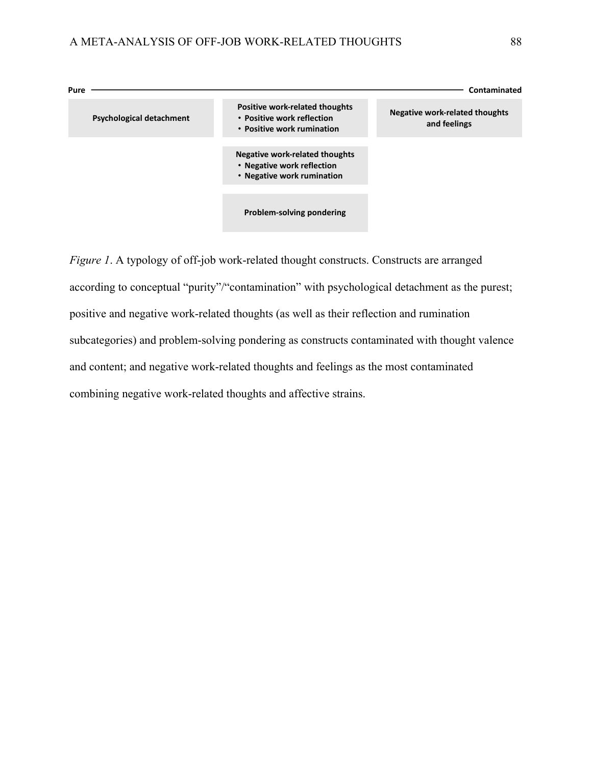Pure ——— Contaminated

**Psychological detachment**

**Positive work-related thoughts**
- **Positive work reflection**
- **Positive work rumination**

**Negative work-related thoughts**
- **Negative work reflection**
- **Negative work rumination**

**Problem-solving pondering**

**Negative work-related thoughts and feelings**

*Figure 1*. A typology of off-job work-related thought constructs. Constructs are arranged according to conceptual "purity"/"contamination" with psychological detachment as the purest; positive and negative work-related thoughts (as well as their reflection and rumination subcategories) and problem-solving pondering as constructs contaminated with thought valence and content; and negative work-related thoughts and feelings as the most contaminated combining negative work-related thoughts and affective strains.